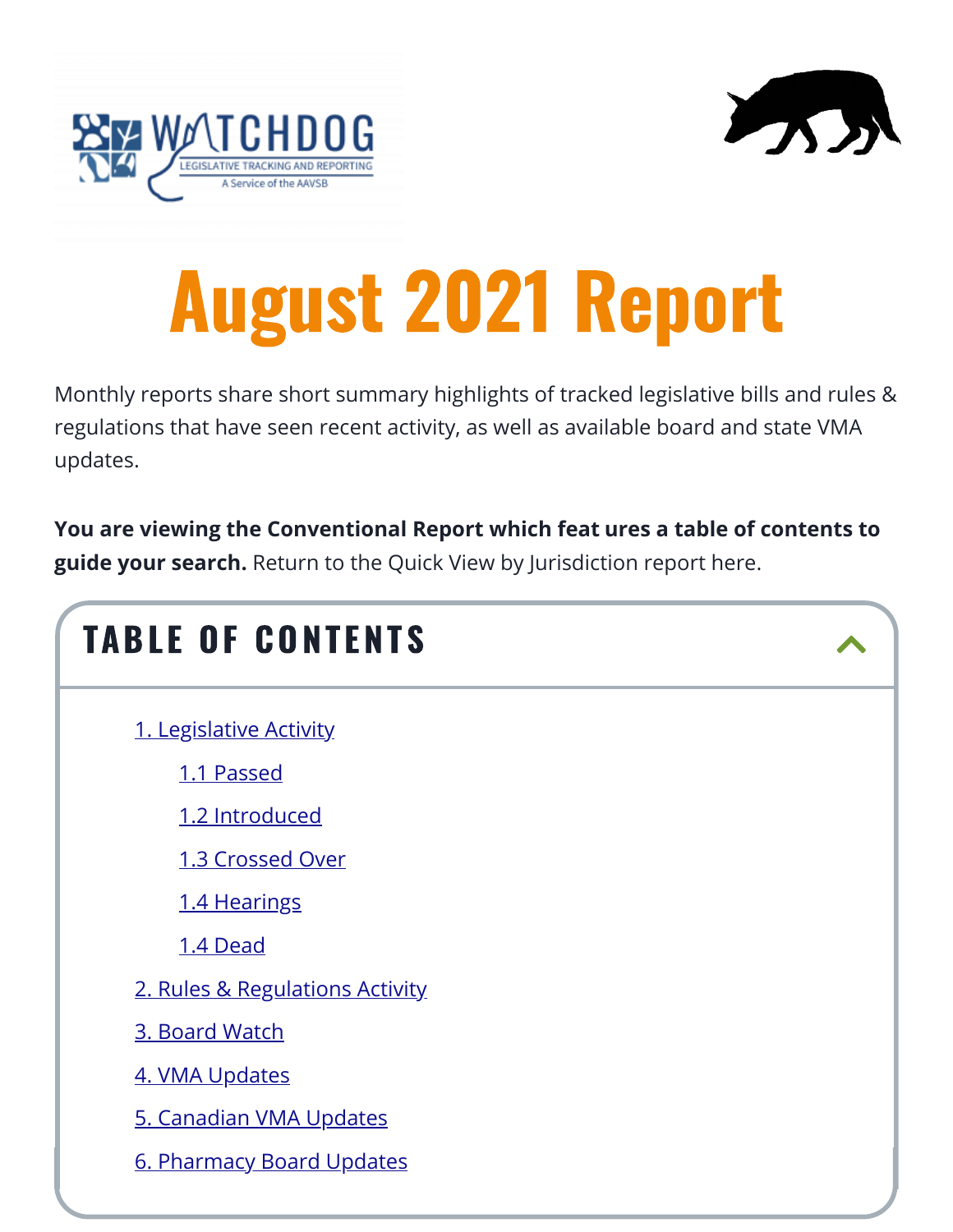# August 2021 Report

Monthly reports share short summary highlights of tracked legislative bills and rules & regulations that have seen recent activity, as well as available board and state VMA updates.

**You are viewing the Conventional Report which feat ures a table of contents to guide your search.** Return to the Quick View by Jurisdiction report here.

## TABLE OF CONTENTS

- 1. Legislative Activity
  - 1.1 Passed
  - 1.2 Introduced
  - 1.3 Crossed Over
  - 1.4 Hearings
  - 1.4 Dead
- 2. Rules & Regulations Activity
- 3. Board Watch
- 4. VMA Updates
- 5. Canadian VMA Updates
- 6. Pharmacy Board Updates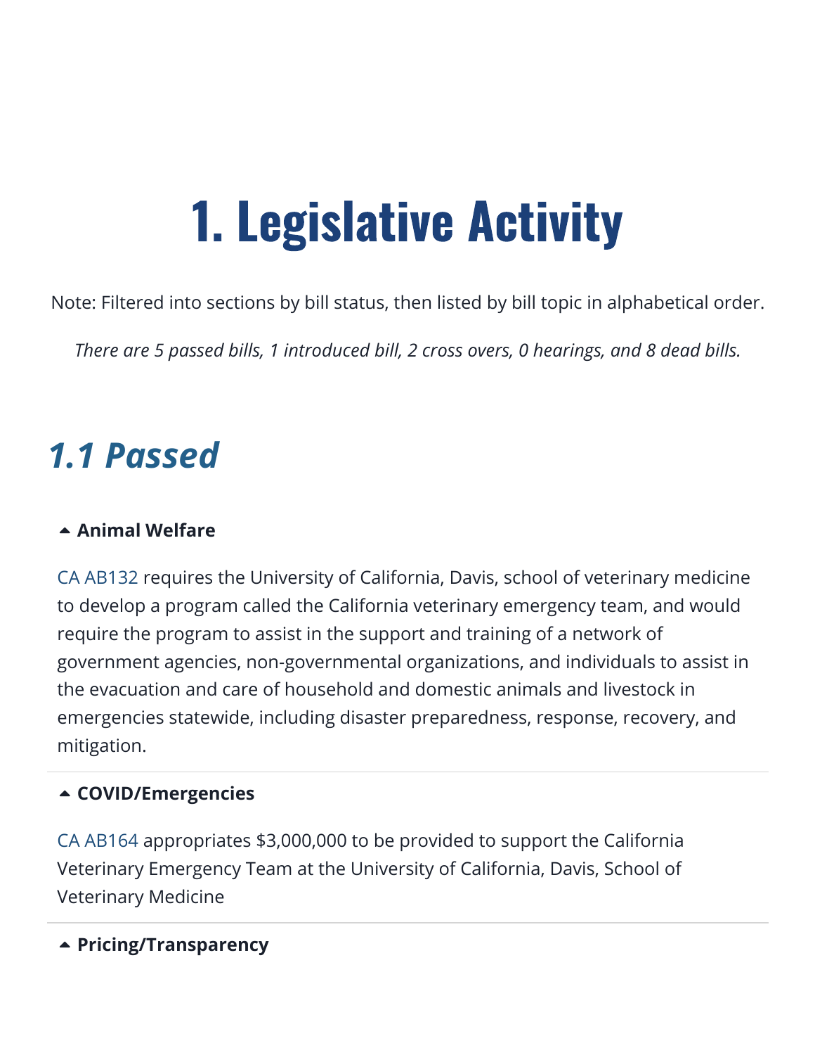# 1. Legislative Activity

Note: Filtered into sections by bill status, then listed by bill topic in alphabetical order.

*There are 5 passed bills, 1 introduced bill, 2 cross overs, 0 hearings, and 8 dead bills.*

## *1.1 Passed*

#### Animal Welfare

CA AB132 requires the University of California, Davis, school of veterinary medicine to develop a program called the California veterinary emergency team, and would require the program to assist in the support and training of a network of government agencies, non-governmental organizations, and individuals to assist in the evacuation and care of household and domestic animals and livestock in emergencies statewide, including disaster preparedness, response, recovery, and mitigation.

---

#### COVID/Emergencies

CA AB164 appropriates $3,000,000 to be provided to support the California Veterinary Emergency Team at the University of California, Davis, School of Veterinary Medicine

---

#### Pricing/Transparency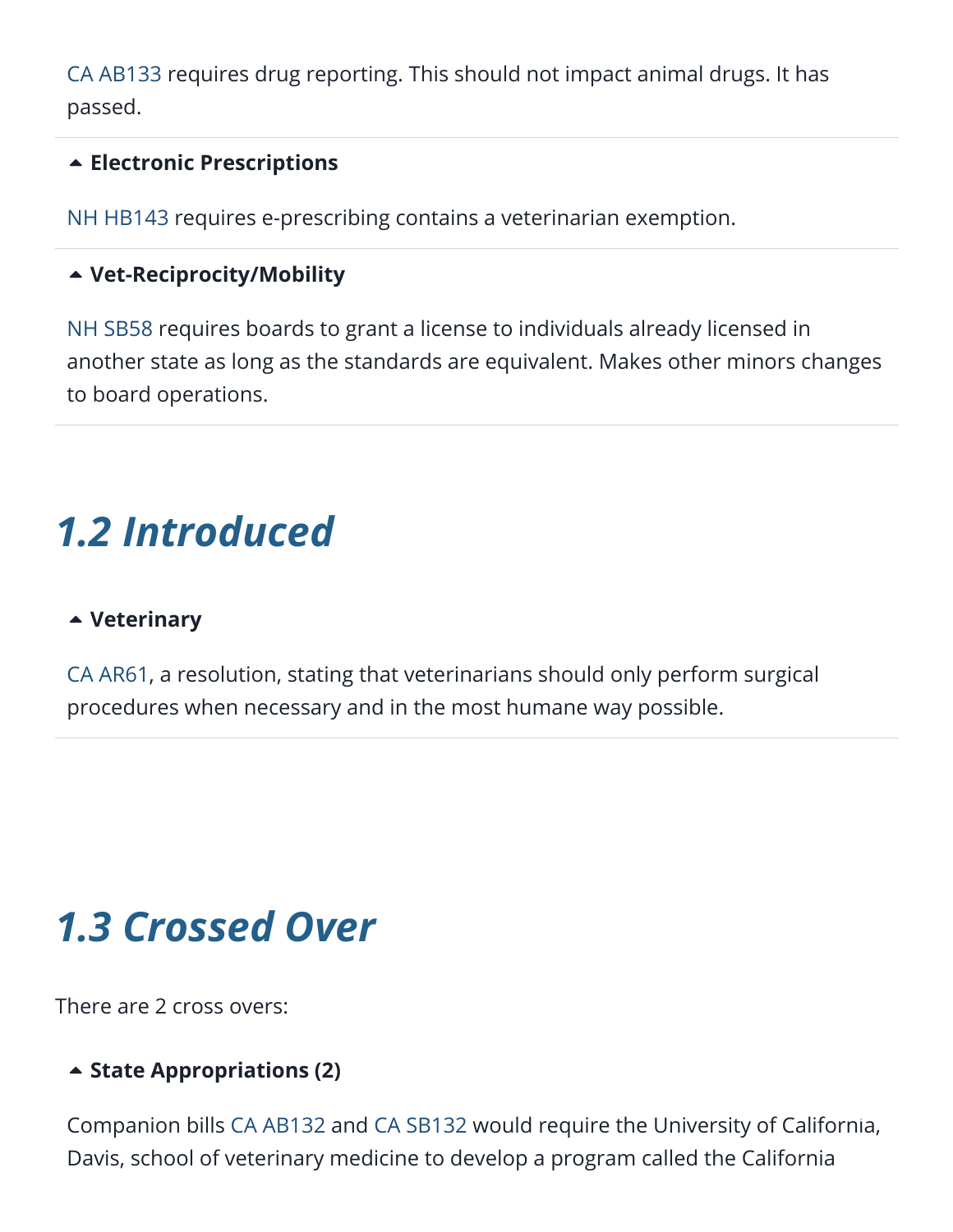CA AB133 requires drug reporting. This should not impact animal drugs. It has passed.

▲ **Electronic Prescriptions**

NH HB143 requires e-prescribing contains a veterinarian exemption.

▲ **Vet-Reciprocity/Mobility**

NH SB58 requires boards to grant a license to individuals already licensed in another state as long as the standards are equivalent. Makes other minors changes to board operations.

## *1.2 Introduced*

▲ **Veterinary**

CA AR61, a resolution, stating that veterinarians should only perform surgical procedures when necessary and in the most humane way possible.

## *1.3 Crossed Over*

There are 2 cross overs:

▲ **State Appropriations (2)**

Companion bills CA AB132 and CA SB132 would require the University of California, Davis, school of veterinary medicine to develop a program called the California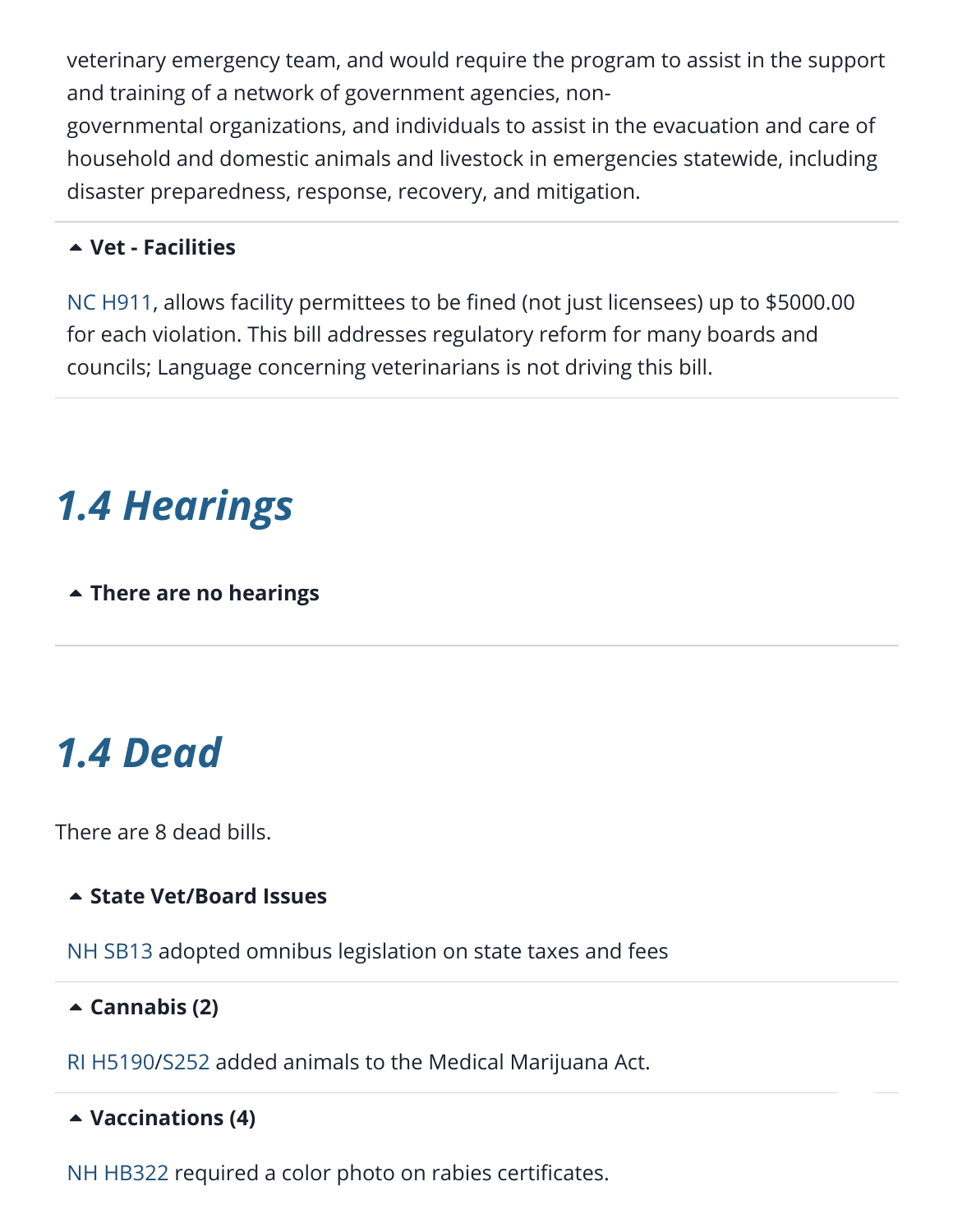veterinary emergency team, and would require the program to assist in the support and training of a network of government agencies, non-governmental organizations, and individuals to assist in the evacuation and care of household and domestic animals and livestock in emergencies statewide, including disaster preparedness, response, recovery, and mitigation.

### Vet - Facilities

NC H911, allows facility permittees to be fined (not just licensees) up to $5000.00 for each violation. This bill addresses regulatory reform for many boards and councils; Language concerning veterinarians is not driving this bill.

## *1.4 Hearings*

### There are no hearings

## *1.4 Dead*

There are 8 dead bills.

### State Vet/Board Issues

NH SB13 adopted omnibus legislation on state taxes and fees

### Cannabis (2)

RI H5190/S252 added animals to the Medical Marijuana Act.

### Vaccinations (4)

NH HB322 required a color photo on rabies certificates.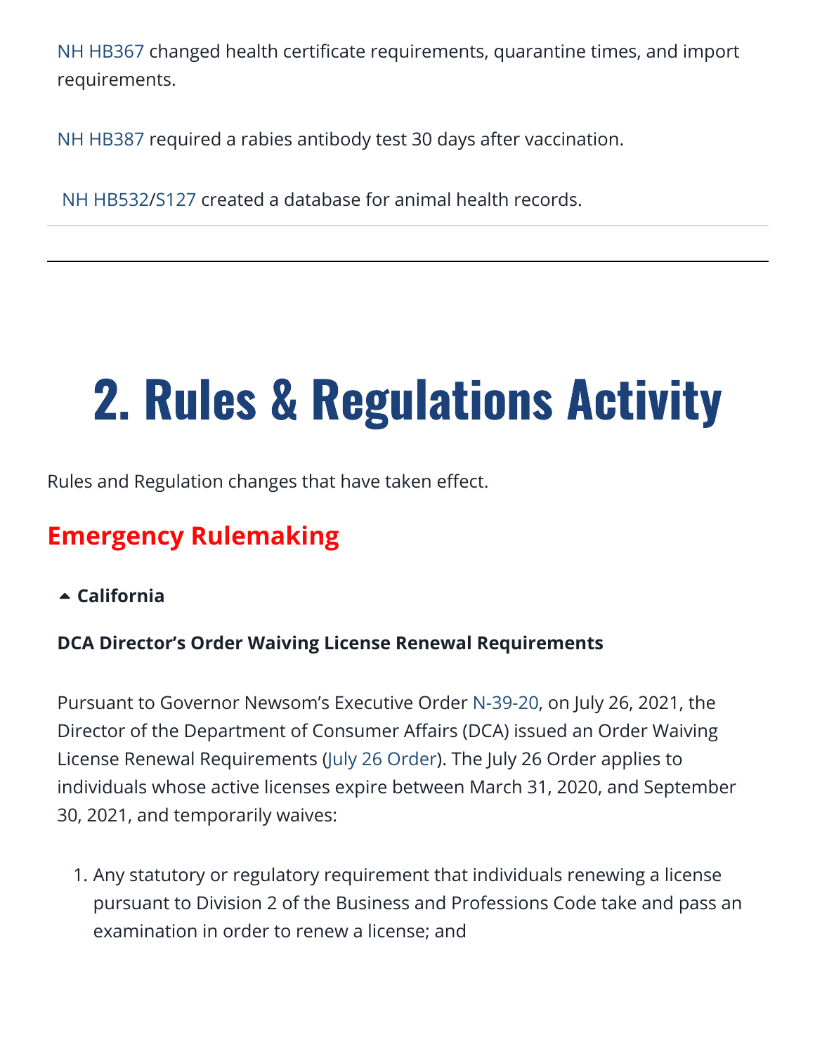NH HB367 changed health certificate requirements, quarantine times, and import requirements.

NH HB387 required a rabies antibody test 30 days after vaccination.

NH HB532/S127 created a database for animal health records.

---

# 2. Rules & Regulations Activity

Rules and Regulation changes that have taken effect.

## Emergency Rulemaking

### California

**DCA Director's Order Waiving License Renewal Requirements**

Pursuant to Governor Newsom's Executive Order N-39-20, on July 26, 2021, the Director of the Department of Consumer Affairs (DCA) issued an Order Waiving License Renewal Requirements (July 26 Order). The July 26 Order applies to individuals whose active licenses expire between March 31, 2020, and September 30, 2021, and temporarily waives:

1. Any statutory or regulatory requirement that individuals renewing a license pursuant to Division 2 of the Business and Professions Code take and pass an examination in order to renew a license; and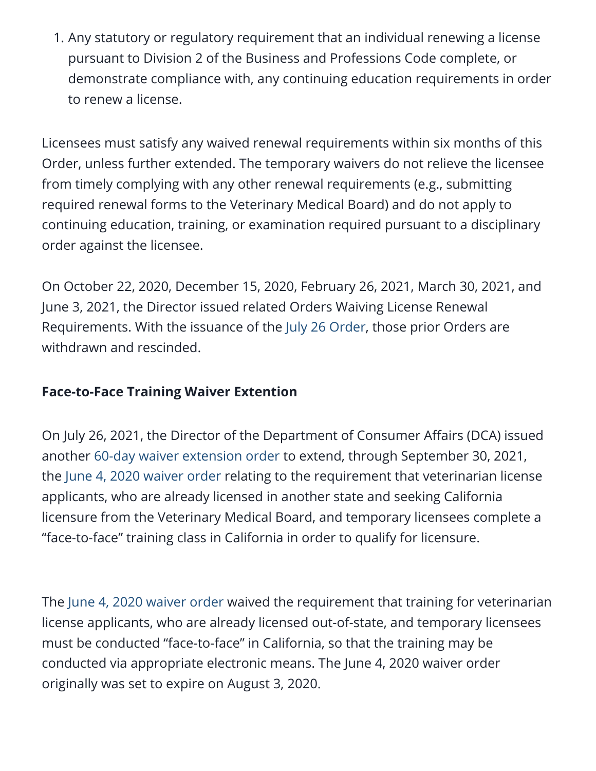1. Any statutory or regulatory requirement that an individual renewing a license pursuant to Division 2 of the Business and Professions Code complete, or demonstrate compliance with, any continuing education requirements in order to renew a license.

Licensees must satisfy any waived renewal requirements within six months of this Order, unless further extended. The temporary waivers do not relieve the licensee from timely complying with any other renewal requirements (e.g., submitting required renewal forms to the Veterinary Medical Board) and do not apply to continuing education, training, or examination required pursuant to a disciplinary order against the licensee.

On October 22, 2020, December 15, 2020, February 26, 2021, March 30, 2021, and June 3, 2021, the Director issued related Orders Waiving License Renewal Requirements. With the issuance of the July 26 Order, those prior Orders are withdrawn and rescinded.

**Face-to-Face Training Waiver Extention**

On July 26, 2021, the Director of the Department of Consumer Affairs (DCA) issued another 60-day waiver extension order to extend, through September 30, 2021, the June 4, 2020 waiver order relating to the requirement that veterinarian license applicants, who are already licensed in another state and seeking California licensure from the Veterinary Medical Board, and temporary licensees complete a "face-to-face" training class in California in order to qualify for licensure.

The June 4, 2020 waiver order waived the requirement that training for veterinarian license applicants, who are already licensed out-of-state, and temporary licensees must be conducted "face-to-face" in California, so that the training may be conducted via appropriate electronic means. The June 4, 2020 waiver order originally was set to expire on August 3, 2020.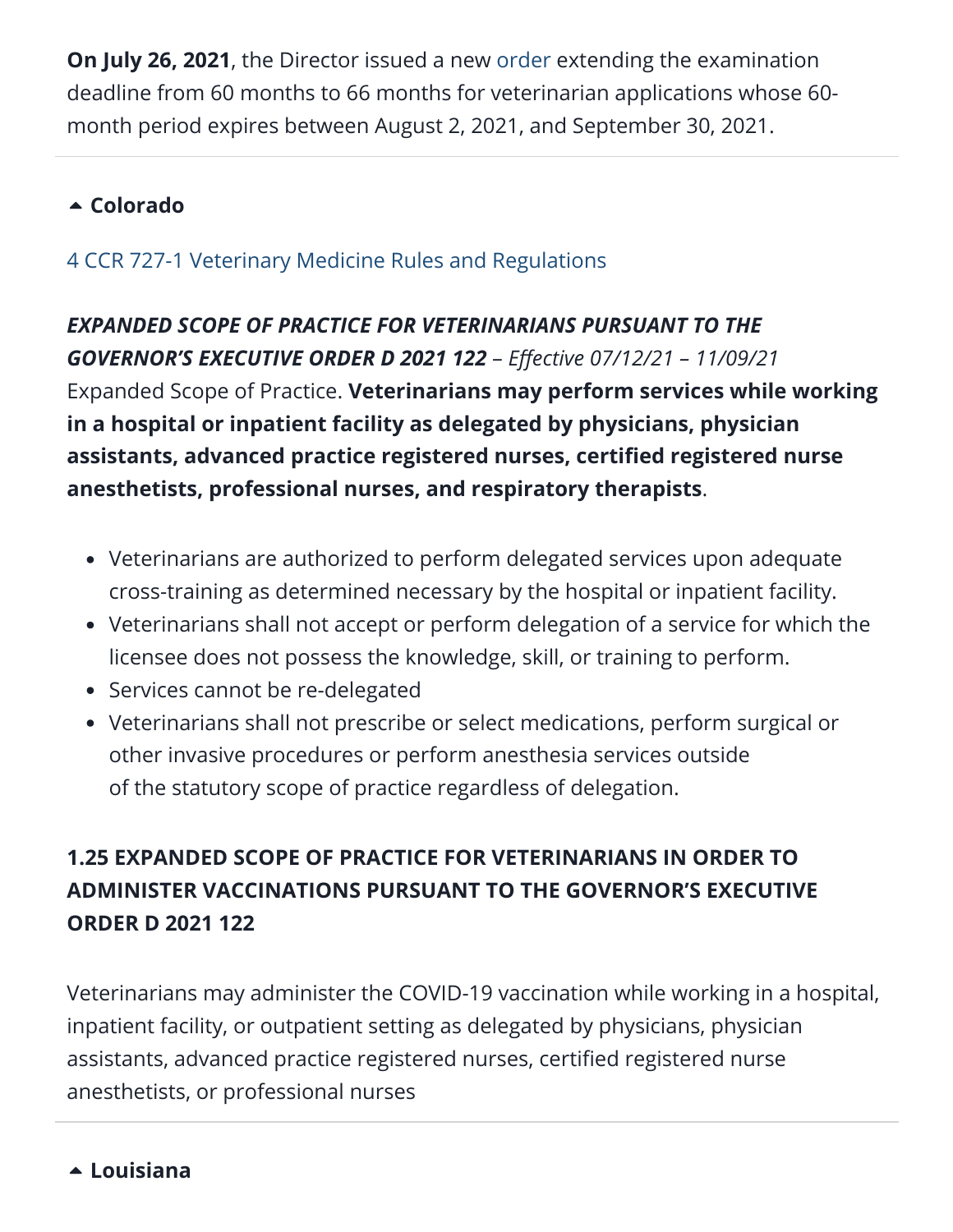**On July 26, 2021**, the Director issued a new order extending the examination deadline from 60 months to 66 months for veterinarian applications whose 60-month period expires between August 2, 2021, and September 30, 2021.

### Colorado

4 CCR 727-1 Veterinary Medicine Rules and Regulations

***EXPANDED SCOPE OF PRACTICE FOR VETERINARIANS PURSUANT TO THE GOVERNOR'S EXECUTIVE ORDER D 2021 122*** – *Effective 07/12/21 – 11/09/21*
Expanded Scope of Practice. **Veterinarians may perform services while working in a hospital or inpatient facility as delegated by physicians, physician assistants, advanced practice registered nurses, certified registered nurse anesthetists, professional nurses, and respiratory therapists**.

- Veterinarians are authorized to perform delegated services upon adequate cross-training as determined necessary by the hospital or inpatient facility.
- Veterinarians shall not accept or perform delegation of a service for which the licensee does not possess the knowledge, skill, or training to perform.
- Services cannot be re-delegated
- Veterinarians shall not prescribe or select medications, perform surgical or other invasive procedures or perform anesthesia services outside of the statutory scope of practice regardless of delegation.

**1.25 EXPANDED SCOPE OF PRACTICE FOR VETERINARIANS IN ORDER TO ADMINISTER VACCINATIONS PURSUANT TO THE GOVERNOR'S EXECUTIVE ORDER D 2021 122**

Veterinarians may administer the COVID-19 vaccination while working in a hospital, inpatient facility, or outpatient setting as delegated by physicians, physician assistants, advanced practice registered nurses, certified registered nurse anesthetists, or professional nurses

### Louisiana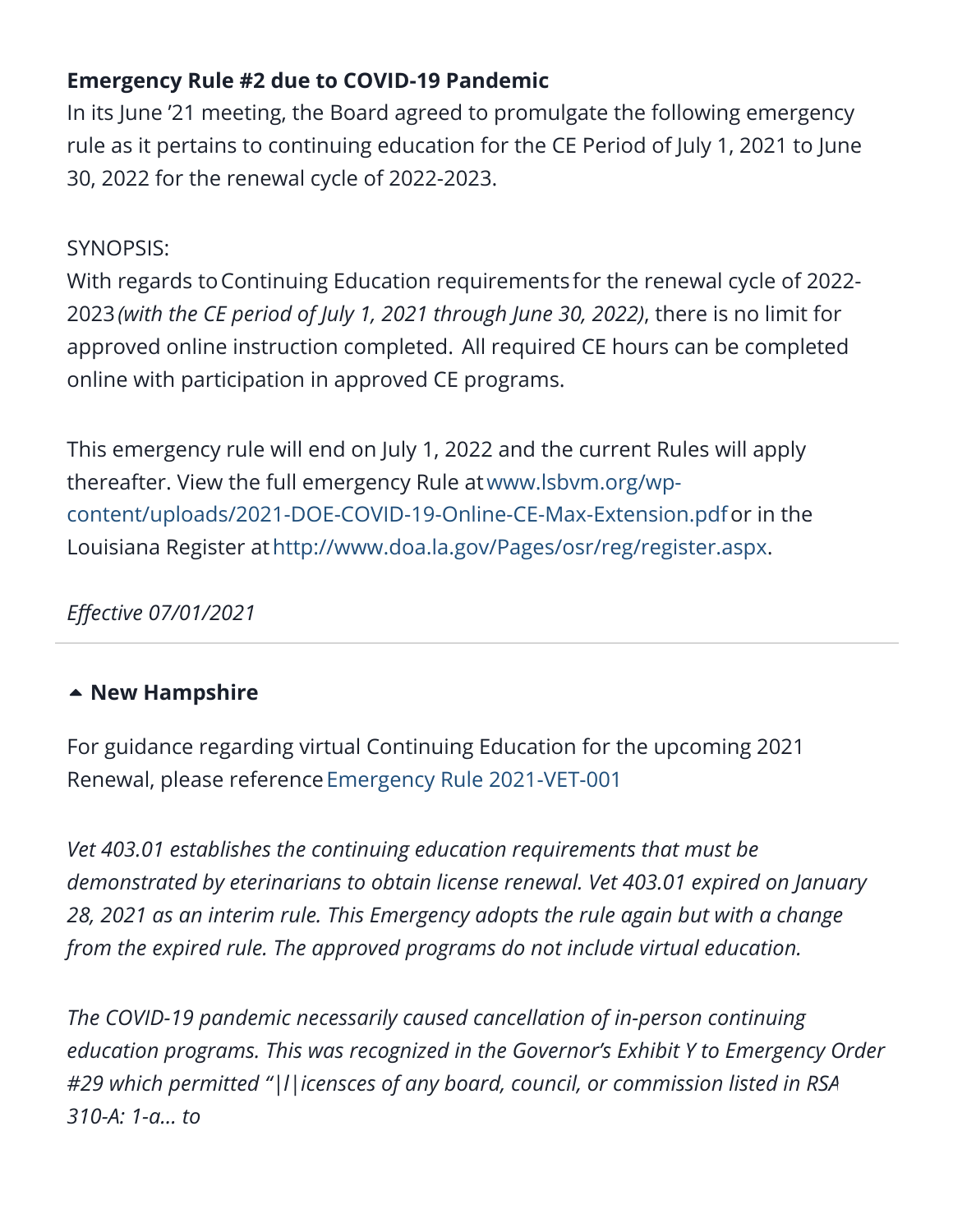**Emergency Rule #2 due to COVID-19 Pandemic**
In its June '21 meeting, the Board agreed to promulgate the following emergency rule as it pertains to continuing education for the CE Period of July 1, 2021 to June 30, 2022 for the renewal cycle of 2022-2023.

SYNOPSIS:
With regards to Continuing Education requirements for the renewal cycle of 2022-2023 *(with the CE period of July 1, 2021 through June 30, 2022)*, there is no limit for approved online instruction completed. All required CE hours can be completed online with participation in approved CE programs.

This emergency rule will end on July 1, 2022 and the current Rules will apply thereafter. View the full emergency Rule at www.lsbvm.org/wp-content/uploads/2021-DOE-COVID-19-Online-CE-Max-Extension.pdf or in the Louisiana Register at http://www.doa.la.gov/Pages/osr/reg/register.aspx.

*Effective 07/01/2021*

---

### New Hampshire

For guidance regarding virtual Continuing Education for the upcoming 2021 Renewal, please reference Emergency Rule 2021-VET-001

*Vet 403.01 establishes the continuing education requirements that must be demonstrated by eterinarians to obtain license renewal. Vet 403.01 expired on January 28, 2021 as an interim rule. This Emergency adopts the rule again but with a change from the expired rule. The approved programs do not include virtual education.*

*The COVID-19 pandemic necessarily caused cancellation of in-person continuing education programs. This was recognized in the Governor's Exhibit Y to Emergency Order #29 which permitted "|l|icensces of any board, council, or commission listed in RSA 310-A: 1-a... to*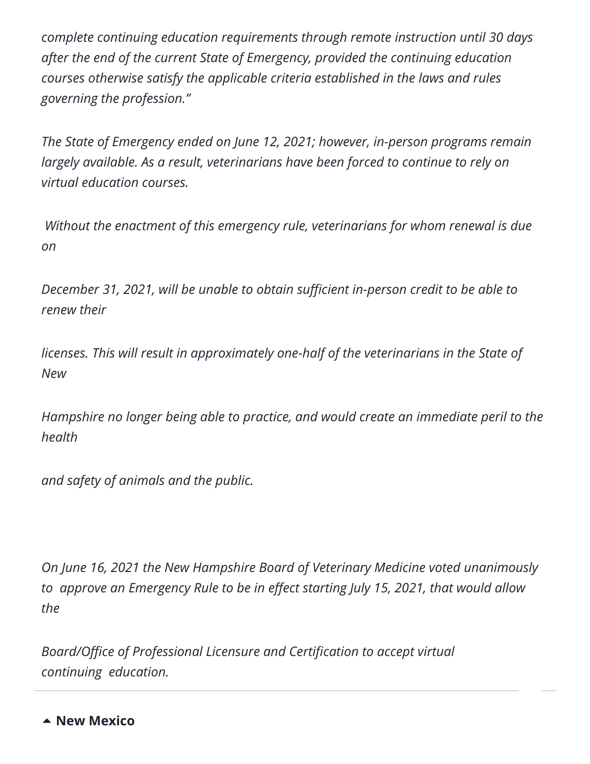*complete continuing education requirements through remote instruction until 30 days after the end of the current State of Emergency, provided the continuing education courses otherwise satisfy the applicable criteria established in the laws and rules governing the profession."*

*The State of Emergency ended on June 12, 2021; however, in-person programs remain largely available. As a result, veterinarians have been forced to continue to rely on virtual education courses.*

*Without the enactment of this emergency rule, veterinarians for whom renewal is due on*

*December 31, 2021, will be unable to obtain sufficient in-person credit to be able to renew their*

*licenses. This will result in approximately one-half of the veterinarians in the State of New*

*Hampshire no longer being able to practice, and would create an immediate peril to the health*

*and safety of animals and the public.*

*On June 16, 2021 the New Hampshire Board of Veterinary Medicine voted unanimously to approve an Emergency Rule to be in effect starting July 15, 2021, that would allow the*

*Board/Office of Professional Licensure and Certification to accept virtual continuing education.*

---

**New Mexico**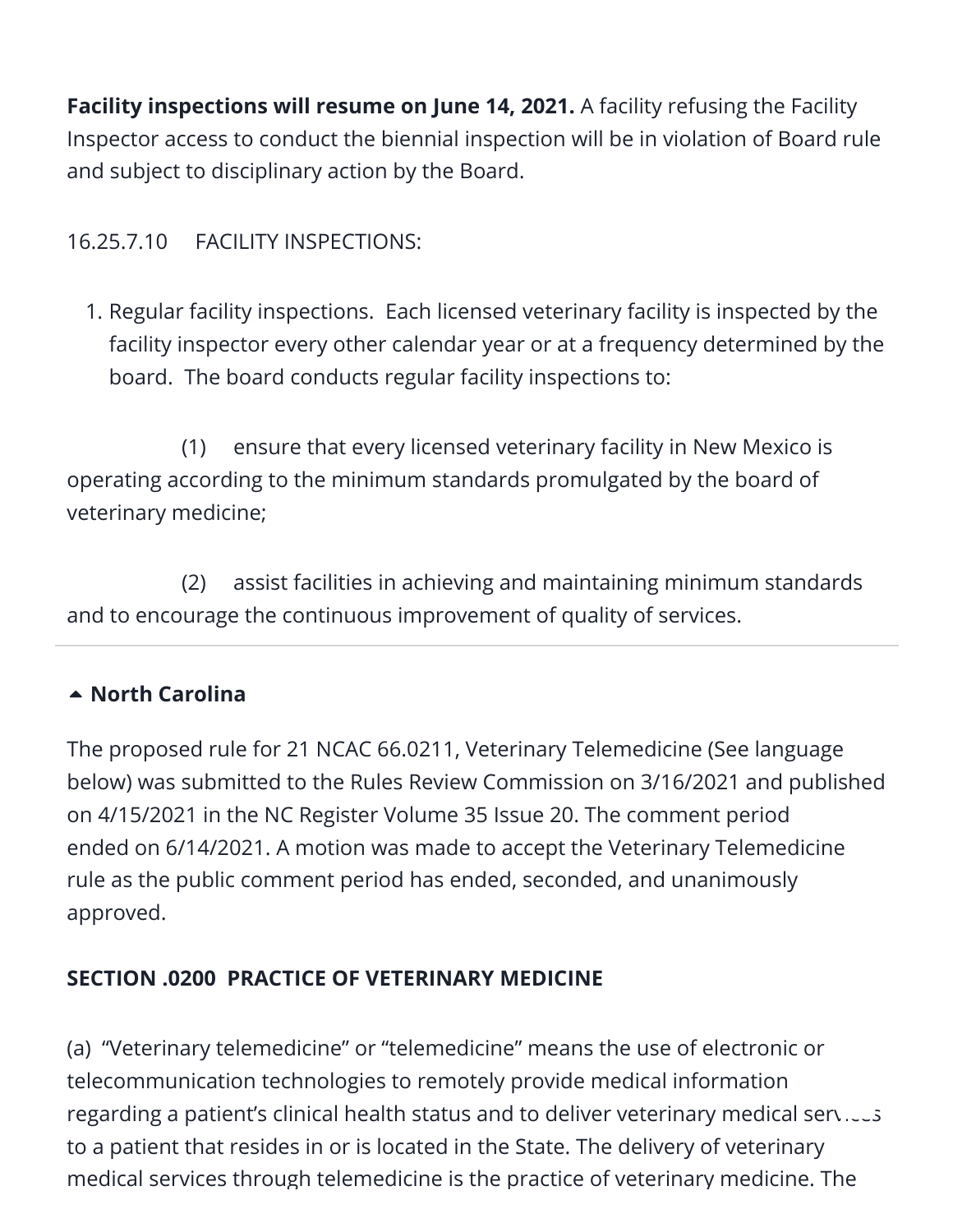**Facility inspections will resume on June 14, 2021.** A facility refusing the Facility Inspector access to conduct the biennial inspection will be in violation of Board rule and subject to disciplinary action by the Board.

16.25.7.10 FACILITY INSPECTIONS:

1. Regular facility inspections. Each licensed veterinary facility is inspected by the facility inspector every other calendar year or at a frequency determined by the board. The board conducts regular facility inspections to:

(1) ensure that every licensed veterinary facility in New Mexico is operating according to the minimum standards promulgated by the board of veterinary medicine;

(2) assist facilities in achieving and maintaining minimum standards and to encourage the continuous improvement of quality of services.

---

**North Carolina**

The proposed rule for 21 NCAC 66.0211, Veterinary Telemedicine (See language below) was submitted to the Rules Review Commission on 3/16/2021 and published on 4/15/2021 in the NC Register Volume 35 Issue 20. The comment period ended on 6/14/2021. A motion was made to accept the Veterinary Telemedicine rule as the public comment period has ended, seconded, and unanimously approved.

**SECTION .0200 PRACTICE OF VETERINARY MEDICINE**

(a) "Veterinary telemedicine" or "telemedicine" means the use of electronic or telecommunication technologies to remotely provide medical information regarding a patient's clinical health status and to deliver veterinary medical services to a patient that resides in or is located in the State. The delivery of veterinary medical services through telemedicine is the practice of veterinary medicine. The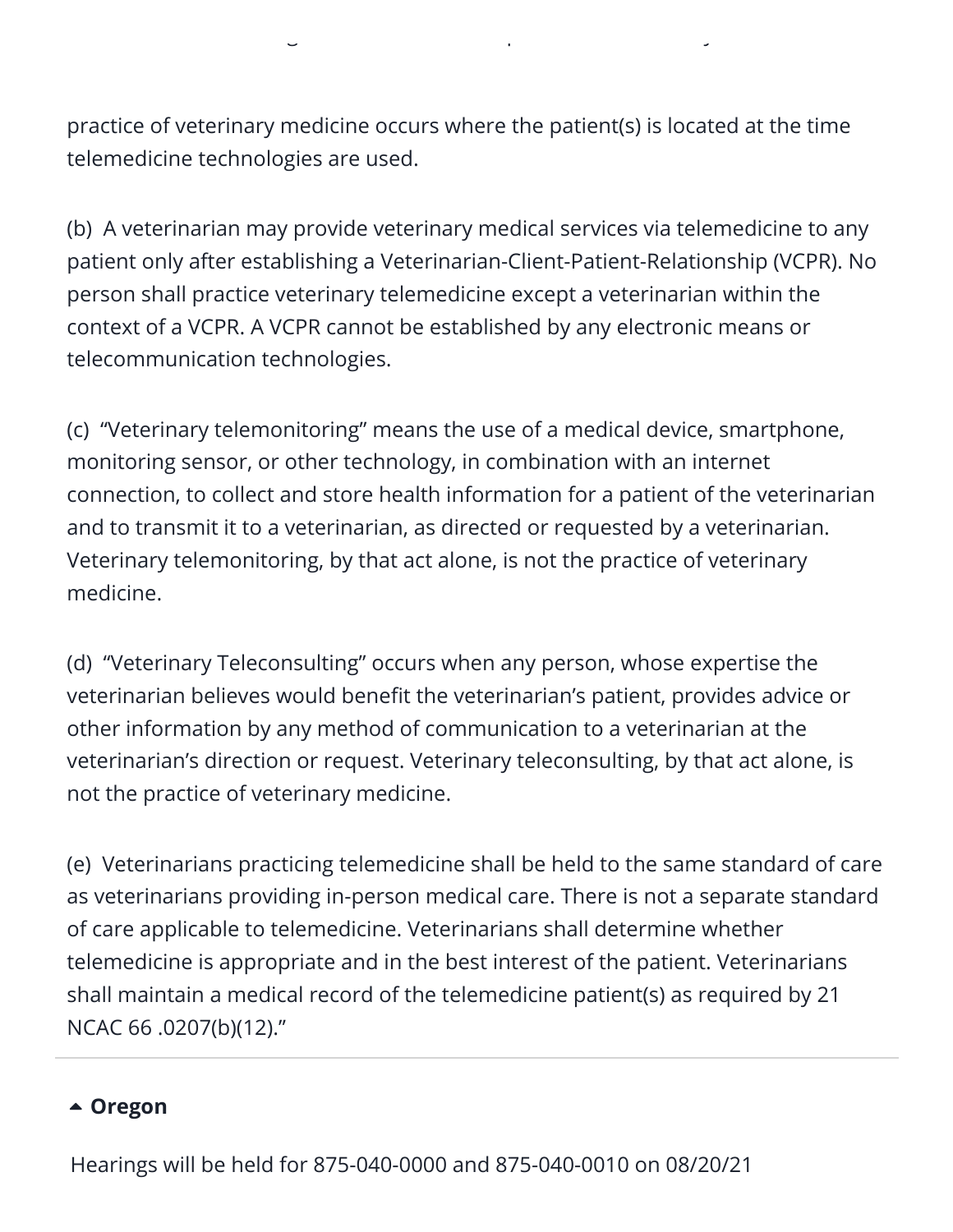practice of veterinary medicine occurs where the patient(s) is located at the time telemedicine technologies are used.

(b) A veterinarian may provide veterinary medical services via telemedicine to any patient only after establishing a Veterinarian-Client-Patient-Relationship (VCPR). No person shall practice veterinary telemedicine except a veterinarian within the context of a VCPR. A VCPR cannot be established by any electronic means or telecommunication technologies.

(c) "Veterinary telemonitoring" means the use of a medical device, smartphone, monitoring sensor, or other technology, in combination with an internet connection, to collect and store health information for a patient of the veterinarian and to transmit it to a veterinarian, as directed or requested by a veterinarian. Veterinary telemonitoring, by that act alone, is not the practice of veterinary medicine.

(d) "Veterinary Teleconsulting" occurs when any person, whose expertise the veterinarian believes would benefit the veterinarian's patient, provides advice or other information by any method of communication to a veterinarian at the veterinarian's direction or request. Veterinary teleconsulting, by that act alone, is not the practice of veterinary medicine.

(e) Veterinarians practicing telemedicine shall be held to the same standard of care as veterinarians providing in-person medical care. There is not a separate standard of care applicable to telemedicine. Veterinarians shall determine whether telemedicine is appropriate and in the best interest of the patient. Veterinarians shall maintain a medical record of the telemedicine patient(s) as required by 21 NCAC 66 .0207(b)(12)."

---

**Oregon**

Hearings will be held for 875-040-0000 and 875-040-0010 on 08/20/21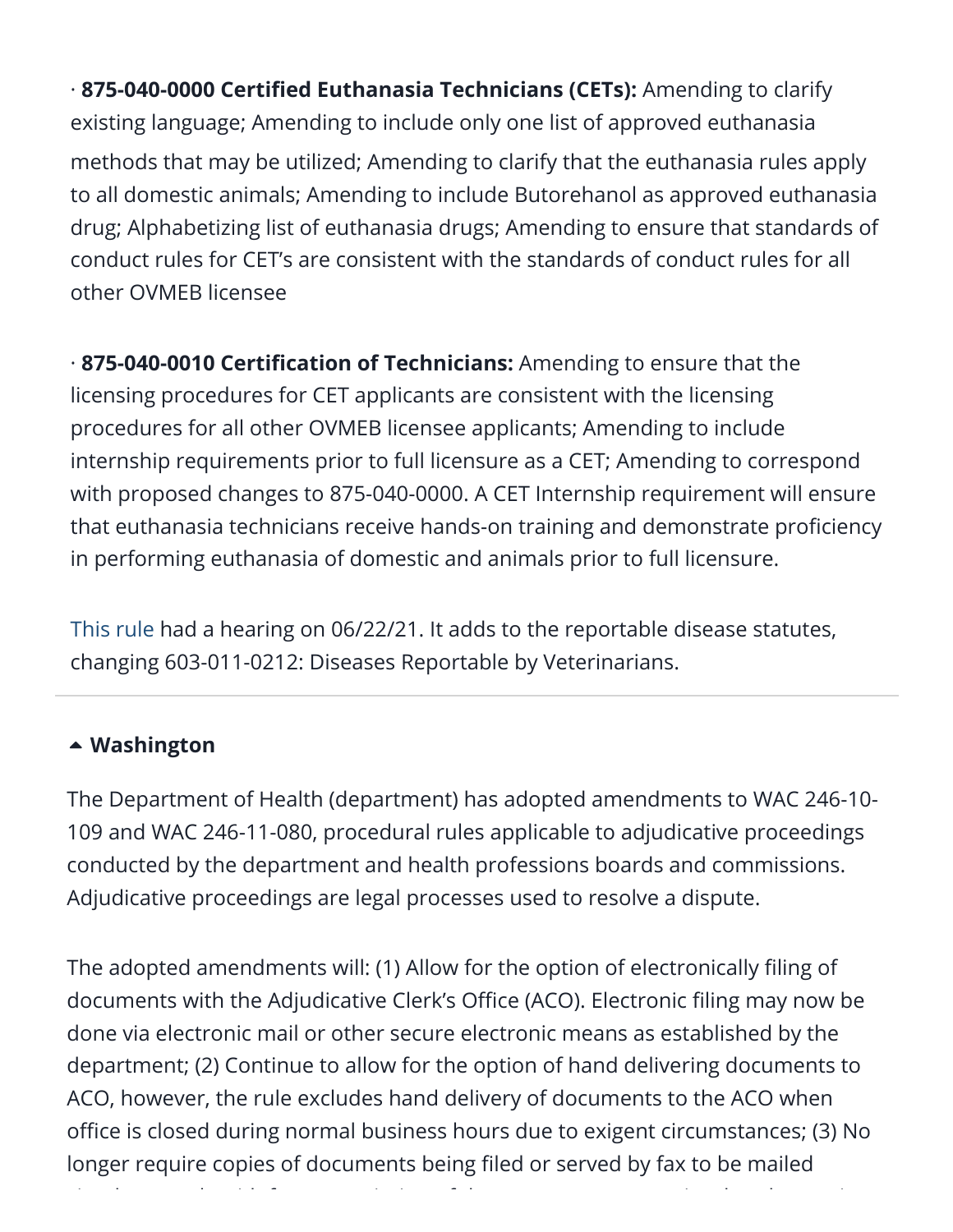· **875-040-0000 Certified Euthanasia Technicians (CETs):** Amending to clarify existing language; Amending to include only one list of approved euthanasia methods that may be utilized; Amending to clarify that the euthanasia rules apply to all domestic animals; Amending to include Butorehanol as approved euthanasia drug; Alphabetizing list of euthanasia drugs; Amending to ensure that standards of conduct rules for CET's are consistent with the standards of conduct rules for all other OVMEB licensee

· **875-040-0010 Certification of Technicians:** Amending to ensure that the licensing procedures for CET applicants are consistent with the licensing procedures for all other OVMEB licensee applicants; Amending to include internship requirements prior to full licensure as a CET; Amending to correspond with proposed changes to 875-040-0000. A CET Internship requirement will ensure that euthanasia technicians receive hands-on training and demonstrate proficiency in performing euthanasia of domestic and animals prior to full licensure.

This rule had a hearing on 06/22/21. It adds to the reportable disease statutes, changing 603-011-0212: Diseases Reportable by Veterinarians.

---

### Washington

The Department of Health (department) has adopted amendments to WAC 246-10-109 and WAC 246-11-080, procedural rules applicable to adjudicative proceedings conducted by the department and health professions boards and commissions. Adjudicative proceedings are legal processes used to resolve a dispute.

The adopted amendments will: (1) Allow for the option of electronically filing of documents with the Adjudicative Clerk's Office (ACO). Electronic filing may now be done via electronic mail or other secure electronic means as established by the department; (2) Continue to allow for the option of hand delivering documents to ACO, however, the rule excludes hand delivery of documents to the ACO when office is closed during normal business hours due to exigent circumstances; (3) No longer require copies of documents being filed or served by fax to be mailed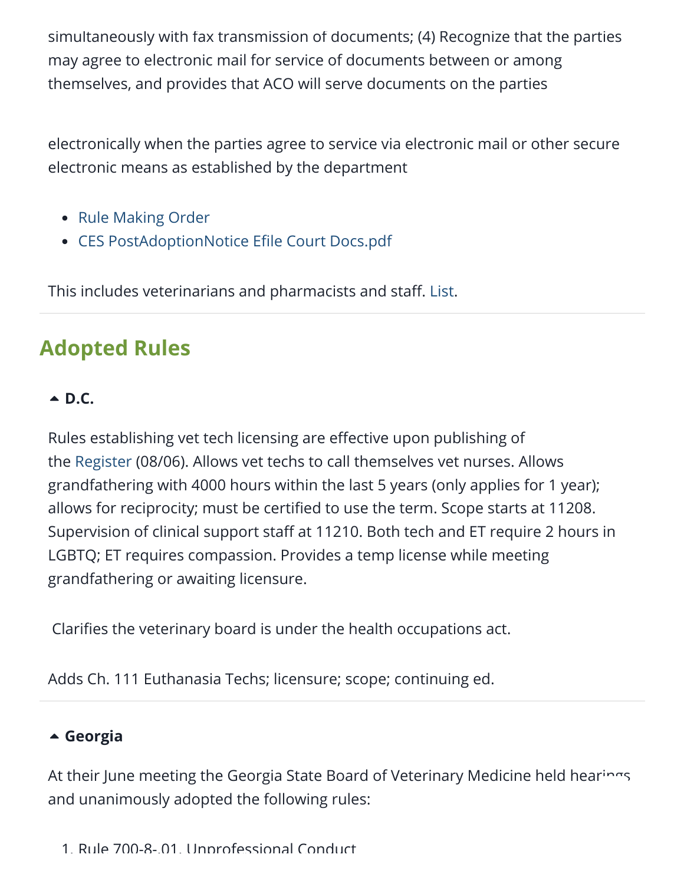simultaneously with fax transmission of documents; (4) Recognize that the parties may agree to electronic mail for service of documents between or among themselves, and provides that ACO will serve documents on the parties

electronically when the parties agree to service via electronic mail or other secure electronic means as established by the department

- Rule Making Order
- CES PostAdoptionNotice Efile Court Docs.pdf

This includes veterinarians and pharmacists and staff. List.

## Adopted Rules

### D.C.

Rules establishing vet tech licensing are effective upon publishing of the Register (08/06). Allows vet techs to call themselves vet nurses. Allows grandfathering with 4000 hours within the last 5 years (only applies for 1 year); allows for reciprocity; must be certified to use the term. Scope starts at 11208. Supervision of clinical support staff at 11210. Both tech and ET require 2 hours in LGBTQ; ET requires compassion. Provides a temp license while meeting grandfathering or awaiting licensure.

Clarifies the veterinary board is under the health occupations act.

Adds Ch. 111 Euthanasia Techs; licensure; scope; continuing ed.

### Georgia

At their June meeting the Georgia State Board of Veterinary Medicine held hearings and unanimously adopted the following rules:

1. Rule 700-8-.01. Unprofessional Conduct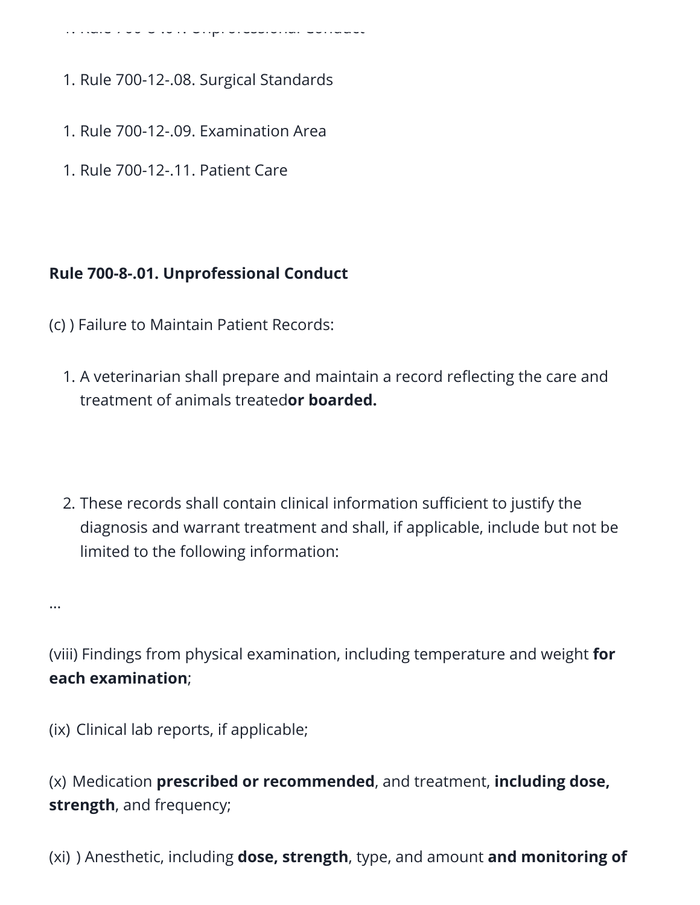1. Rule 700-8-.01. Unprofessional Conduct

1. Rule 700-12-.08. Surgical Standards

1. Rule 700-12-.09. Examination Area

1. Rule 700-12-.11. Patient Care

**Rule 700-8-.01. Unprofessional Conduct**

(c) ) Failure to Maintain Patient Records:

1. A veterinarian shall prepare and maintain a record reflecting the care and treatment of animals treated**or boarded.**

2. These records shall contain clinical information sufficient to justify the diagnosis and warrant treatment and shall, if applicable, include but not be limited to the following information:

…

(viii) Findings from physical examination, including temperature and weight **for each examination**;

(ix) Clinical lab reports, if applicable;

(x) Medication **prescribed or recommended**, and treatment, **including dose, strength**, and frequency;

(xi) ) Anesthetic, including **dose, strength**, type, and amount **and monitoring of**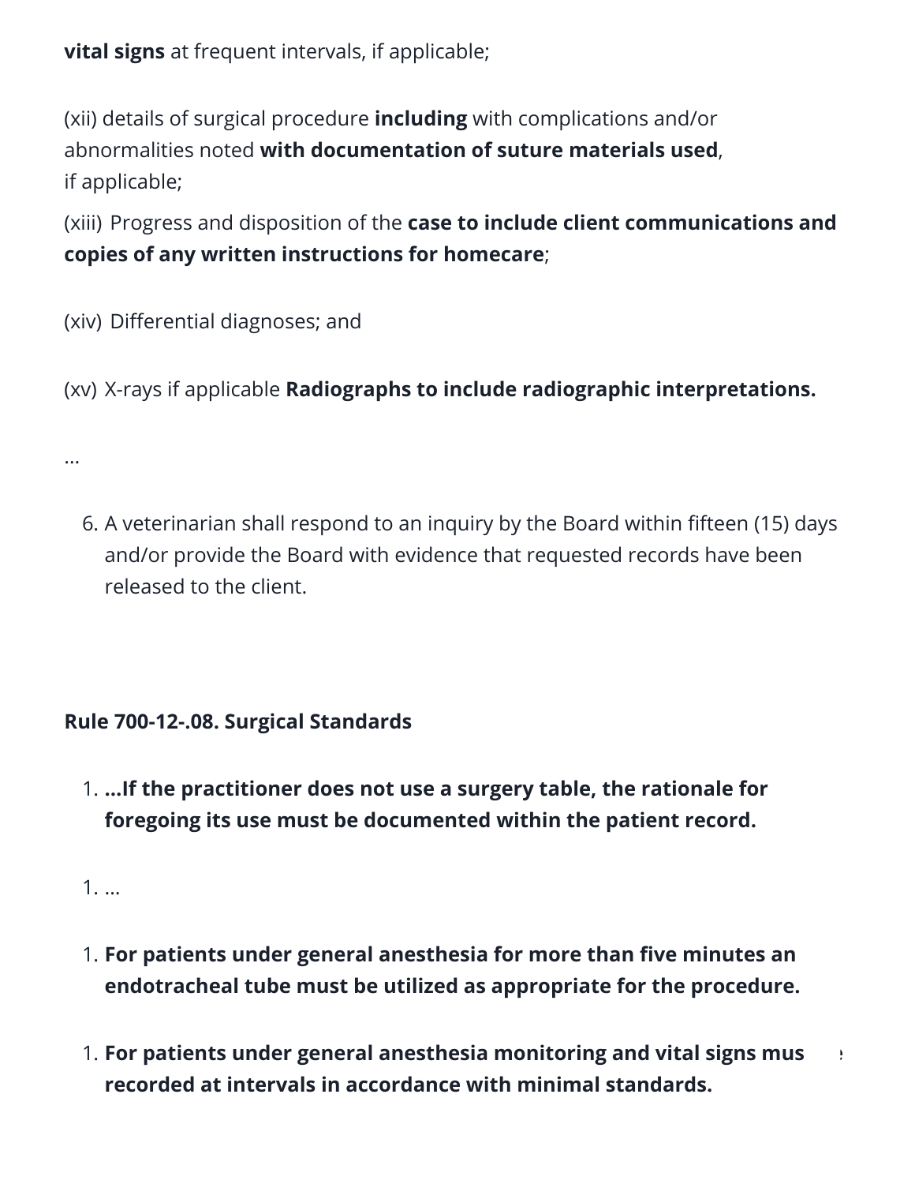**vital signs** at frequent intervals, if applicable;

(xii) details of surgical procedure **including** with complications and/or abnormalities noted **with documentation of suture materials used**, if applicable;

(xiii) Progress and disposition of the **case to include client communications and copies of any written instructions for homecare**;

(xiv) Differential diagnoses; and

(xv) X-rays if applicable **Radiographs to include radiographic interpretations.**

…

6. A veterinarian shall respond to an inquiry by the Board within fifteen (15) days and/or provide the Board with evidence that requested records have been released to the client.

**Rule 700-12-.08. Surgical Standards**

1. **…If the practitioner does not use a surgery table, the rationale for foregoing its use must be documented within the patient record.**

1. …

1. **For patients under general anesthesia for more than five minutes an endotracheal tube must be utilized as appropriate for the procedure.**

1. **For patients under general anesthesia monitoring and vital signs mus e recorded at intervals in accordance with minimal standards.**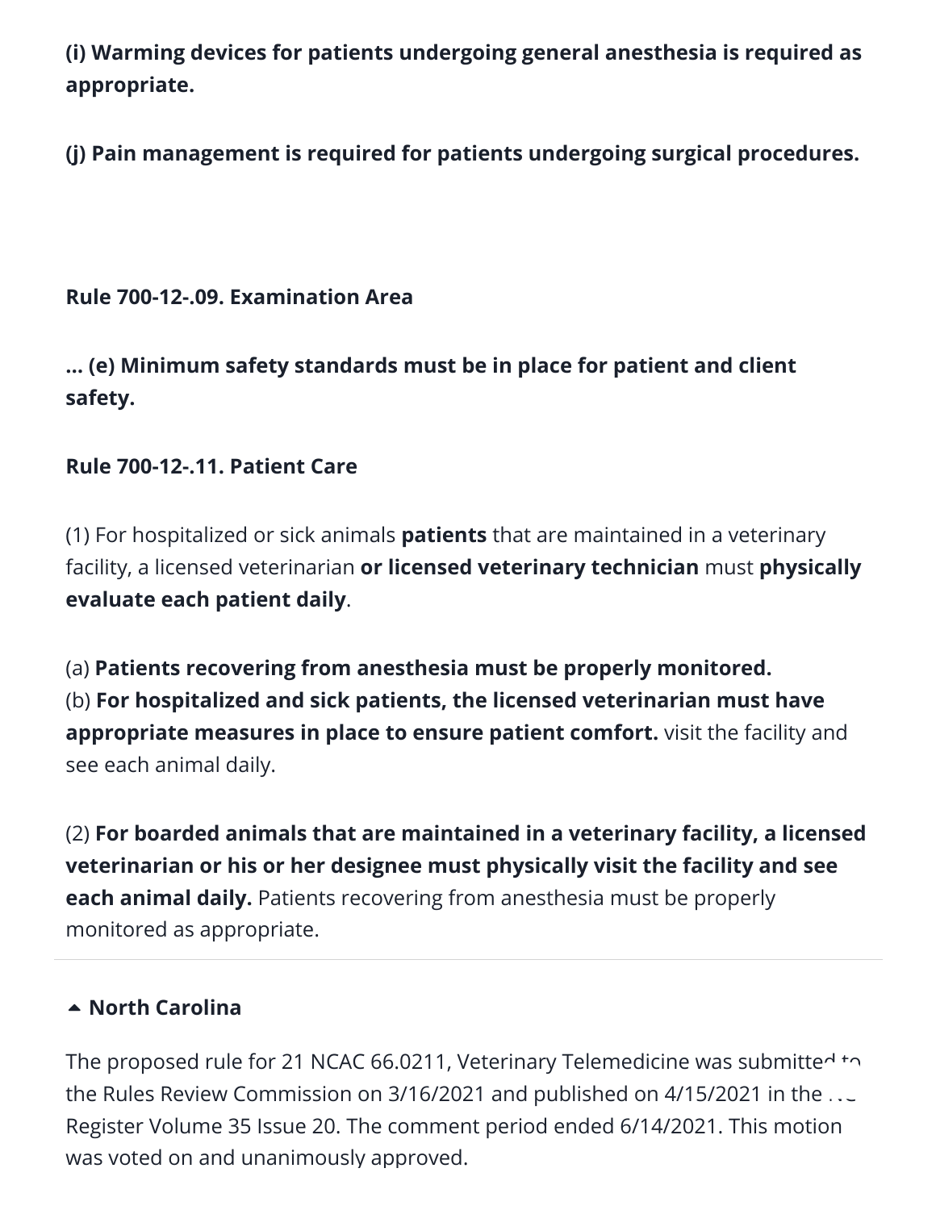**(i) Warming devices for patients undergoing general anesthesia is required as appropriate.**

**(j) Pain management is required for patients undergoing surgical procedures.**

**Rule 700-12-.09. Examination Area**

**… (e) Minimum safety standards must be in place for patient and client safety.**

**Rule 700-12-.11. Patient Care**

(1) For hospitalized or sick animals **patients** that are maintained in a veterinary facility, a licensed veterinarian **or licensed veterinary technician** must **physically evaluate each patient daily**.

(a) **Patients recovering from anesthesia must be properly monitored.**
(b) **For hospitalized and sick patients, the licensed veterinarian must have appropriate measures in place to ensure patient comfort.** visit the facility and see each animal daily.

(2) **For boarded animals that are maintained in a veterinary facility, a licensed veterinarian or his or her designee must physically visit the facility and see each animal daily.** Patients recovering from anesthesia must be properly monitored as appropriate.

### North Carolina

The proposed rule for 21 NCAC 66.0211, Veterinary Telemedicine was submitted to the Rules Review Commission on 3/16/2021 and published on 4/15/2021 in the NC Register Volume 35 Issue 20. The comment period ended 6/14/2021. This motion was voted on and unanimously approved.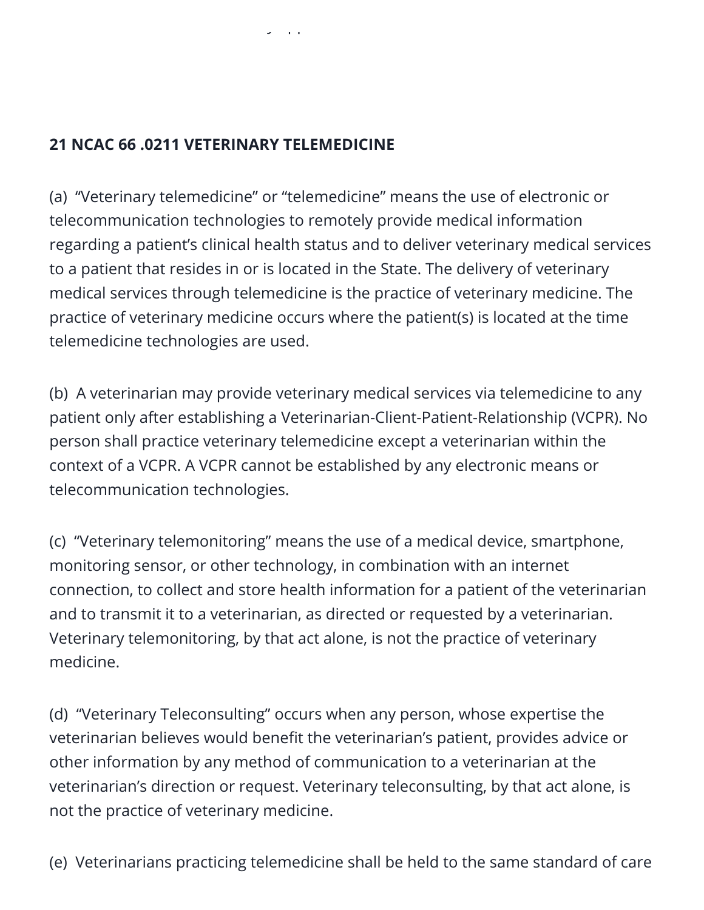**21 NCAC 66 .0211 VETERINARY TELEMEDICINE**

(a) "Veterinary telemedicine" or "telemedicine" means the use of electronic or telecommunication technologies to remotely provide medical information regarding a patient's clinical health status and to deliver veterinary medical services to a patient that resides in or is located in the State. The delivery of veterinary medical services through telemedicine is the practice of veterinary medicine. The practice of veterinary medicine occurs where the patient(s) is located at the time telemedicine technologies are used.

(b) A veterinarian may provide veterinary medical services via telemedicine to any patient only after establishing a Veterinarian-Client-Patient-Relationship (VCPR). No person shall practice veterinary telemedicine except a veterinarian within the context of a VCPR. A VCPR cannot be established by any electronic means or telecommunication technologies.

(c) "Veterinary telemonitoring" means the use of a medical device, smartphone, monitoring sensor, or other technology, in combination with an internet connection, to collect and store health information for a patient of the veterinarian and to transmit it to a veterinarian, as directed or requested by a veterinarian. Veterinary telemonitoring, by that act alone, is not the practice of veterinary medicine.

(d) "Veterinary Teleconsulting" occurs when any person, whose expertise the veterinarian believes would benefit the veterinarian's patient, provides advice or other information by any method of communication to a veterinarian at the veterinarian's direction or request. Veterinary teleconsulting, by that act alone, is not the practice of veterinary medicine.

(e) Veterinarians practicing telemedicine shall be held to the same standard of care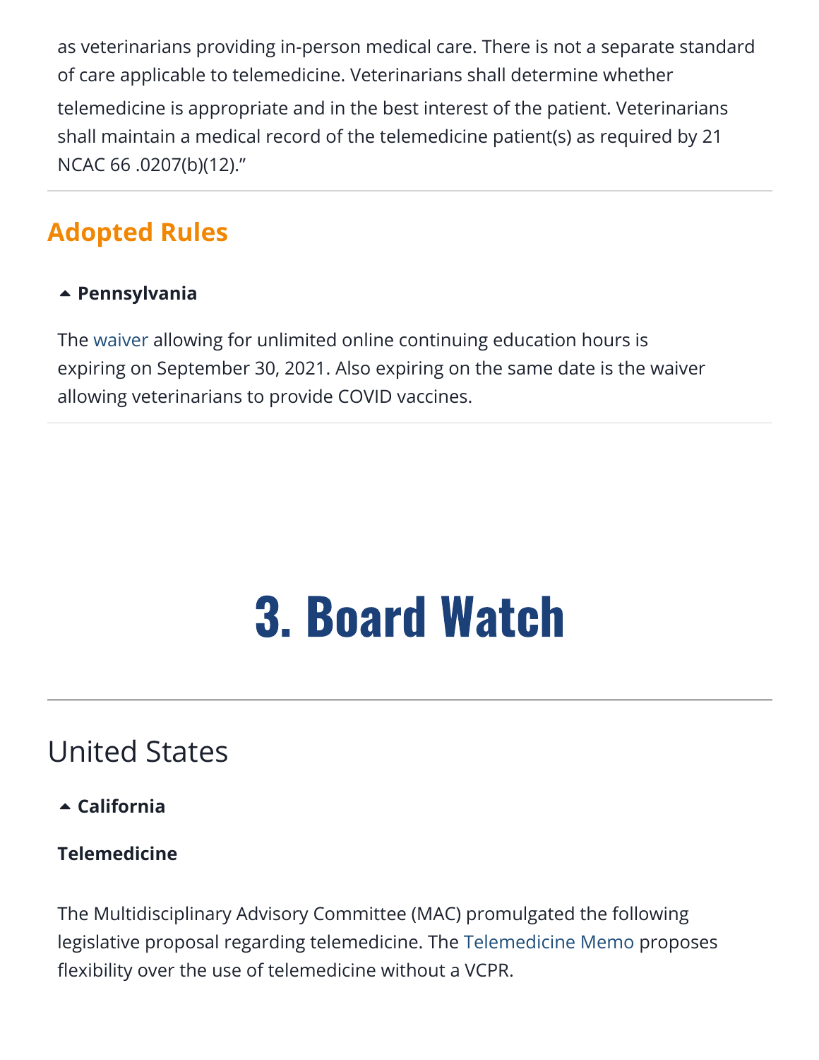as veterinarians providing in-person medical care. There is not a separate standard of care applicable to telemedicine. Veterinarians shall determine whether telemedicine is appropriate and in the best interest of the patient. Veterinarians shall maintain a medical record of the telemedicine patient(s) as required by 21 NCAC 66 .0207(b)(12)."

## Adopted Rules

**Pennsylvania**

The waiver allowing for unlimited online continuing education hours is expiring on September 30, 2021. Also expiring on the same date is the waiver allowing veterinarians to provide COVID vaccines.

# 3. Board Watch

## United States

**California**

**Telemedicine**

The Multidisciplinary Advisory Committee (MAC) promulgated the following legislative proposal regarding telemedicine. The Telemedicine Memo proposes flexibility over the use of telemedicine without a VCPR.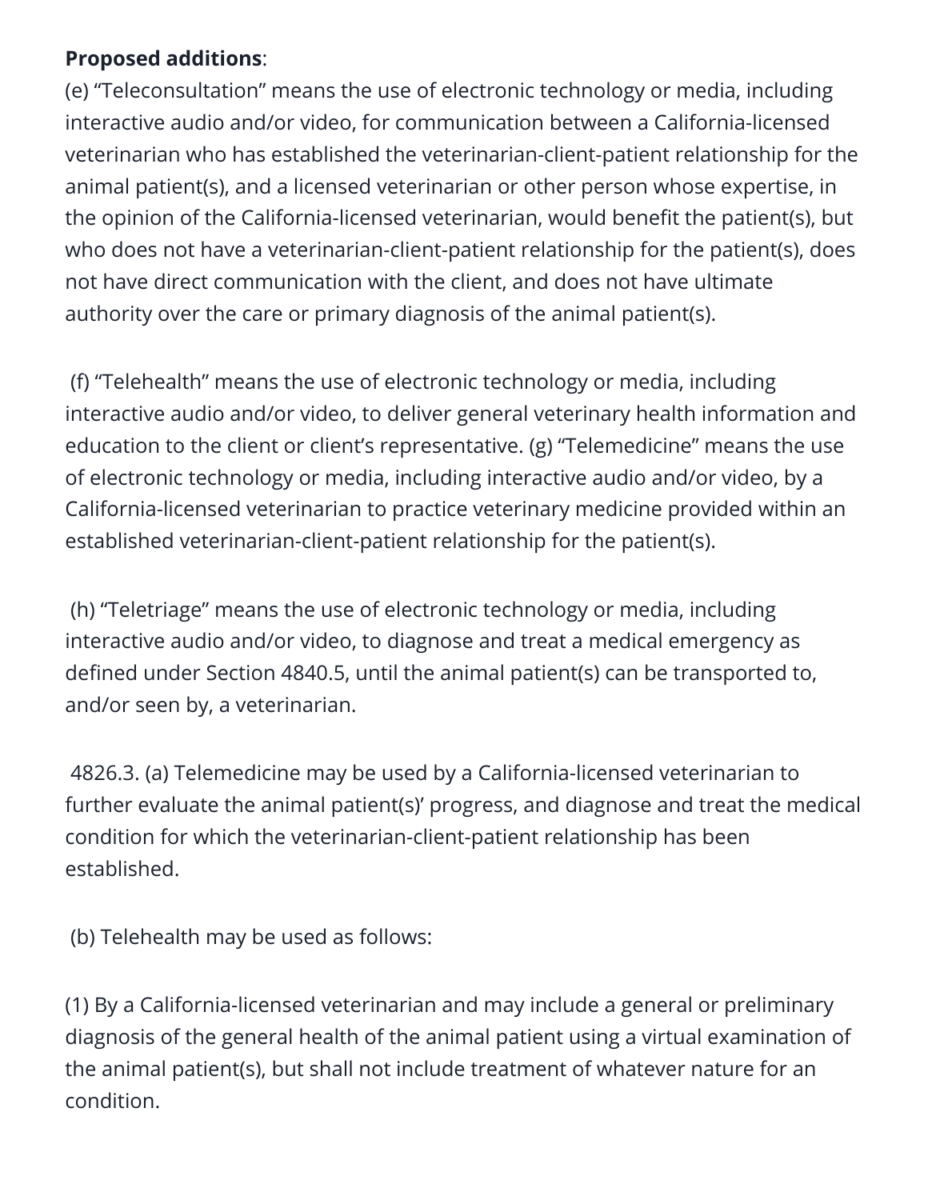**Proposed additions**:

(e) “Teleconsultation” means the use of electronic technology or media, including interactive audio and/or video, for communication between a California-licensed veterinarian who has established the veterinarian-client-patient relationship for the animal patient(s), and a licensed veterinarian or other person whose expertise, in the opinion of the California-licensed veterinarian, would benefit the patient(s), but who does not have a veterinarian-client-patient relationship for the patient(s), does not have direct communication with the client, and does not have ultimate authority over the care or primary diagnosis of the animal patient(s).

(f) “Telehealth” means the use of electronic technology or media, including interactive audio and/or video, to deliver general veterinary health information and education to the client or client’s representative. (g) “Telemedicine” means the use of electronic technology or media, including interactive audio and/or video, by a California-licensed veterinarian to practice veterinary medicine provided within an established veterinarian-client-patient relationship for the patient(s).

(h) “Teletriage” means the use of electronic technology or media, including interactive audio and/or video, to diagnose and treat a medical emergency as defined under Section 4840.5, until the animal patient(s) can be transported to, and/or seen by, a veterinarian.

4826.3. (a) Telemedicine may be used by a California-licensed veterinarian to further evaluate the animal patient(s)’ progress, and diagnose and treat the medical condition for which the veterinarian-client-patient relationship has been established.

(b) Telehealth may be used as follows:

(1) By a California-licensed veterinarian and may include a general or preliminary diagnosis of the general health of the animal patient using a virtual examination of the animal patient(s), but shall not include treatment of whatever nature for an condition.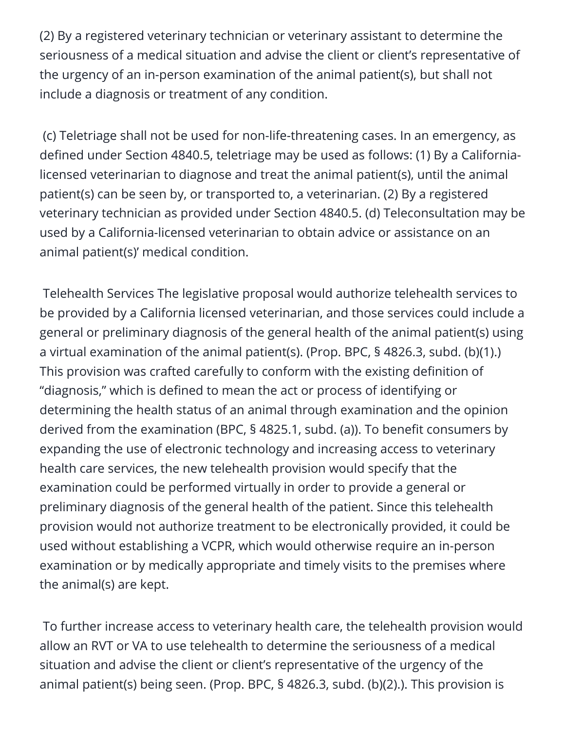(2) By a registered veterinary technician or veterinary assistant to determine the seriousness of a medical situation and advise the client or client's representative of the urgency of an in-person examination of the animal patient(s), but shall not include a diagnosis or treatment of any condition.

(c) Teletriage shall not be used for non-life-threatening cases. In an emergency, as defined under Section 4840.5, teletriage may be used as follows: (1) By a California-licensed veterinarian to diagnose and treat the animal patient(s), until the animal patient(s) can be seen by, or transported to, a veterinarian. (2) By a registered veterinary technician as provided under Section 4840.5. (d) Teleconsultation may be used by a California-licensed veterinarian to obtain advice or assistance on an animal patient(s)' medical condition.

Telehealth Services The legislative proposal would authorize telehealth services to be provided by a California licensed veterinarian, and those services could include a general or preliminary diagnosis of the general health of the animal patient(s) using a virtual examination of the animal patient(s). (Prop. BPC, § 4826.3, subd. (b)(1).) This provision was crafted carefully to conform with the existing definition of "diagnosis," which is defined to mean the act or process of identifying or determining the health status of an animal through examination and the opinion derived from the examination (BPC, § 4825.1, subd. (a)). To benefit consumers by expanding the use of electronic technology and increasing access to veterinary health care services, the new telehealth provision would specify that the examination could be performed virtually in order to provide a general or preliminary diagnosis of the general health of the patient. Since this telehealth provision would not authorize treatment to be electronically provided, it could be used without establishing a VCPR, which would otherwise require an in-person examination or by medically appropriate and timely visits to the premises where the animal(s) are kept.

To further increase access to veterinary health care, the telehealth provision would allow an RVT or VA to use telehealth to determine the seriousness of a medical situation and advise the client or client's representative of the urgency of the animal patient(s) being seen. (Prop. BPC, § 4826.3, subd. (b)(2).). This provision is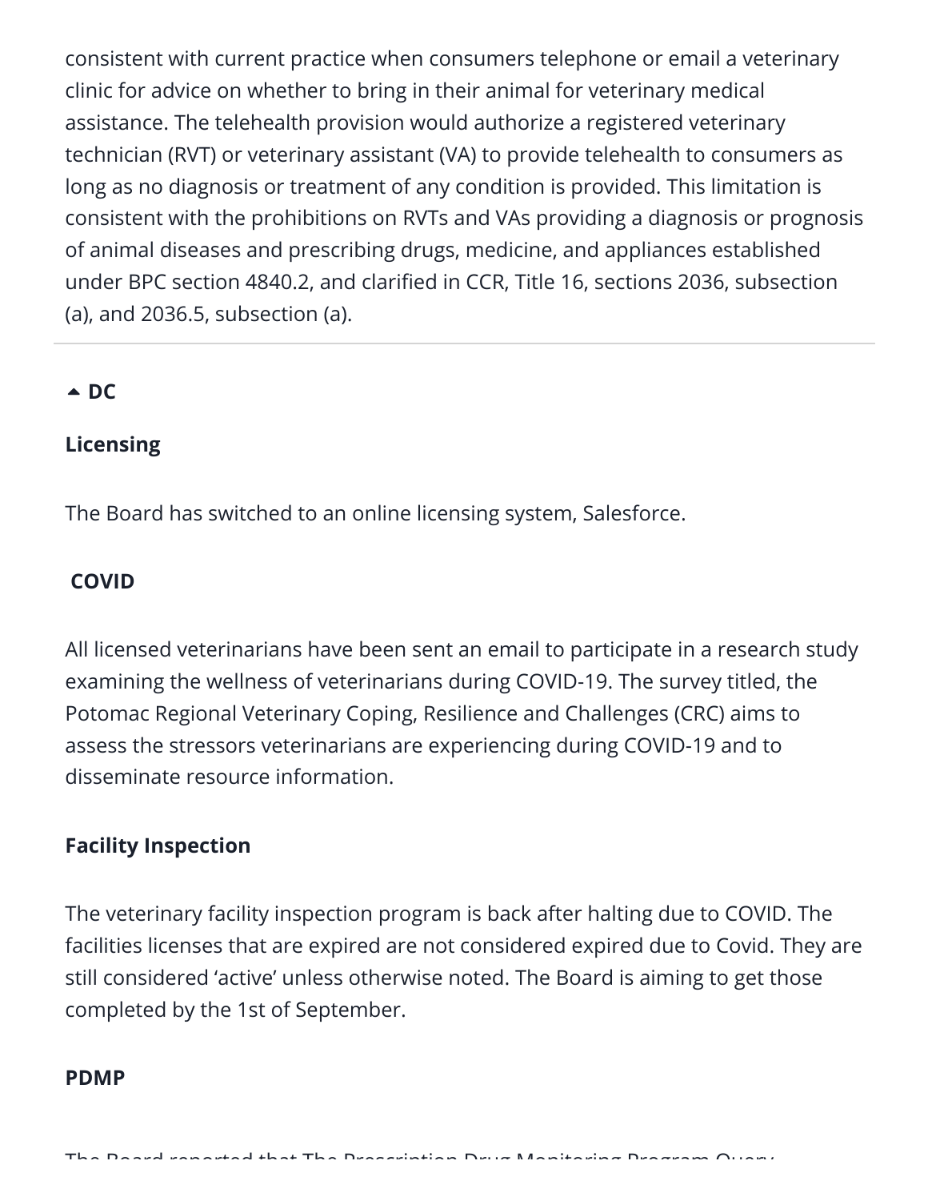consistent with current practice when consumers telephone or email a veterinary clinic for advice on whether to bring in their animal for veterinary medical assistance. The telehealth provision would authorize a registered veterinary technician (RVT) or veterinary assistant (VA) to provide telehealth to consumers as long as no diagnosis or treatment of any condition is provided. This limitation is consistent with the prohibitions on RVTs and VAs providing a diagnosis or prognosis of animal diseases and prescribing drugs, medicine, and appliances established under BPC section 4840.2, and clarified in CCR, Title 16, sections 2036, subsection (a), and 2036.5, subsection (a).

---

### DC

**Licensing**

The Board has switched to an online licensing system, Salesforce.

**COVID**

All licensed veterinarians have been sent an email to participate in a research study examining the wellness of veterinarians during COVID-19. The survey titled, the Potomac Regional Veterinary Coping, Resilience and Challenges (CRC) aims to assess the stressors veterinarians are experiencing during COVID-19 and to disseminate resource information.

**Facility Inspection**

The veterinary facility inspection program is back after halting due to COVID. The facilities licenses that are expired are not considered expired due to Covid. They are still considered 'active' unless otherwise noted. The Board is aiming to get those completed by the 1st of September.

**PDMP**

The Board reported that The Prescription Drug Monitoring Program Query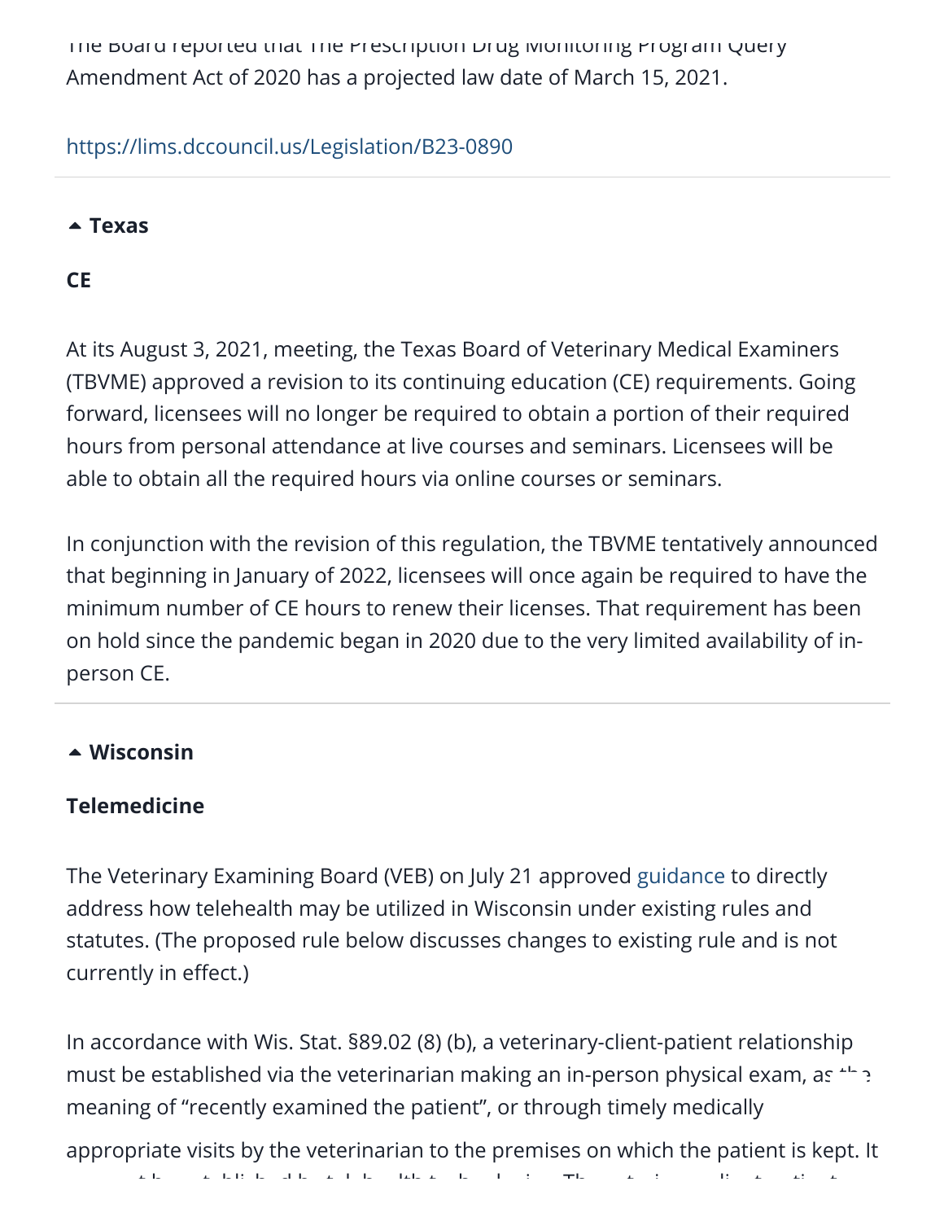The Board reported that The Prescription Drug Monitoring Program Query Amendment Act of 2020 has a projected law date of March 15, 2021.

https://lims.dccouncil.us/Legislation/B23-0890

## Texas

### CE

At its August 3, 2021, meeting, the Texas Board of Veterinary Medical Examiners (TBVME) approved a revision to its continuing education (CE) requirements. Going forward, licensees will no longer be required to obtain a portion of their required hours from personal attendance at live courses and seminars. Licensees will be able to obtain all the required hours via online courses or seminars.

In conjunction with the revision of this regulation, the TBVME tentatively announced that beginning in January of 2022, licensees will once again be required to have the minimum number of CE hours to renew their licenses. That requirement has been on hold since the pandemic began in 2020 due to the very limited availability of in-person CE.

## Wisconsin

### Telemedicine

The Veterinary Examining Board (VEB) on July 21 approved guidance to directly address how telehealth may be utilized in Wisconsin under existing rules and statutes. (The proposed rule below discusses changes to existing rule and is not currently in effect.)

In accordance with Wis. Stat. §89.02 (8) (b), a veterinary-client-patient relationship must be established via the veterinarian making an in-person physical exam, as the meaning of "recently examined the patient", or through timely medically appropriate visits by the veterinarian to the premises on which the patient is kept. It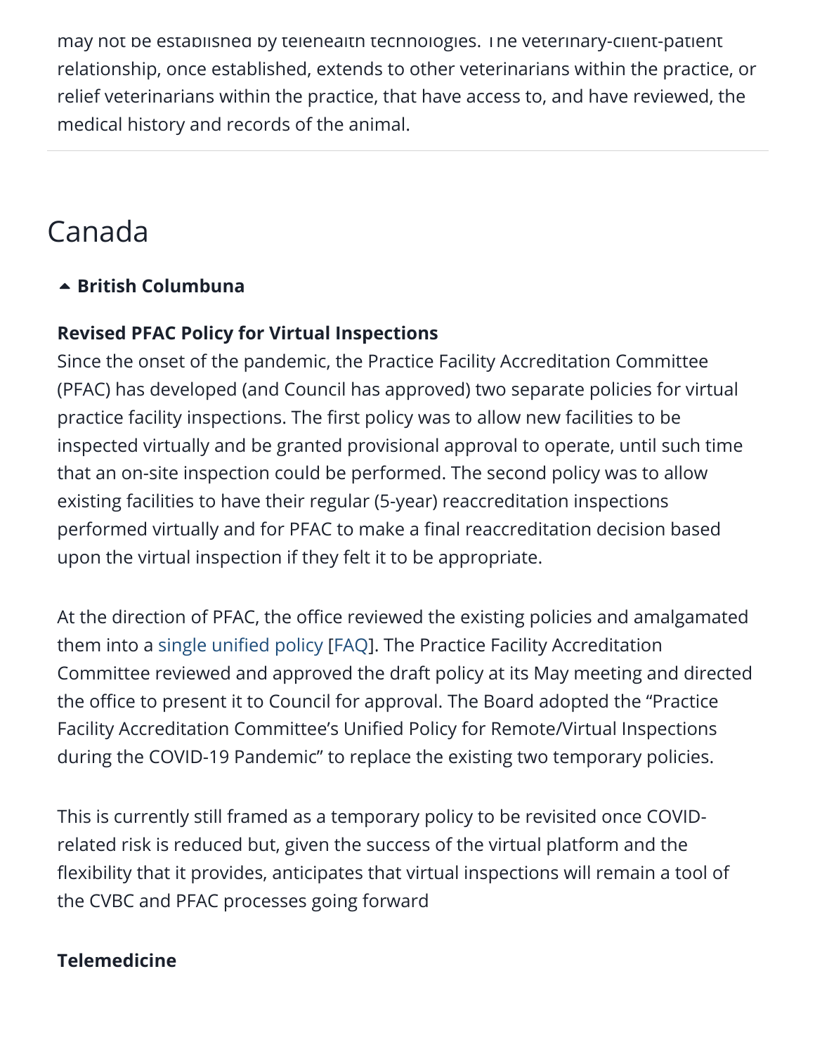may not be established by telehealth technologies. The veterinary-client-patient relationship, once established, extends to other veterinarians within the practice, or relief veterinarians within the practice, that have access to, and have reviewed, the medical history and records of the animal.

# Canada

### British Columbuna

**Revised PFAC Policy for Virtual Inspections**

Since the onset of the pandemic, the Practice Facility Accreditation Committee (PFAC) has developed (and Council has approved) two separate policies for virtual practice facility inspections. The first policy was to allow new facilities to be inspected virtually and be granted provisional approval to operate, until such time that an on-site inspection could be performed. The second policy was to allow existing facilities to have their regular (5-year) reaccreditation inspections performed virtually and for PFAC to make a final reaccreditation decision based upon the virtual inspection if they felt it to be appropriate.

At the direction of PFAC, the office reviewed the existing policies and amalgamated them into a single unified policy [FAQ]. The Practice Facility Accreditation Committee reviewed and approved the draft policy at its May meeting and directed the office to present it to Council for approval. The Board adopted the “Practice Facility Accreditation Committee’s Unified Policy for Remote/Virtual Inspections during the COVID-19 Pandemic” to replace the existing two temporary policies.

This is currently still framed as a temporary policy to be revisited once COVID-related risk is reduced but, given the success of the virtual platform and the flexibility that it provides, anticipates that virtual inspections will remain a tool of the CVBC and PFAC processes going forward

**Telemedicine**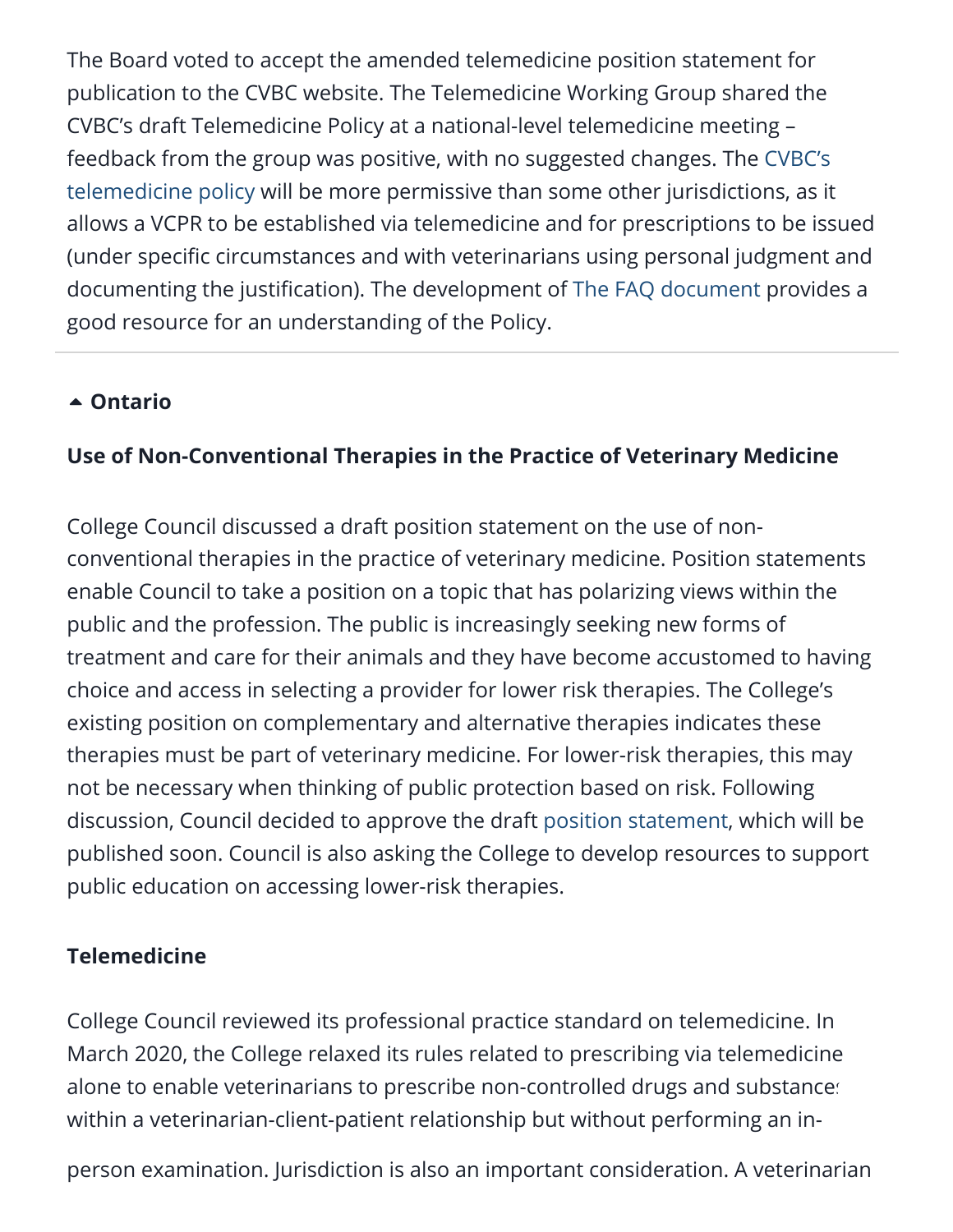The Board voted to accept the amended telemedicine position statement for publication to the CVBC website. The Telemedicine Working Group shared the CVBC's draft Telemedicine Policy at a national-level telemedicine meeting – feedback from the group was positive, with no suggested changes. The CVBC's telemedicine policy will be more permissive than some other jurisdictions, as it allows a VCPR to be established via telemedicine and for prescriptions to be issued (under specific circumstances and with veterinarians using personal judgment and documenting the justification). The development of The FAQ document provides a good resource for an understanding of the Policy.

---

### Ontario

**Use of Non-Conventional Therapies in the Practice of Veterinary Medicine**

College Council discussed a draft position statement on the use of non-conventional therapies in the practice of veterinary medicine. Position statements enable Council to take a position on a topic that has polarizing views within the public and the profession. The public is increasingly seeking new forms of treatment and care for their animals and they have become accustomed to having choice and access in selecting a provider for lower risk therapies. The College's existing position on complementary and alternative therapies indicates these therapies must be part of veterinary medicine. For lower-risk therapies, this may not be necessary when thinking of public protection based on risk. Following discussion, Council decided to approve the draft position statement, which will be published soon. Council is also asking the College to develop resources to support public education on accessing lower-risk therapies.

**Telemedicine**

College Council reviewed its professional practice standard on telemedicine. In March 2020, the College relaxed its rules related to prescribing via telemedicine alone to enable veterinarians to prescribe non-controlled drugs and substances within a veterinarian-client-patient relationship but without performing an in-person examination. Jurisdiction is also an important consideration. A veterinarian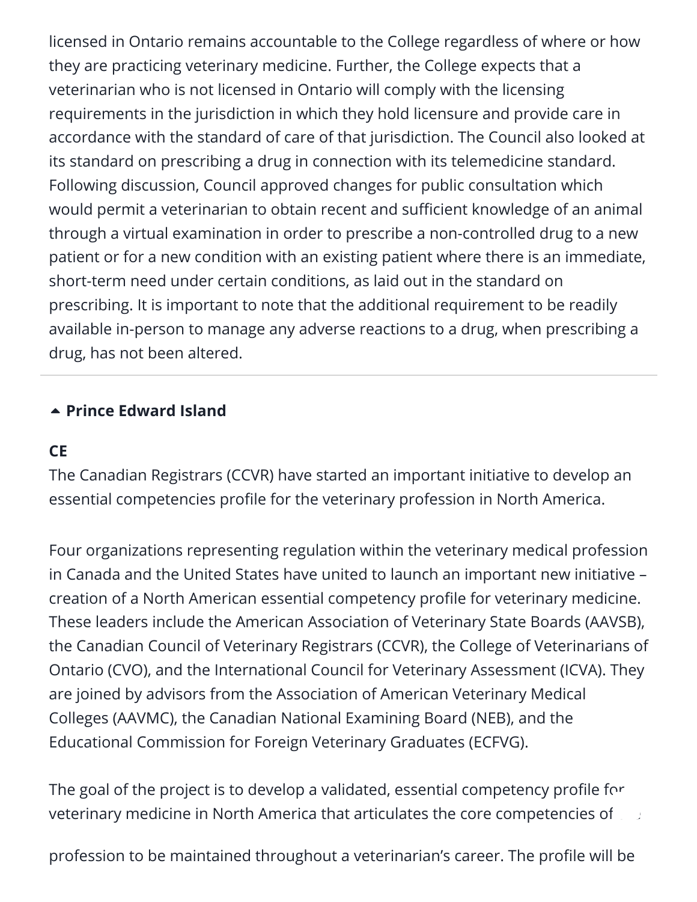licensed in Ontario remains accountable to the College regardless of where or how they are practicing veterinary medicine. Further, the College expects that a veterinarian who is not licensed in Ontario will comply with the licensing requirements in the jurisdiction in which they hold licensure and provide care in accordance with the standard of care of that jurisdiction. The Council also looked at its standard on prescribing a drug in connection with its telemedicine standard. Following discussion, Council approved changes for public consultation which would permit a veterinarian to obtain recent and sufficient knowledge of an animal through a virtual examination in order to prescribe a non-controlled drug to a new patient or for a new condition with an existing patient where there is an immediate, short-term need under certain conditions, as laid out in the standard on prescribing. It is important to note that the additional requirement to be readily available in-person to manage any adverse reactions to a drug, when prescribing a drug, has not been altered.

## Prince Edward Island

**CE**

The Canadian Registrars (CCVR) have started an important initiative to develop an essential competencies profile for the veterinary profession in North America.

Four organizations representing regulation within the veterinary medical profession in Canada and the United States have united to launch an important new initiative – creation of a North American essential competency profile for veterinary medicine. These leaders include the American Association of Veterinary State Boards (AAVSB), the Canadian Council of Veterinary Registrars (CCVR), the College of Veterinarians of Ontario (CVO), and the International Council for Veterinary Assessment (ICVA). They are joined by advisors from the Association of American Veterinary Medical Colleges (AAVMC), the Canadian National Examining Board (NEB), and the Educational Commission for Foreign Veterinary Graduates (ECFVG).

The goal of the project is to develop a validated, essential competency profile for veterinary medicine in North America that articulates the core competencies of the profession to be maintained throughout a veterinarian's career. The profile will be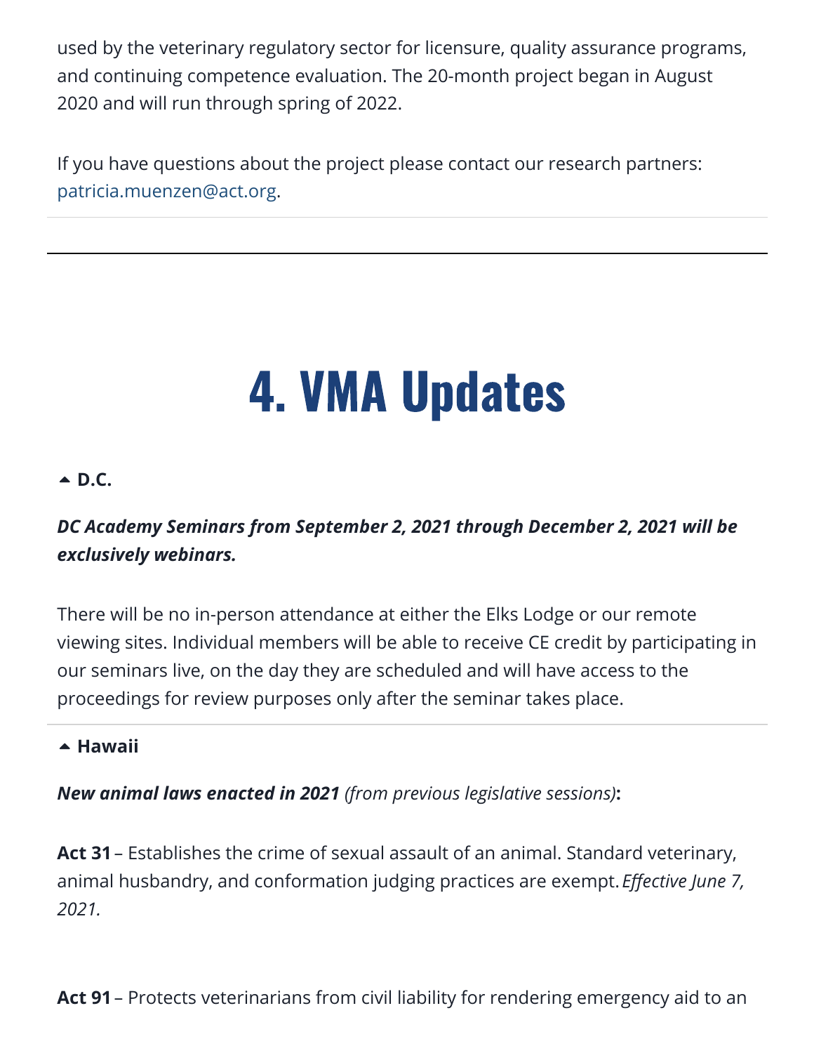used by the veterinary regulatory sector for licensure, quality assurance programs, and continuing competence evaluation. The 20-month project began in August 2020 and will run through spring of 2022.

If you have questions about the project please contact our research partners: patricia.muenzen@act.org.

---

# 4. VMA Updates

**D.C.**

***DC Academy Seminars from September 2, 2021 through December 2, 2021 will be exclusively webinars.***

There will be no in-person attendance at either the Elks Lodge or our remote viewing sites. Individual members will be able to receive CE credit by participating in our seminars live, on the day they are scheduled and will have access to the proceedings for review purposes only after the seminar takes place.

**Hawaii**

***New animal laws enacted in 2021*** *(from previous legislative sessions)***:**

**Act 31** – Establishes the crime of sexual assault of an animal. Standard veterinary, animal husbandry, and conformation judging practices are exempt. *Effective June 7, 2021.*

**Act 91** – Protects veterinarians from civil liability for rendering emergency aid to an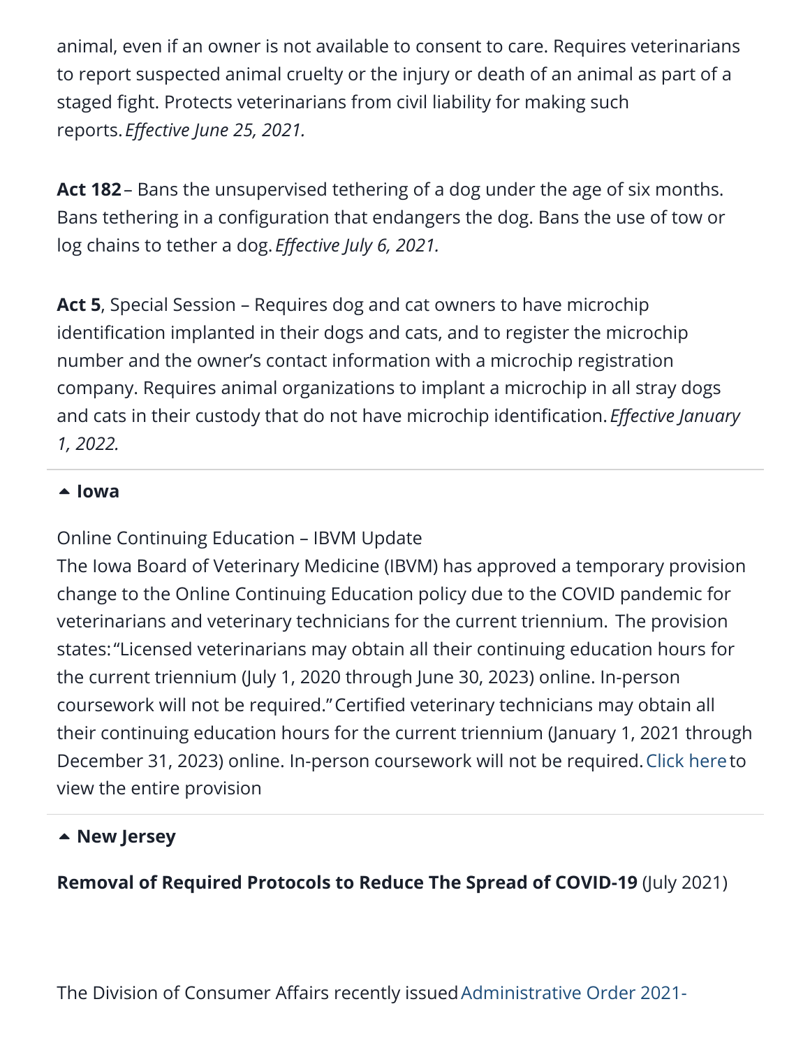animal, even if an owner is not available to consent to care. Requires veterinarians to report suspected animal cruelty or the injury or death of an animal as part of a staged fight. Protects veterinarians from civil liability for making such reports. *Effective June 25, 2021.*

**Act 182** – Bans the unsupervised tethering of a dog under the age of six months. Bans tethering in a configuration that endangers the dog. Bans the use of tow or log chains to tether a dog. *Effective July 6, 2021.*

**Act 5**, Special Session – Requires dog and cat owners to have microchip identification implanted in their dogs and cats, and to register the microchip number and the owner's contact information with a microchip registration company. Requires animal organizations to implant a microchip in all stray dogs and cats in their custody that do not have microchip identification. *Effective January 1, 2022.*

## Iowa

Online Continuing Education – IBVM Update

The Iowa Board of Veterinary Medicine (IBVM) has approved a temporary provision change to the Online Continuing Education policy due to the COVID pandemic for veterinarians and veterinary technicians for the current triennium. The provision states: "Licensed veterinarians may obtain all their continuing education hours for the current triennium (July 1, 2020 through June 30, 2023) online. In-person coursework will not be required." Certified veterinary technicians may obtain all their continuing education hours for the current triennium (January 1, 2021 through December 31, 2023) online. In-person coursework will not be required. Click here to view the entire provision

## New Jersey

**Removal of Required Protocols to Reduce The Spread of COVID-19** (July 2021)

The Division of Consumer Affairs recently issued Administrative Order 2021-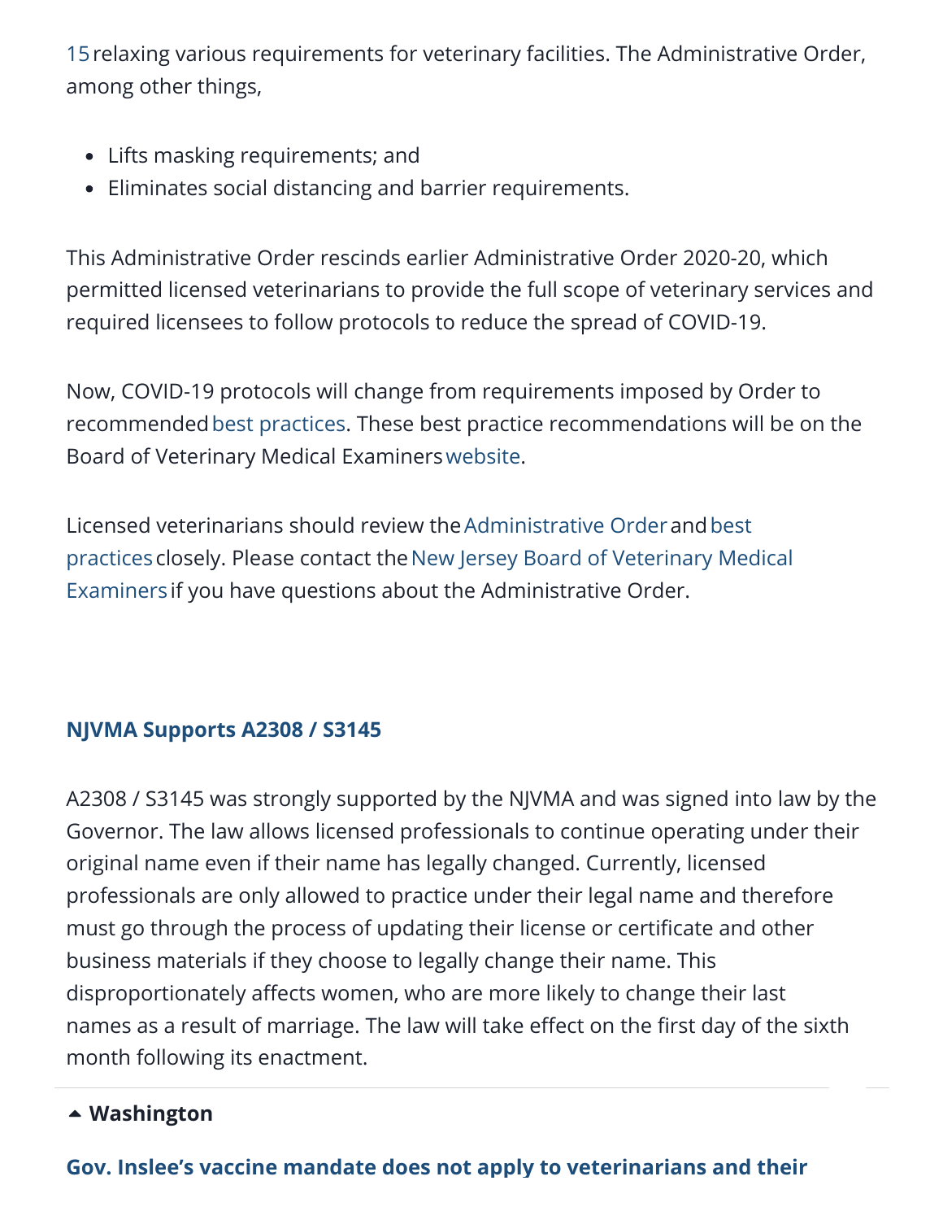15 relaxing various requirements for veterinary facilities. The Administrative Order, among other things,

- Lifts masking requirements; and
- Eliminates social distancing and barrier requirements.

This Administrative Order rescinds earlier Administrative Order 2020-20, which permitted licensed veterinarians to provide the full scope of veterinary services and required licensees to follow protocols to reduce the spread of COVID-19.

Now, COVID-19 protocols will change from requirements imposed by Order to recommended best practices. These best practice recommendations will be on the Board of Veterinary Medical Examiners website.

Licensed veterinarians should review the Administrative Order and best practices closely. Please contact the New Jersey Board of Veterinary Medical Examiners if you have questions about the Administrative Order.

### NJVMA Supports A2308 / S3145

A2308 / S3145 was strongly supported by the NJVMA and was signed into law by the Governor. The law allows licensed professionals to continue operating under their original name even if their name has legally changed. Currently, licensed professionals are only allowed to practice under their legal name and therefore must go through the process of updating their license or certificate and other business materials if they choose to legally change their name. This disproportionately affects women, who are more likely to change their last names as a result of marriage. The law will take effect on the first day of the sixth month following its enactment.

## Washington

### Gov. Inslee's vaccine mandate does not apply to veterinarians and their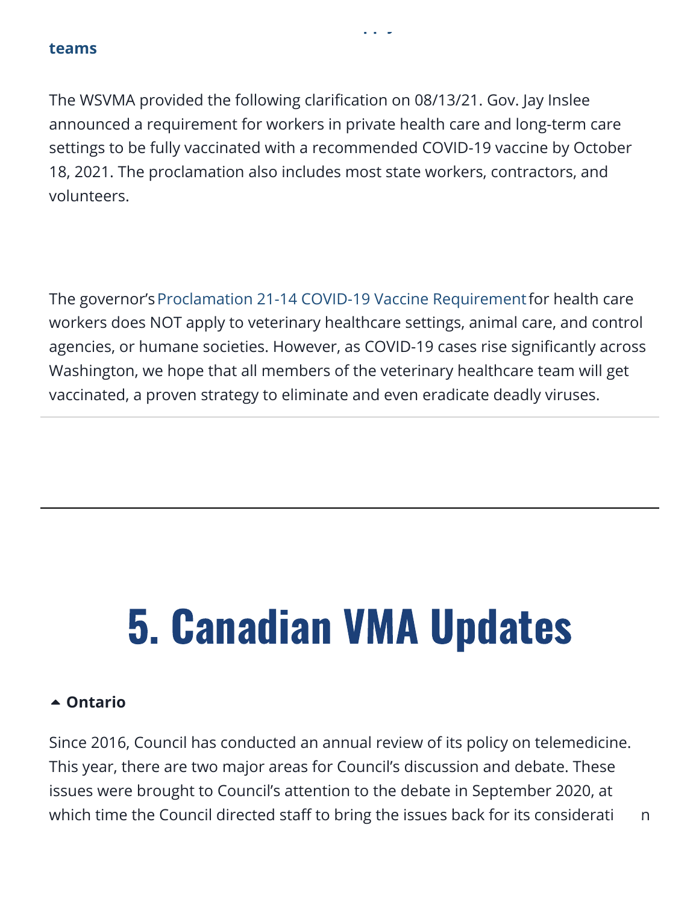**teams**

The WSVMA provided the following clarification on 08/13/21. Gov. Jay Inslee announced a requirement for workers in private health care and long-term care settings to be fully vaccinated with a recommended COVID-19 vaccine by October 18, 2021. The proclamation also includes most state workers, contractors, and volunteers.

The governor's Proclamation 21-14 COVID-19 Vaccine Requirement for health care workers does NOT apply to veterinary healthcare settings, animal care, and control agencies, or humane societies. However, as COVID-19 cases rise significantly across Washington, we hope that all members of the veterinary healthcare team will get vaccinated, a proven strategy to eliminate and even eradicate deadly viruses.

---

# 5. Canadian VMA Updates

**Ontario**

Since 2016, Council has conducted an annual review of its policy on telemedicine. This year, there are two major areas for Council's discussion and debate. These issues were brought to Council's attention to the debate in September 2020, at which time the Council directed staff to bring the issues back for its consideration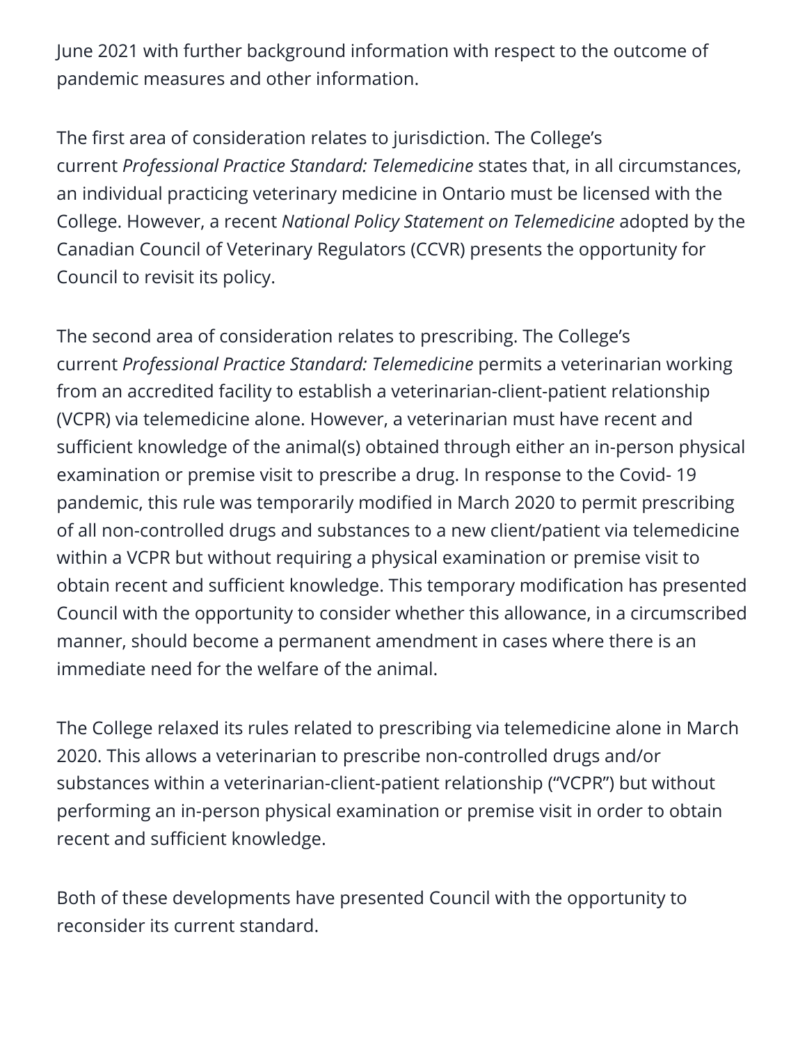June 2021 with further background information with respect to the outcome of pandemic measures and other information.

The first area of consideration relates to jurisdiction. The College's current *Professional Practice Standard: Telemedicine* states that, in all circumstances, an individual practicing veterinary medicine in Ontario must be licensed with the College. However, a recent *National Policy Statement on Telemedicine* adopted by the Canadian Council of Veterinary Regulators (CCVR) presents the opportunity for Council to revisit its policy.

The second area of consideration relates to prescribing. The College's current *Professional Practice Standard: Telemedicine* permits a veterinarian working from an accredited facility to establish a veterinarian-client-patient relationship (VCPR) via telemedicine alone. However, a veterinarian must have recent and sufficient knowledge of the animal(s) obtained through either an in-person physical examination or premise visit to prescribe a drug. In response to the Covid- 19 pandemic, this rule was temporarily modified in March 2020 to permit prescribing of all non-controlled drugs and substances to a new client/patient via telemedicine within a VCPR but without requiring a physical examination or premise visit to obtain recent and sufficient knowledge. This temporary modification has presented Council with the opportunity to consider whether this allowance, in a circumscribed manner, should become a permanent amendment in cases where there is an immediate need for the welfare of the animal.

The College relaxed its rules related to prescribing via telemedicine alone in March 2020. This allows a veterinarian to prescribe non-controlled drugs and/or substances within a veterinarian-client-patient relationship ("VCPR") but without performing an in-person physical examination or premise visit in order to obtain recent and sufficient knowledge.

Both of these developments have presented Council with the opportunity to reconsider its current standard.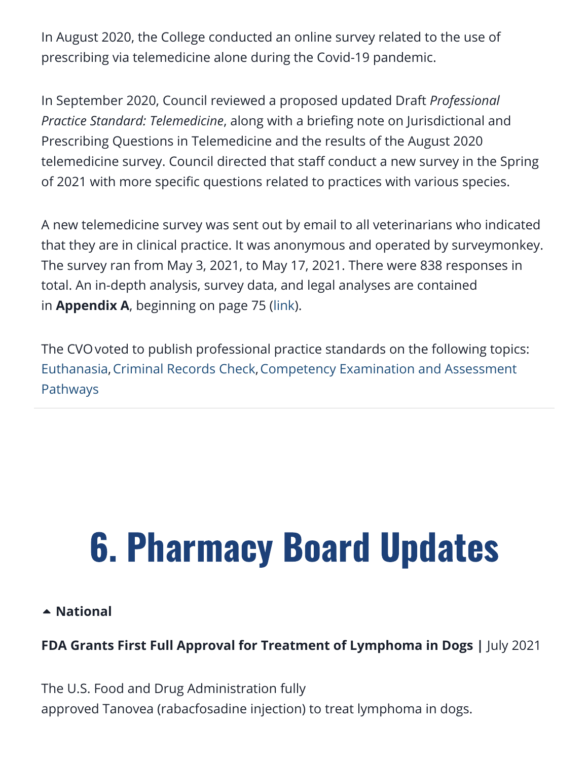In August 2020, the College conducted an online survey related to the use of prescribing via telemedicine alone during the Covid-19 pandemic.

In September 2020, Council reviewed a proposed updated Draft *Professional Practice Standard: Telemedicine*, along with a briefing note on Jurisdictional and Prescribing Questions in Telemedicine and the results of the August 2020 telemedicine survey. Council directed that staff conduct a new survey in the Spring of 2021 with more specific questions related to practices with various species.

A new telemedicine survey was sent out by email to all veterinarians who indicated that they are in clinical practice. It was anonymous and operated by surveymonkey. The survey ran from May 3, 2021, to May 17, 2021. There were 838 responses in total. An in-depth analysis, survey data, and legal analyses are contained in **Appendix A**, beginning on page 75 (link).

The CVO voted to publish professional practice standards on the following topics: Euthanasia, Criminal Records Check, Competency Examination and Assessment Pathways

# 6. Pharmacy Board Updates

**National**

**FDA Grants First Full Approval for Treatment of Lymphoma in Dogs |** July 2021

The U.S. Food and Drug Administration fully approved Tanovea (rabacfosadine injection) to treat lymphoma in dogs.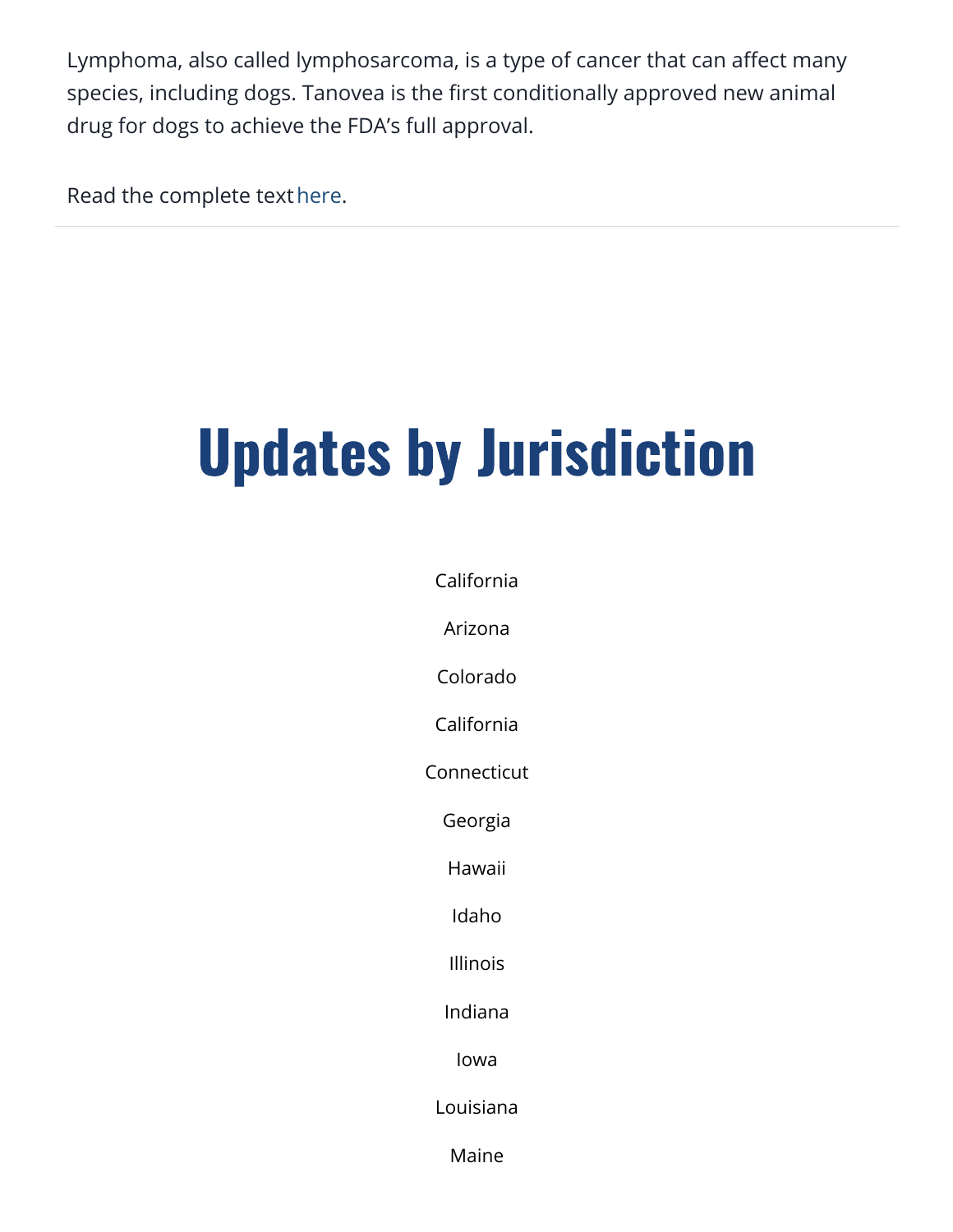Lymphoma, also called lymphosarcoma, is a type of cancer that can affect many species, including dogs. Tanovea is the first conditionally approved new animal drug for dogs to achieve the FDA's full approval.

Read the complete text here.

---

# Updates by Jurisdiction

California

Arizona

Colorado

California

Connecticut

Georgia

Hawaii

Idaho

Illinois

Indiana

Iowa

Louisiana

Maine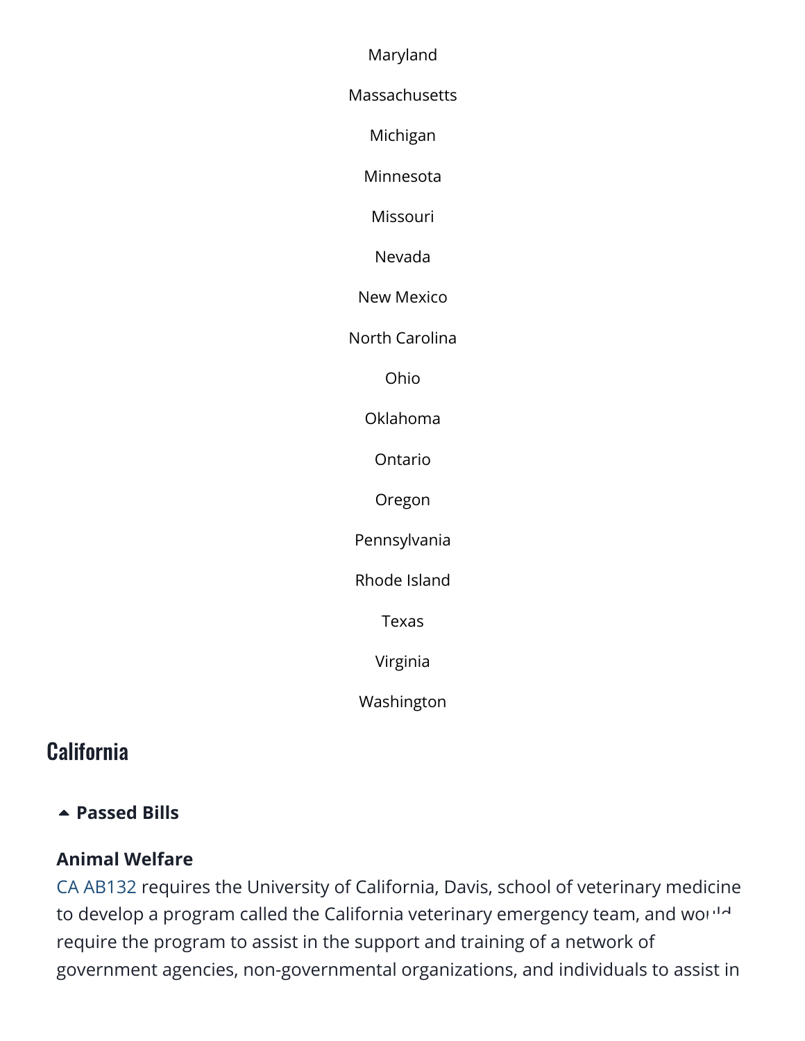Maryland

Massachusetts

Michigan

Minnesota

Missouri

Nevada

New Mexico

North Carolina

Ohio

Oklahoma

Ontario

Oregon

Pennsylvania

Rhode Island

Texas

Virginia

Washington

## California

### Passed Bills

**Animal Welfare**

CA AB132 requires the University of California, Davis, school of veterinary medicine to develop a program called the California veterinary emergency team, and would require the program to assist in the support and training of a network of government agencies, non-governmental organizations, and individuals to assist in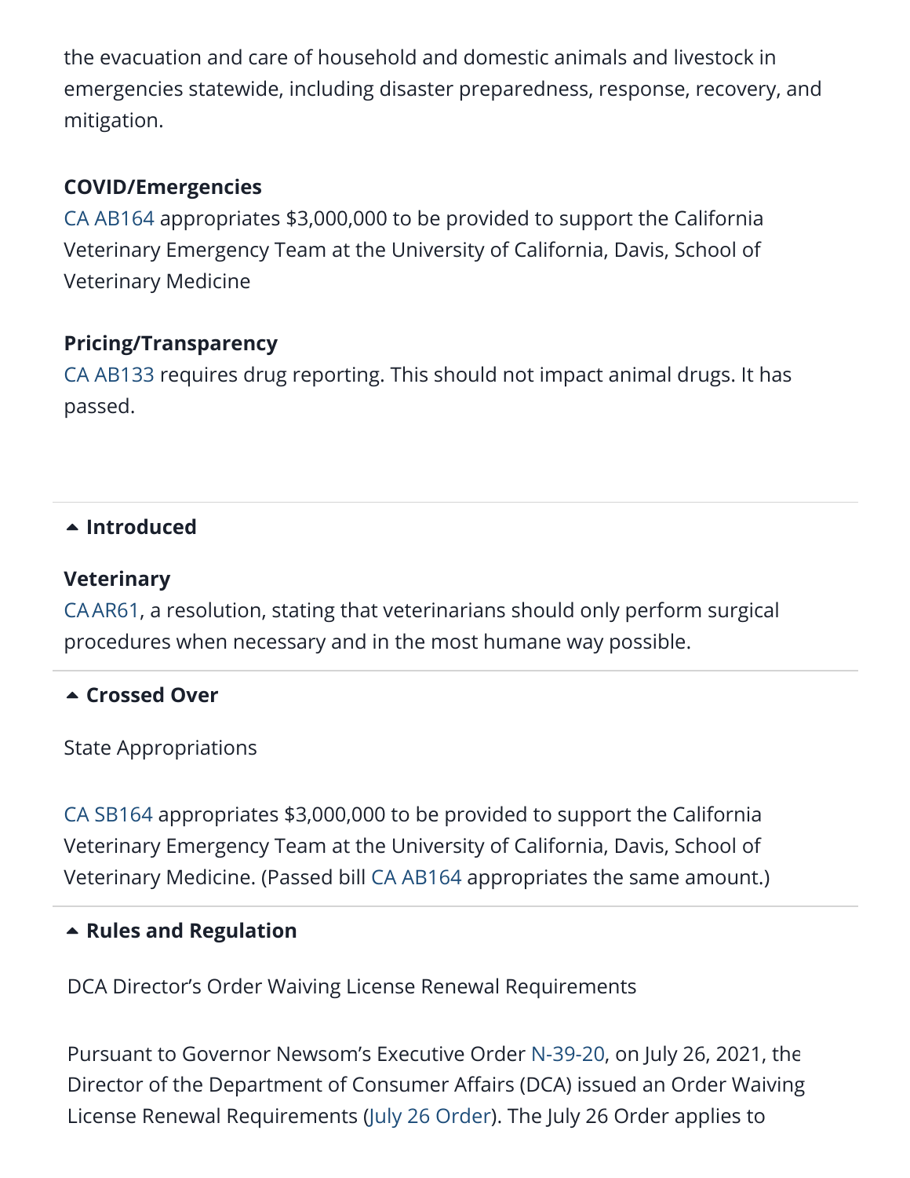the evacuation and care of household and domestic animals and livestock in emergencies statewide, including disaster preparedness, response, recovery, and mitigation.

**COVID/Emergencies**
CA AB164 appropriates $3,000,000 to be provided to support the California Veterinary Emergency Team at the University of California, Davis, School of Veterinary Medicine

**Pricing/Transparency**
CA AB133 requires drug reporting. This should not impact animal drugs. It has passed.

### ▲ Introduced

**Veterinary**
CA AR61, a resolution, stating that veterinarians should only perform surgical procedures when necessary and in the most humane way possible.

### ▲ Crossed Over

State Appropriations

CA SB164 appropriates $3,000,000 to be provided to support the California Veterinary Emergency Team at the University of California, Davis, School of Veterinary Medicine. (Passed bill CA AB164 appropriates the same amount.)

### ▲ Rules and Regulation

DCA Director's Order Waiving License Renewal Requirements

Pursuant to Governor Newsom's Executive Order N-39-20, on July 26, 2021, the Director of the Department of Consumer Affairs (DCA) issued an Order Waiving License Renewal Requirements (July 26 Order). The July 26 Order applies to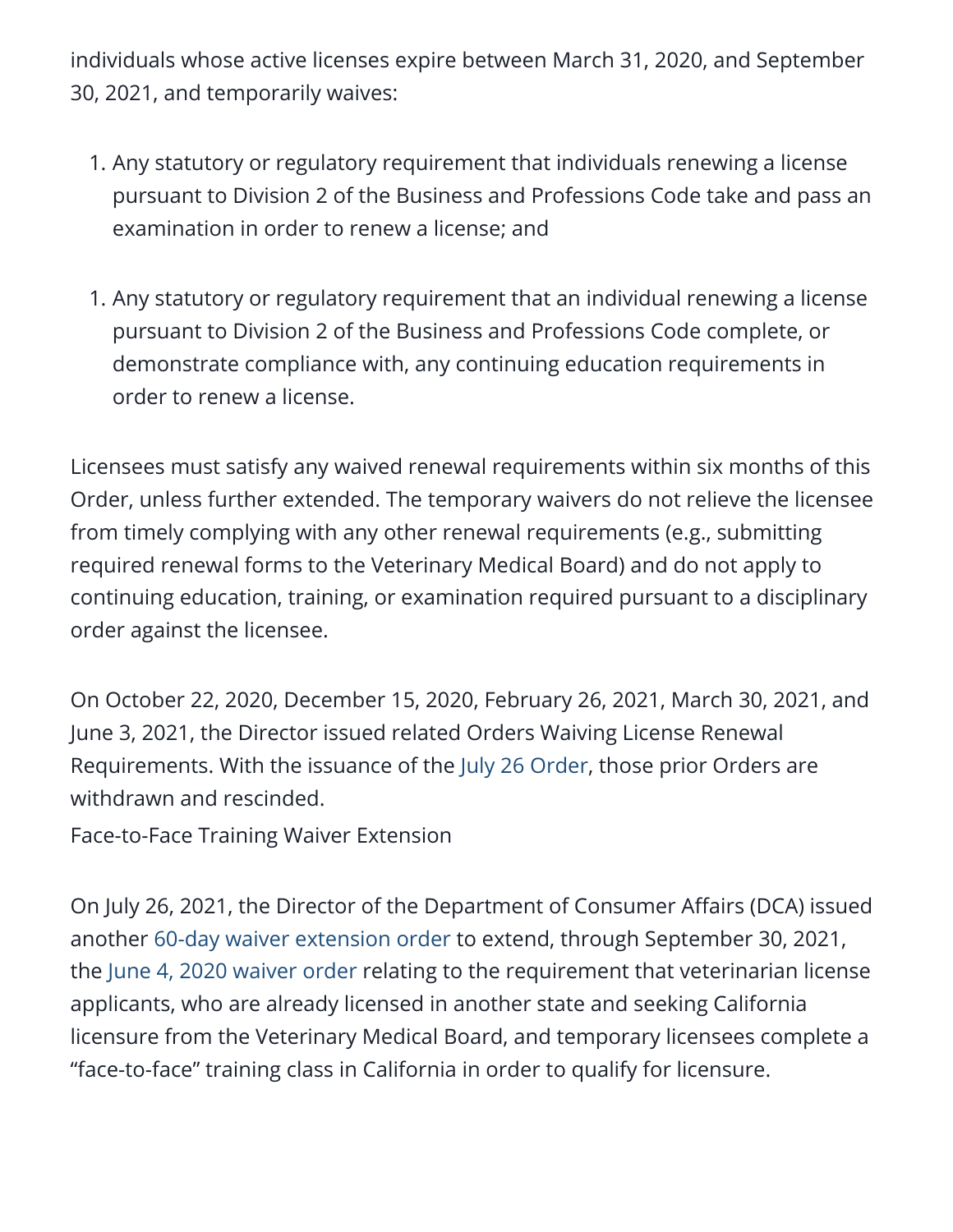individuals whose active licenses expire between March 31, 2020, and September 30, 2021, and temporarily waives:

1. Any statutory or regulatory requirement that individuals renewing a license pursuant to Division 2 of the Business and Professions Code take and pass an examination in order to renew a license; and

1. Any statutory or regulatory requirement that an individual renewing a license pursuant to Division 2 of the Business and Professions Code complete, or demonstrate compliance with, any continuing education requirements in order to renew a license.

Licensees must satisfy any waived renewal requirements within six months of this Order, unless further extended. The temporary waivers do not relieve the licensee from timely complying with any other renewal requirements (e.g., submitting required renewal forms to the Veterinary Medical Board) and do not apply to continuing education, training, or examination required pursuant to a disciplinary order against the licensee.

On October 22, 2020, December 15, 2020, February 26, 2021, March 30, 2021, and June 3, 2021, the Director issued related Orders Waiving License Renewal Requirements. With the issuance of the July 26 Order, those prior Orders are withdrawn and rescinded.

Face-to-Face Training Waiver Extension

On July 26, 2021, the Director of the Department of Consumer Affairs (DCA) issued another 60-day waiver extension order to extend, through September 30, 2021, the June 4, 2020 waiver order relating to the requirement that veterinarian license applicants, who are already licensed in another state and seeking California licensure from the Veterinary Medical Board, and temporary licensees complete a "face-to-face" training class in California in order to qualify for licensure.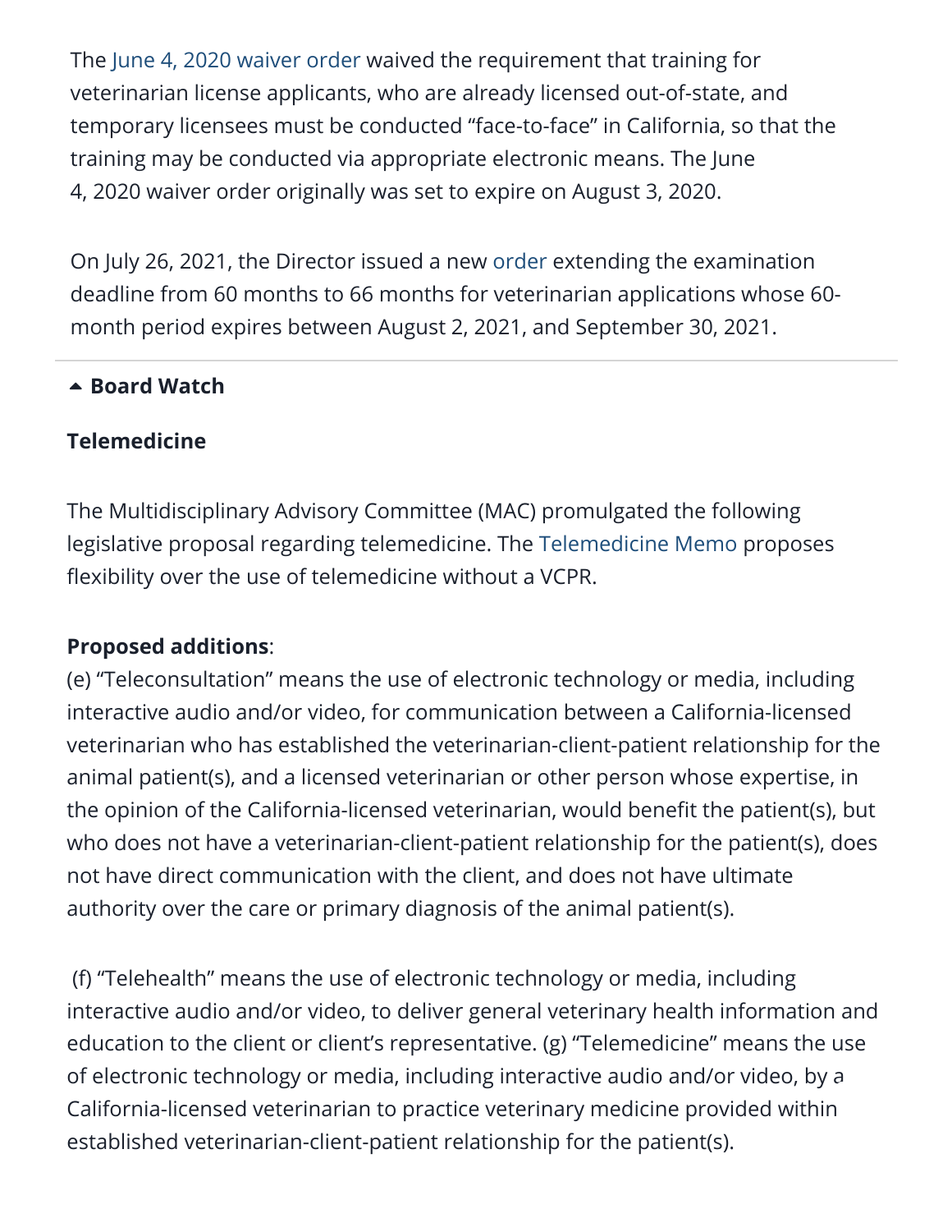The June 4, 2020 waiver order waived the requirement that training for veterinarian license applicants, who are already licensed out-of-state, and temporary licensees must be conducted "face-to-face" in California, so that the training may be conducted via appropriate electronic means. The June 4, 2020 waiver order originally was set to expire on August 3, 2020.

On July 26, 2021, the Director issued a new order extending the examination deadline from 60 months to 66 months for veterinarian applications whose 60-month period expires between August 2, 2021, and September 30, 2021.

## Board Watch

### Telemedicine

The Multidisciplinary Advisory Committee (MAC) promulgated the following legislative proposal regarding telemedicine. The Telemedicine Memo proposes flexibility over the use of telemedicine without a VCPR.

**Proposed additions**:
(e) "Teleconsultation" means the use of electronic technology or media, including interactive audio and/or video, for communication between a California-licensed veterinarian who has established the veterinarian-client-patient relationship for the animal patient(s), and a licensed veterinarian or other person whose expertise, in the opinion of the California-licensed veterinarian, would benefit the patient(s), but who does not have a veterinarian-client-patient relationship for the patient(s), does not have direct communication with the client, and does not have ultimate authority over the care or primary diagnosis of the animal patient(s).

(f) "Telehealth" means the use of electronic technology or media, including interactive audio and/or video, to deliver general veterinary health information and education to the client or client's representative. (g) "Telemedicine" means the use of electronic technology or media, including interactive audio and/or video, by a California-licensed veterinarian to practice veterinary medicine provided within established veterinarian-client-patient relationship for the patient(s).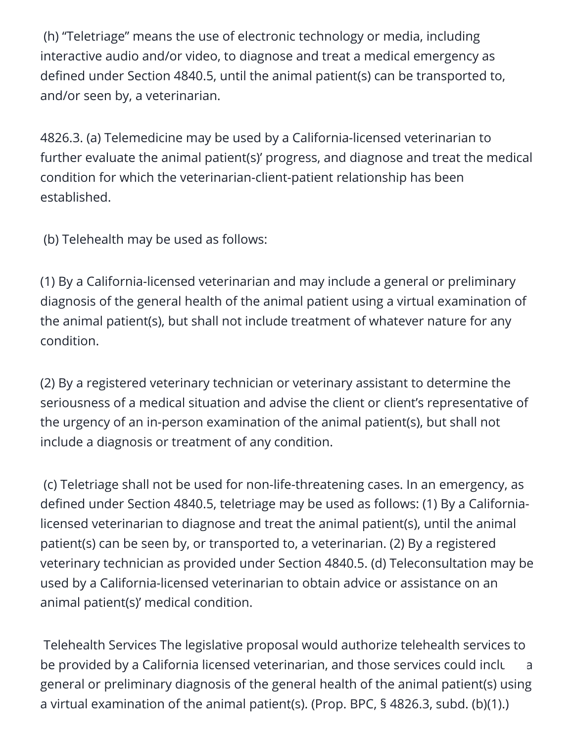(h) "Teletriage" means the use of electronic technology or media, including interactive audio and/or video, to diagnose and treat a medical emergency as defined under Section 4840.5, until the animal patient(s) can be transported to, and/or seen by, a veterinarian.

4826.3. (a) Telemedicine may be used by a California-licensed veterinarian to further evaluate the animal patient(s)' progress, and diagnose and treat the medical condition for which the veterinarian-client-patient relationship has been established.

(b) Telehealth may be used as follows:

(1) By a California-licensed veterinarian and may include a general or preliminary diagnosis of the general health of the animal patient using a virtual examination of the animal patient(s), but shall not include treatment of whatever nature for any condition.

(2) By a registered veterinary technician or veterinary assistant to determine the seriousness of a medical situation and advise the client or client's representative of the urgency of an in-person examination of the animal patient(s), but shall not include a diagnosis or treatment of any condition.

(c) Teletriage shall not be used for non-life-threatening cases. In an emergency, as defined under Section 4840.5, teletriage may be used as follows: (1) By a California-licensed veterinarian to diagnose and treat the animal patient(s), until the animal patient(s) can be seen by, or transported to, a veterinarian. (2) By a registered veterinary technician as provided under Section 4840.5. (d) Teleconsultation may be used by a California-licensed veterinarian to obtain advice or assistance on an animal patient(s)' medical condition.

Telehealth Services The legislative proposal would authorize telehealth services to be provided by a California licensed veterinarian, and those services could inclu a general or preliminary diagnosis of the general health of the animal patient(s) using a virtual examination of the animal patient(s). (Prop. BPC, § 4826.3, subd. (b)(1).)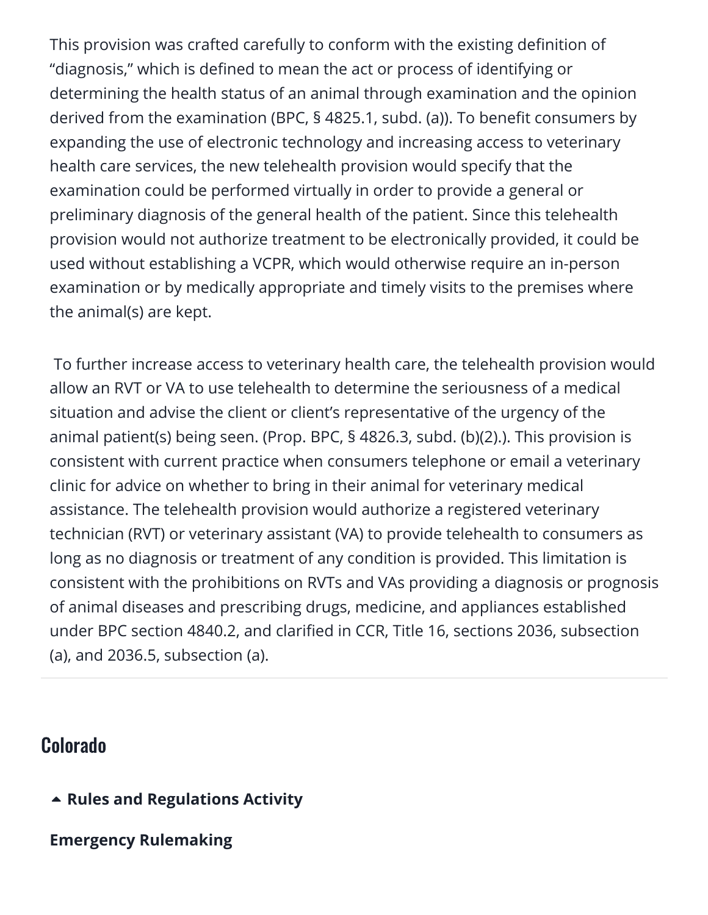This provision was crafted carefully to conform with the existing definition of "diagnosis," which is defined to mean the act or process of identifying or determining the health status of an animal through examination and the opinion derived from the examination (BPC, § 4825.1, subd. (a)). To benefit consumers by expanding the use of electronic technology and increasing access to veterinary health care services, the new telehealth provision would specify that the examination could be performed virtually in order to provide a general or preliminary diagnosis of the general health of the patient. Since this telehealth provision would not authorize treatment to be electronically provided, it could be used without establishing a VCPR, which would otherwise require an in-person examination or by medically appropriate and timely visits to the premises where the animal(s) are kept.

To further increase access to veterinary health care, the telehealth provision would allow an RVT or VA to use telehealth to determine the seriousness of a medical situation and advise the client or client's representative of the urgency of the animal patient(s) being seen. (Prop. BPC, § 4826.3, subd. (b)(2).). This provision is consistent with current practice when consumers telephone or email a veterinary clinic for advice on whether to bring in their animal for veterinary medical assistance. The telehealth provision would authorize a registered veterinary technician (RVT) or veterinary assistant (VA) to provide telehealth to consumers as long as no diagnosis or treatment of any condition is provided. This limitation is consistent with the prohibitions on RVTs and VAs providing a diagnosis or prognosis of animal diseases and prescribing drugs, medicine, and appliances established under BPC section 4840.2, and clarified in CCR, Title 16, sections 2036, subsection (a), and 2036.5, subsection (a).

---

## Colorado

**Rules and Regulations Activity**

**Emergency Rulemaking**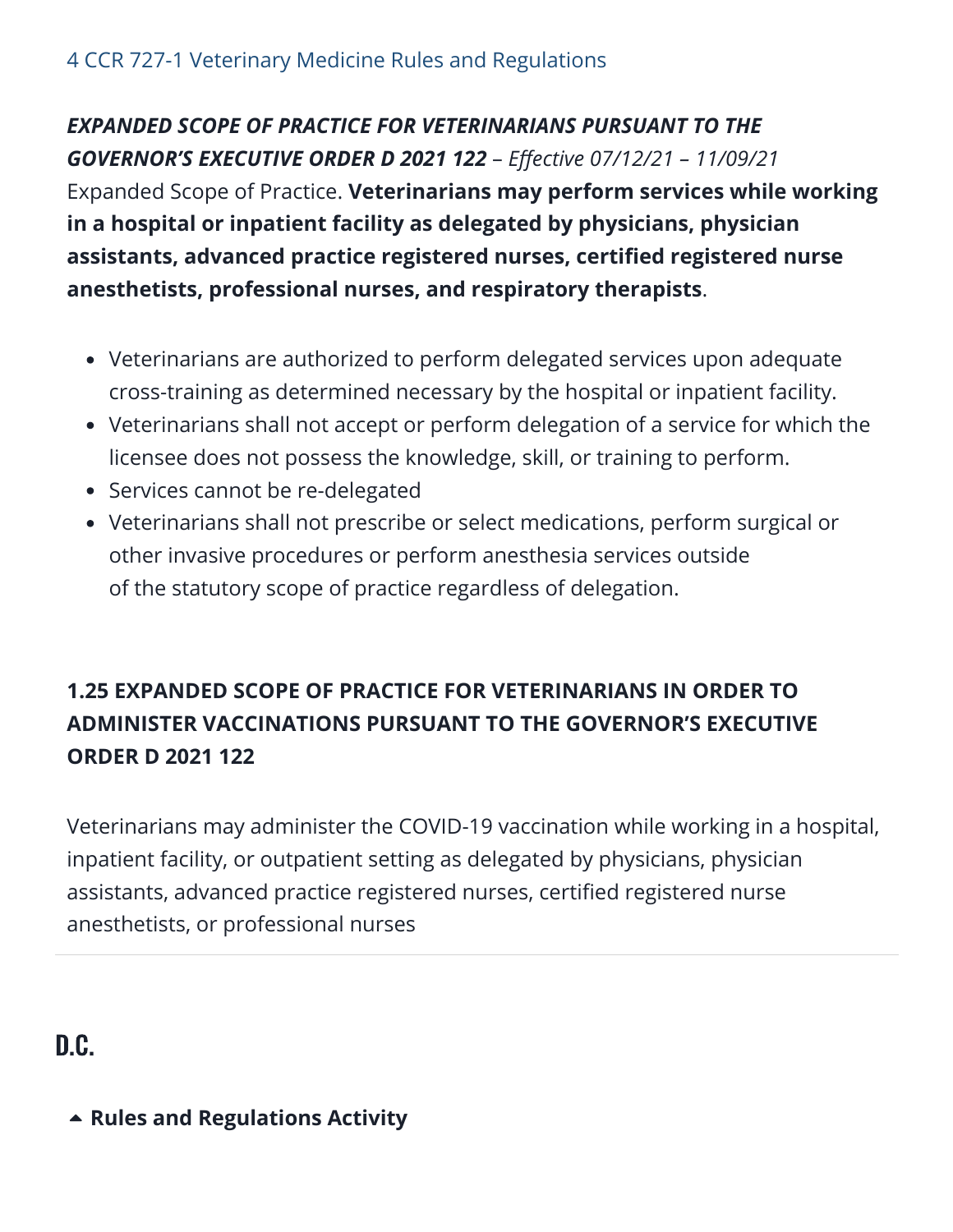4 CCR 727-1 Veterinary Medicine Rules and Regulations

***EXPANDED SCOPE OF PRACTICE FOR VETERINARIANS PURSUANT TO THE GOVERNOR'S EXECUTIVE ORDER D 2021 122*** *– Effective 07/12/21 – 11/09/21*

Expanded Scope of Practice. **Veterinarians may perform services while working in a hospital or inpatient facility as delegated by physicians, physician assistants, advanced practice registered nurses, certified registered nurse anesthetists, professional nurses, and respiratory therapists**.

- Veterinarians are authorized to perform delegated services upon adequate cross-training as determined necessary by the hospital or inpatient facility.
- Veterinarians shall not accept or perform delegation of a service for which the licensee does not possess the knowledge, skill, or training to perform.
- Services cannot be re-delegated
- Veterinarians shall not prescribe or select medications, perform surgical or other invasive procedures or perform anesthesia services outside of the statutory scope of practice regardless of delegation.

**1.25 EXPANDED SCOPE OF PRACTICE FOR VETERINARIANS IN ORDER TO ADMINISTER VACCINATIONS PURSUANT TO THE GOVERNOR'S EXECUTIVE ORDER D 2021 122**

Veterinarians may administer the COVID-19 vaccination while working in a hospital, inpatient facility, or outpatient setting as delegated by physicians, physician assistants, advanced practice registered nurses, certified registered nurse anesthetists, or professional nurses

---

## D.C.

**Rules and Regulations Activity**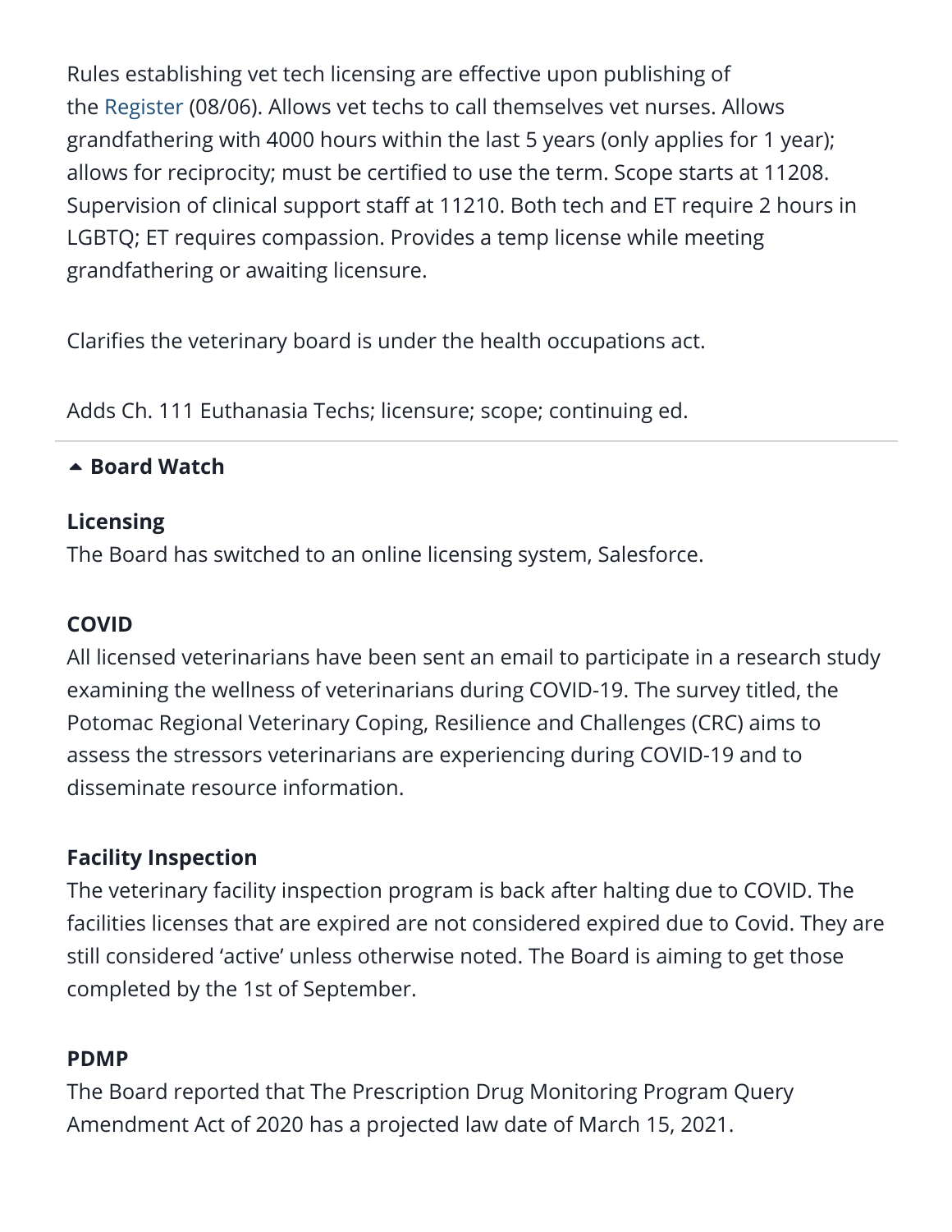Rules establishing vet tech licensing are effective upon publishing of the Register (08/06). Allows vet techs to call themselves vet nurses. Allows grandfathering with 4000 hours within the last 5 years (only applies for 1 year); allows for reciprocity; must be certified to use the term. Scope starts at 11208. Supervision of clinical support staff at 11210. Both tech and ET require 2 hours in LGBTQ; ET requires compassion. Provides a temp license while meeting grandfathering or awaiting licensure.

Clarifies the veterinary board is under the health occupations act.

Adds Ch. 111 Euthanasia Techs; licensure; scope; continuing ed.

---

### Board Watch

**Licensing**
The Board has switched to an online licensing system, Salesforce.

**COVID**
All licensed veterinarians have been sent an email to participate in a research study examining the wellness of veterinarians during COVID-19. The survey titled, the Potomac Regional Veterinary Coping, Resilience and Challenges (CRC) aims to assess the stressors veterinarians are experiencing during COVID-19 and to disseminate resource information.

**Facility Inspection**
The veterinary facility inspection program is back after halting due to COVID. The facilities licenses that are expired are not considered expired due to Covid. They are still considered 'active' unless otherwise noted. The Board is aiming to get those completed by the 1st of September.

**PDMP**
The Board reported that The Prescription Drug Monitoring Program Query Amendment Act of 2020 has a projected law date of March 15, 2021.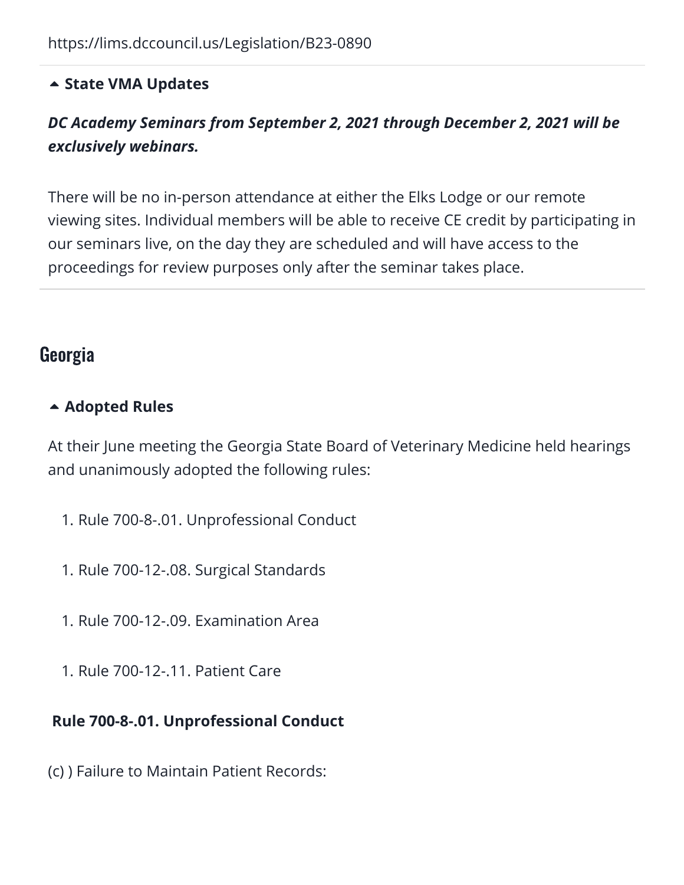https://lims.dccouncil.us/Legislation/B23-0890

**State VMA Updates**

***DC Academy Seminars from September 2, 2021 through December 2, 2021 will be exclusively webinars.***

There will be no in-person attendance at either the Elks Lodge or our remote viewing sites. Individual members will be able to receive CE credit by participating in our seminars live, on the day they are scheduled and will have access to the proceedings for review purposes only after the seminar takes place.

## Georgia

**Adopted Rules**

At their June meeting the Georgia State Board of Veterinary Medicine held hearings and unanimously adopted the following rules:

1. Rule 700-8-.01. Unprofessional Conduct

1. Rule 700-12-.08. Surgical Standards

1. Rule 700-12-.09. Examination Area

1. Rule 700-12-.11. Patient Care

**Rule 700-8-.01. Unprofessional Conduct**

(c) ) Failure to Maintain Patient Records: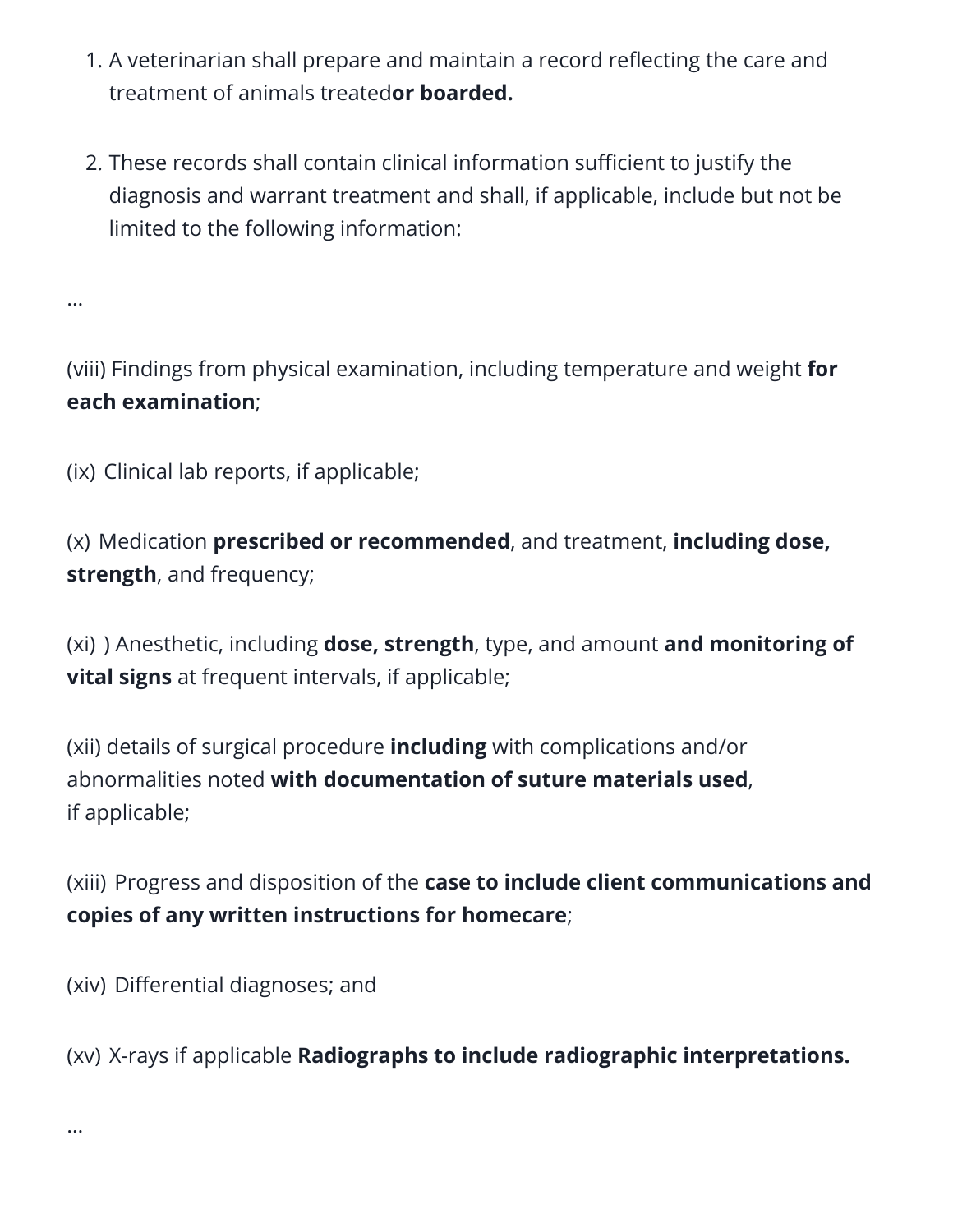1. A veterinarian shall prepare and maintain a record reflecting the care and treatment of animals treated**or boarded.**

2. These records shall contain clinical information sufficient to justify the diagnosis and warrant treatment and shall, if applicable, include but not be limited to the following information:

…

(viii) Findings from physical examination, including temperature and weight **for each examination**;

(ix) Clinical lab reports, if applicable;

(x) Medication **prescribed or recommended**, and treatment, **including dose, strength**, and frequency;

(xi) ) Anesthetic, including **dose, strength**, type, and amount **and monitoring of vital signs** at frequent intervals, if applicable;

(xii) details of surgical procedure **including** with complications and/or abnormalities noted **with documentation of suture materials used**, if applicable;

(xiii) Progress and disposition of the **case to include client communications and copies of any written instructions for homecare**;

(xiv) Differential diagnoses; and

(xv) X-rays if applicable **Radiographs to include radiographic interpretations.**

…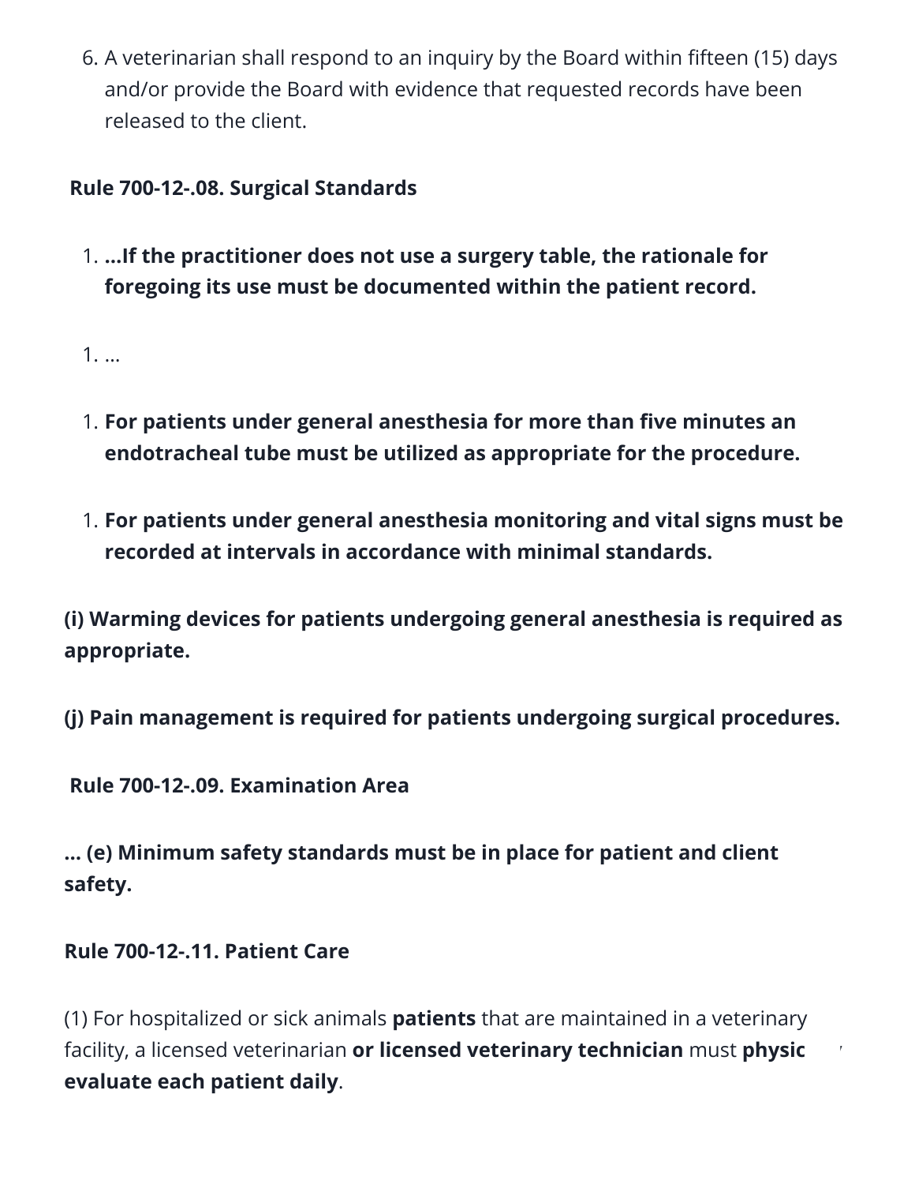6. A veterinarian shall respond to an inquiry by the Board within fifteen (15) days and/or provide the Board with evidence that requested records have been released to the client.

**Rule 700-12-.08. Surgical Standards**

1. **...If the practitioner does not use a surgery table, the rationale for foregoing its use must be documented within the patient record.**

1. ...

1. **For patients under general anesthesia for more than five minutes an endotracheal tube must be utilized as appropriate for the procedure.**

1. **For patients under general anesthesia monitoring and vital signs must be recorded at intervals in accordance with minimal standards.**

**(i) Warming devices for patients undergoing general anesthesia is required as appropriate.**

**(j) Pain management is required for patients undergoing surgical procedures.**

**Rule 700-12-.09. Examination Area**

**... (e) Minimum safety standards must be in place for patient and client safety.**

**Rule 700-12-.11. Patient Care**

(1) For hospitalized or sick animals **patients** that are maintained in a veterinary facility, a licensed veterinarian **or licensed veterinary technician** must **physic evaluate each patient daily**.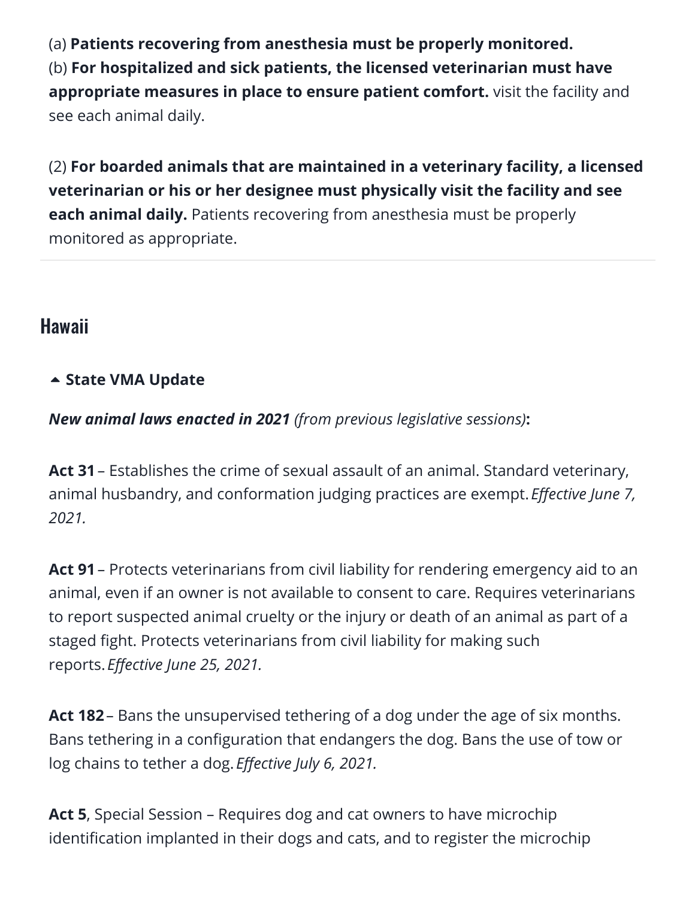(a) **Patients recovering from anesthesia must be properly monitored.**
(b) **For hospitalized and sick patients, the licensed veterinarian must have appropriate measures in place to ensure patient comfort.** visit the facility and see each animal daily.

(2) **For boarded animals that are maintained in a veterinary facility, a licensed veterinarian or his or her designee must physically visit the facility and see each animal daily.** Patients recovering from anesthesia must be properly monitored as appropriate.

---

## Hawaii

▲ **State VMA Update**

***New animal laws enacted in 2021*** *(from previous legislative sessions)***:**

**Act 31** – Establishes the crime of sexual assault of an animal. Standard veterinary, animal husbandry, and conformation judging practices are exempt. *Effective June 7, 2021.*

**Act 91** – Protects veterinarians from civil liability for rendering emergency aid to an animal, even if an owner is not available to consent to care. Requires veterinarians to report suspected animal cruelty or the injury or death of an animal as part of a staged fight. Protects veterinarians from civil liability for making such reports. *Effective June 25, 2021.*

**Act 182** – Bans the unsupervised tethering of a dog under the age of six months. Bans tethering in a configuration that endangers the dog. Bans the use of tow or log chains to tether a dog. *Effective July 6, 2021.*

**Act 5**, Special Session – Requires dog and cat owners to have microchip identification implanted in their dogs and cats, and to register the microchip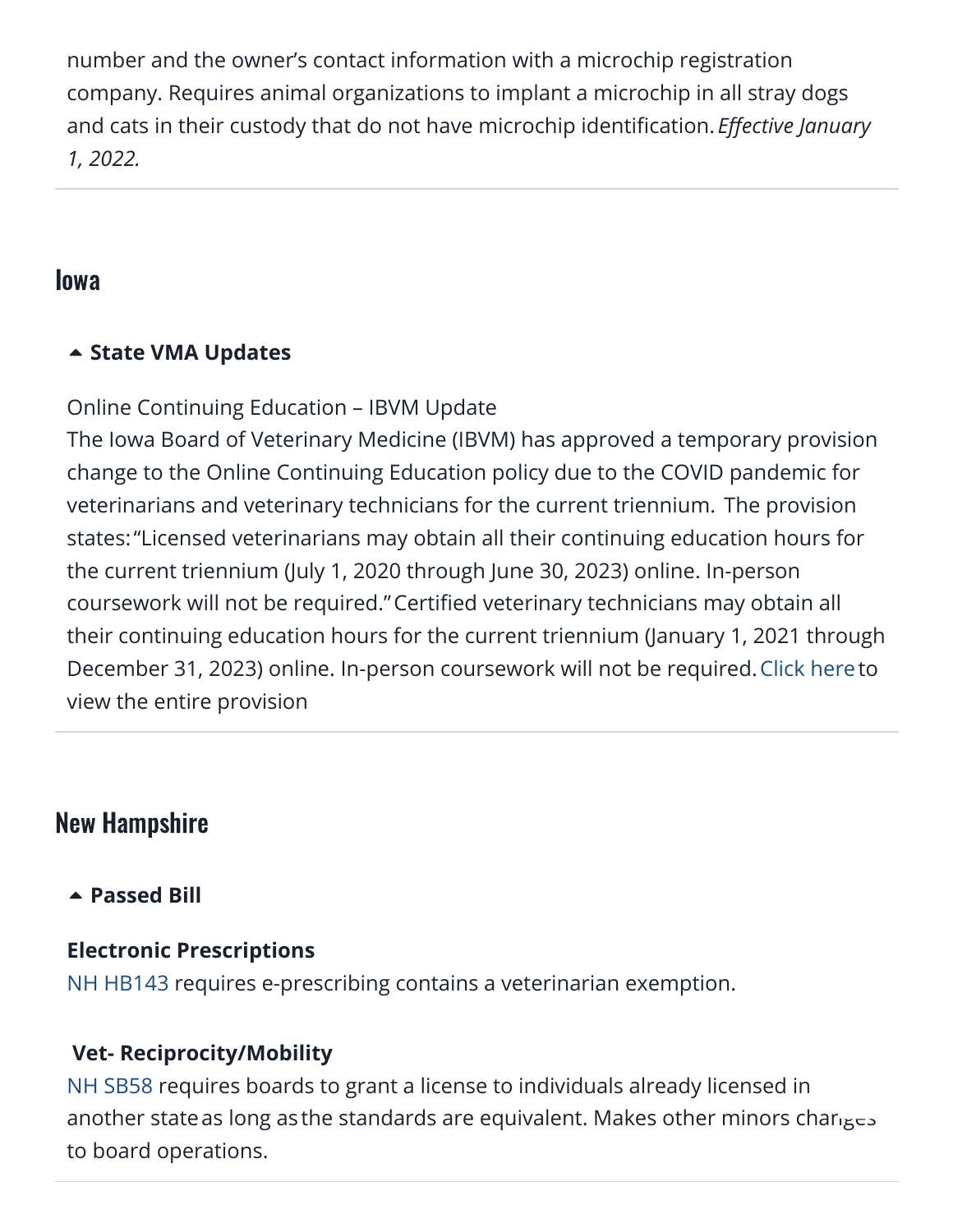number and the owner's contact information with a microchip registration company. Requires animal organizations to implant a microchip in all stray dogs and cats in their custody that do not have microchip identification. *Effective January 1, 2022.*

## Iowa

### State VMA Updates

Online Continuing Education – IBVM Update

The Iowa Board of Veterinary Medicine (IBVM) has approved a temporary provision change to the Online Continuing Education policy due to the COVID pandemic for veterinarians and veterinary technicians for the current triennium. The provision states: "Licensed veterinarians may obtain all their continuing education hours for the current triennium (July 1, 2020 through June 30, 2023) online. In-person coursework will not be required." Certified veterinary technicians may obtain all their continuing education hours for the current triennium (January 1, 2021 through December 31, 2023) online. In-person coursework will not be required. Click here to view the entire provision

## New Hampshire

### Passed Bill

**Electronic Prescriptions**

NH HB143 requires e-prescribing contains a veterinarian exemption.

**Vet- Reciprocity/Mobility**

NH SB58 requires boards to grant a license to individuals already licensed in another state as long as the standards are equivalent. Makes other minors changes to board operations.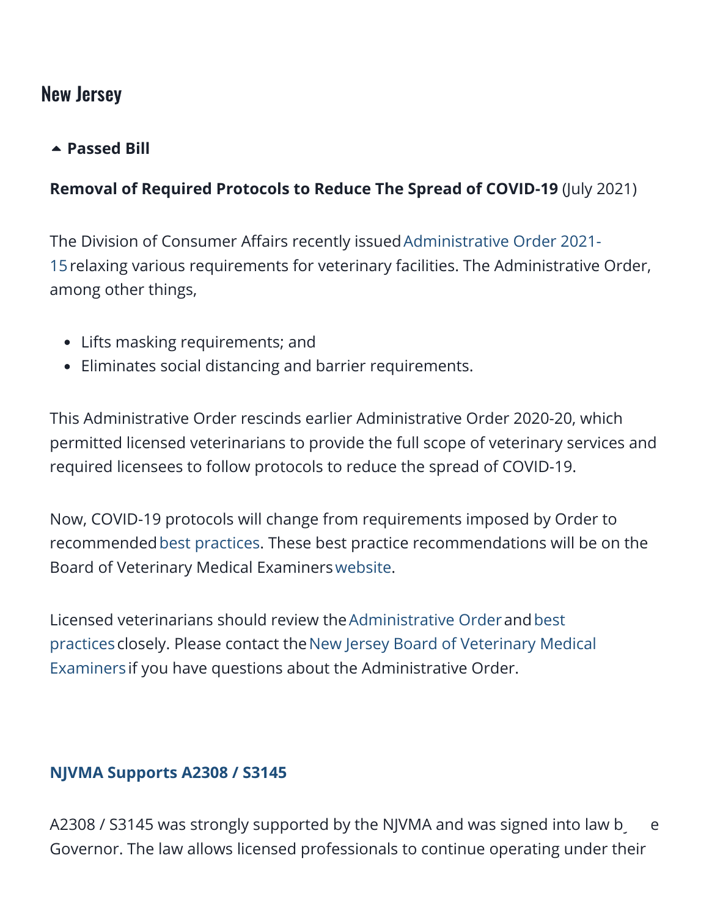## New Jersey

### ▲ Passed Bill

**Removal of Required Protocols to Reduce The Spread of COVID-19** (July 2021)

The Division of Consumer Affairs recently issued Administrative Order 2021-15 relaxing various requirements for veterinary facilities. The Administrative Order, among other things,

- Lifts masking requirements; and
- Eliminates social distancing and barrier requirements.

This Administrative Order rescinds earlier Administrative Order 2020-20, which permitted licensed veterinarians to provide the full scope of veterinary services and required licensees to follow protocols to reduce the spread of COVID-19.

Now, COVID-19 protocols will change from requirements imposed by Order to recommended best practices. These best practice recommendations will be on the Board of Veterinary Medical Examiners website.

Licensed veterinarians should review the Administrative Order and best practices closely. Please contact the New Jersey Board of Veterinary Medical Examiners if you have questions about the Administrative Order.

**NJVMA Supports A2308 / S3145**

A2308 / S3145 was strongly supported by the NJVMA and was signed into law by the Governor. The law allows licensed professionals to continue operating under their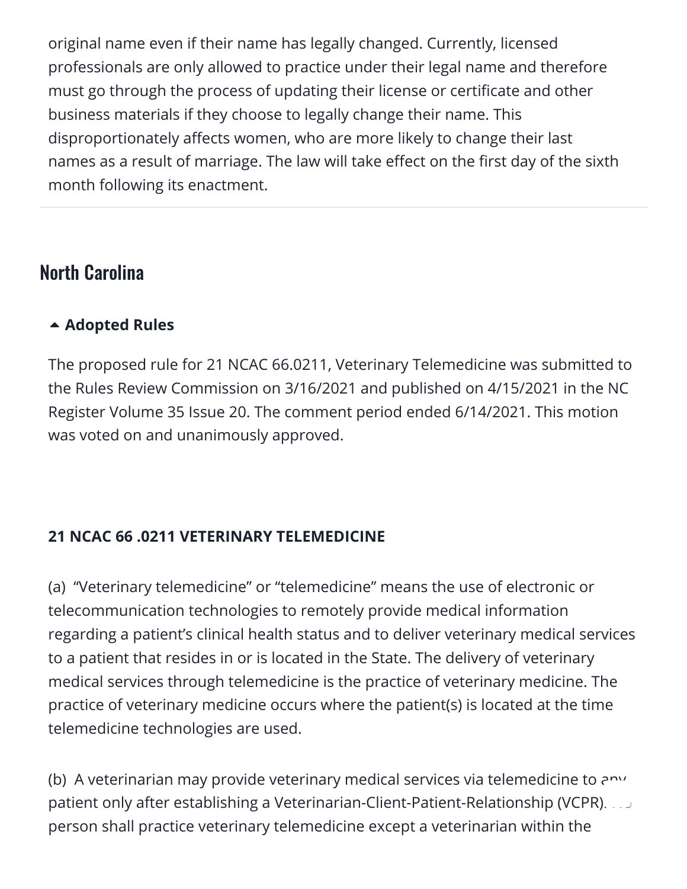original name even if their name has legally changed. Currently, licensed professionals are only allowed to practice under their legal name and therefore must go through the process of updating their license or certificate and other business materials if they choose to legally change their name. This disproportionately affects women, who are more likely to change their last names as a result of marriage. The law will take effect on the first day of the sixth month following its enactment.

## North Carolina

### Adopted Rules

The proposed rule for 21 NCAC 66.0211, Veterinary Telemedicine was submitted to the Rules Review Commission on 3/16/2021 and published on 4/15/2021 in the NC Register Volume 35 Issue 20. The comment period ended 6/14/2021. This motion was voted on and unanimously approved.

**21 NCAC 66 .0211 VETERINARY TELEMEDICINE**

(a) "Veterinary telemedicine" or "telemedicine" means the use of electronic or telecommunication technologies to remotely provide medical information regarding a patient's clinical health status and to deliver veterinary medical services to a patient that resides in or is located in the State. The delivery of veterinary medical services through telemedicine is the practice of veterinary medicine. The practice of veterinary medicine occurs where the patient(s) is located at the time telemedicine technologies are used.

(b) A veterinarian may provide veterinary medical services via telemedicine to any patient only after establishing a Veterinarian-Client-Patient-Relationship (VCPR). No person shall practice veterinary telemedicine except a veterinarian within the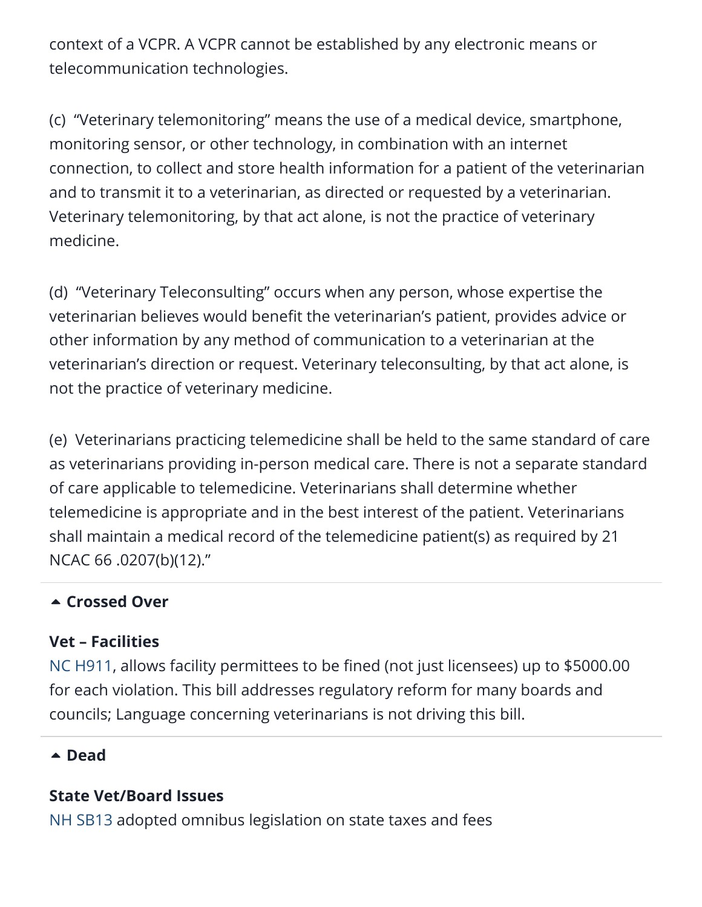context of a VCPR. A VCPR cannot be established by any electronic means or telecommunication technologies.

(c) "Veterinary telemonitoring" means the use of a medical device, smartphone, monitoring sensor, or other technology, in combination with an internet connection, to collect and store health information for a patient of the veterinarian and to transmit it to a veterinarian, as directed or requested by a veterinarian. Veterinary telemonitoring, by that act alone, is not the practice of veterinary medicine.

(d) "Veterinary Teleconsulting" occurs when any person, whose expertise the veterinarian believes would benefit the veterinarian's patient, provides advice or other information by any method of communication to a veterinarian at the veterinarian's direction or request. Veterinary teleconsulting, by that act alone, is not the practice of veterinary medicine.

(e) Veterinarians practicing telemedicine shall be held to the same standard of care as veterinarians providing in-person medical care. There is not a separate standard of care applicable to telemedicine. Veterinarians shall determine whether telemedicine is appropriate and in the best interest of the patient. Veterinarians shall maintain a medical record of the telemedicine patient(s) as required by 21 NCAC 66 .0207(b)(12)."

### Crossed Over

**Vet – Facilities**
NC H911, allows facility permittees to be fined (not just licensees) up to $5000.00 for each violation. This bill addresses regulatory reform for many boards and councils; Language concerning veterinarians is not driving this bill.

### Dead

**State Vet/Board Issues**
NH SB13 adopted omnibus legislation on state taxes and fees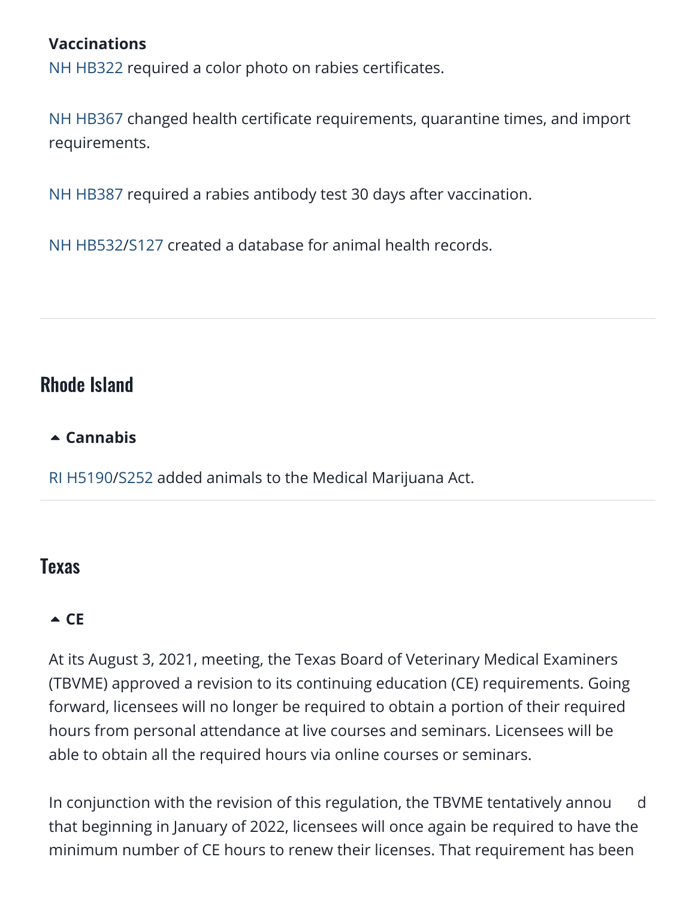**Vaccinations**

NH HB322 required a color photo on rabies certificates.

NH HB367 changed health certificate requirements, quarantine times, and import requirements.

NH HB387 required a rabies antibody test 30 days after vaccination.

NH HB532/S127 created a database for animal health records.

## Rhode Island

**Cannabis**

RI H5190/S252 added animals to the Medical Marijuana Act.

## Texas

**CE**

At its August 3, 2021, meeting, the Texas Board of Veterinary Medical Examiners (TBVME) approved a revision to its continuing education (CE) requirements. Going forward, licensees will no longer be required to obtain a portion of their required hours from personal attendance at live courses and seminars. Licensees will be able to obtain all the required hours via online courses or seminars.

In conjunction with the revision of this regulation, the TBVME tentatively annou d that beginning in January of 2022, licensees will once again be required to have the minimum number of CE hours to renew their licenses. That requirement has been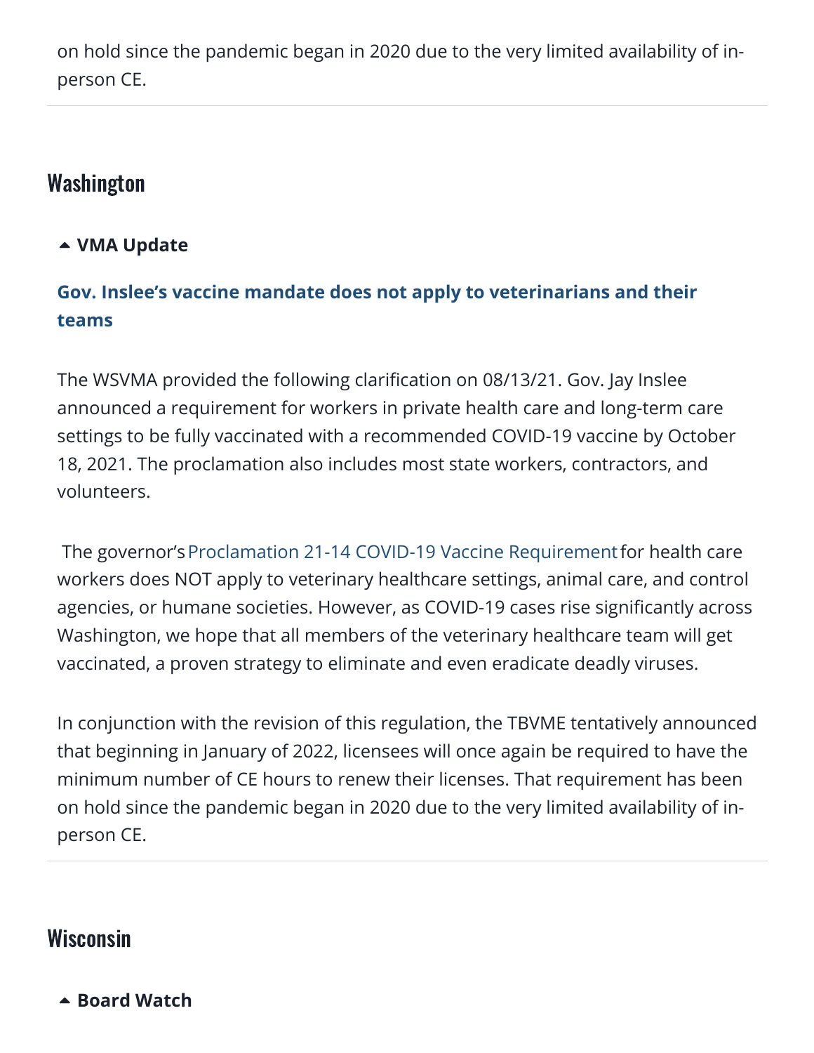on hold since the pandemic began in 2020 due to the very limited availability of in-person CE.

## Washington

**VMA Update**

**Gov. Inslee's vaccine mandate does not apply to veterinarians and their teams**

The WSVMA provided the following clarification on 08/13/21. Gov. Jay Inslee announced a requirement for workers in private health care and long-term care settings to be fully vaccinated with a recommended COVID-19 vaccine by October 18, 2021. The proclamation also includes most state workers, contractors, and volunteers.

The governor's Proclamation 21-14 COVID-19 Vaccine Requirement for health care workers does NOT apply to veterinary healthcare settings, animal care, and control agencies, or humane societies. However, as COVID-19 cases rise significantly across Washington, we hope that all members of the veterinary healthcare team will get vaccinated, a proven strategy to eliminate and even eradicate deadly viruses.

In conjunction with the revision of this regulation, the TBVME tentatively announced that beginning in January of 2022, licensees will once again be required to have the minimum number of CE hours to renew their licenses. That requirement has been on hold since the pandemic began in 2020 due to the very limited availability of in-person CE.

## Wisconsin

**Board Watch**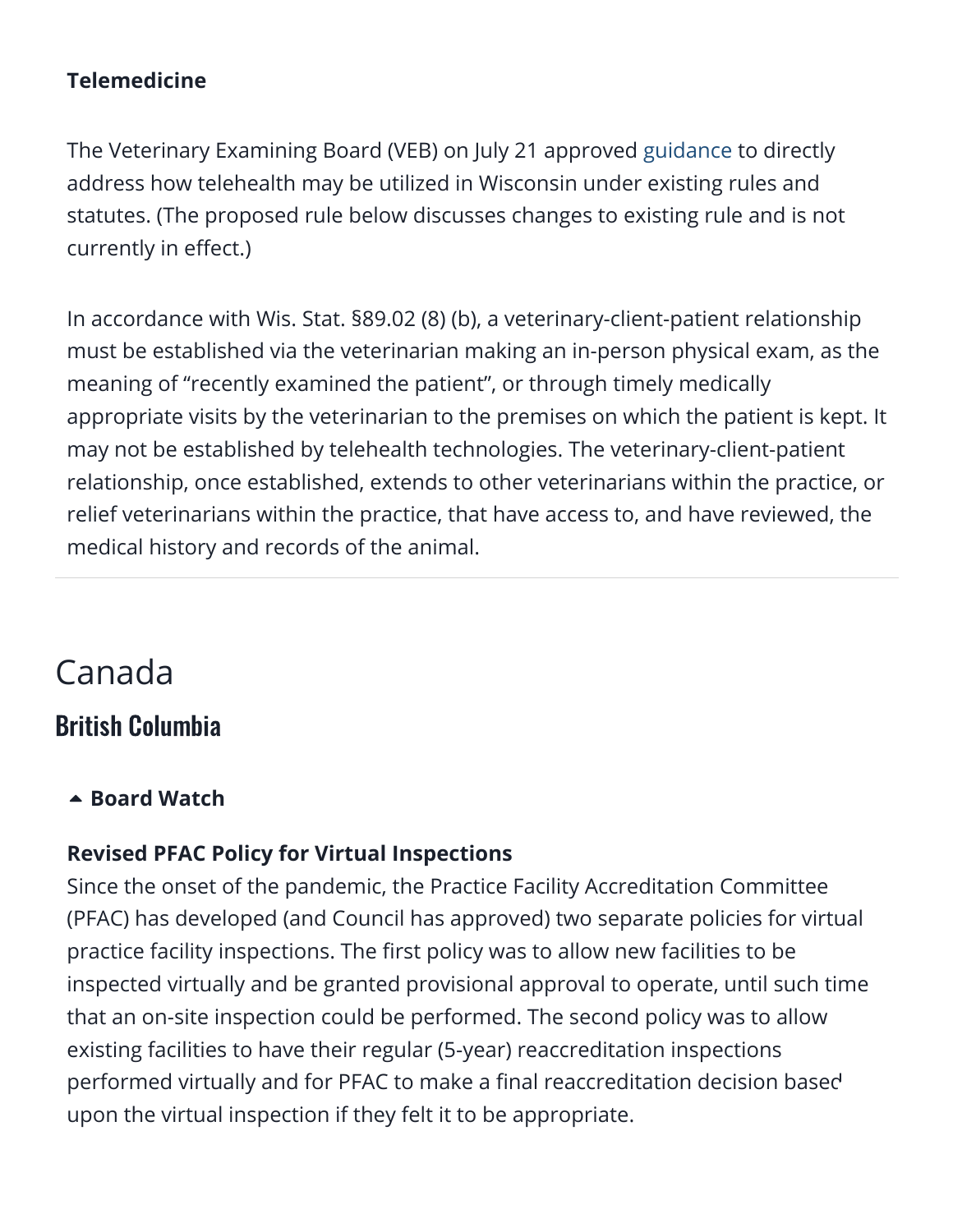**Telemedicine**

The Veterinary Examining Board (VEB) on July 21 approved guidance to directly address how telehealth may be utilized in Wisconsin under existing rules and statutes. (The proposed rule below discusses changes to existing rule and is not currently in effect.)

In accordance with Wis. Stat. §89.02 (8) (b), a veterinary-client-patient relationship must be established via the veterinarian making an in-person physical exam, as the meaning of "recently examined the patient", or through timely medically appropriate visits by the veterinarian to the premises on which the patient is kept. It may not be established by telehealth technologies. The veterinary-client-patient relationship, once established, extends to other veterinarians within the practice, or relief veterinarians within the practice, that have access to, and have reviewed, the medical history and records of the animal.

# Canada

## British Columbia

### Board Watch

**Revised PFAC Policy for Virtual Inspections**

Since the onset of the pandemic, the Practice Facility Accreditation Committee (PFAC) has developed (and Council has approved) two separate policies for virtual practice facility inspections. The first policy was to allow new facilities to be inspected virtually and be granted provisional approval to operate, until such time that an on-site inspection could be performed. The second policy was to allow existing facilities to have their regular (5-year) reaccreditation inspections performed virtually and for PFAC to make a final reaccreditation decision based upon the virtual inspection if they felt it to be appropriate.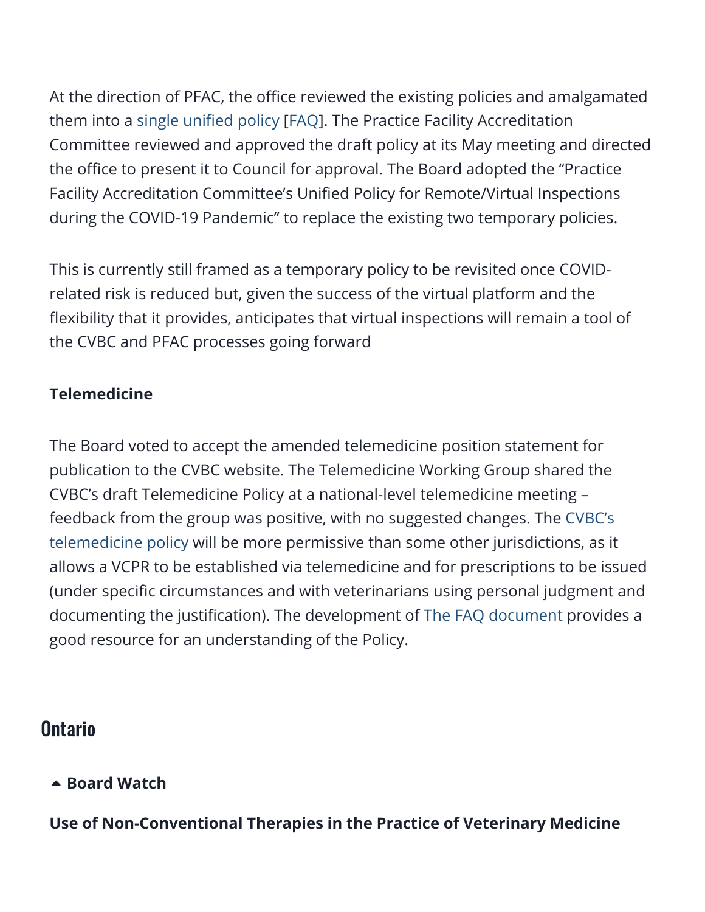At the direction of PFAC, the office reviewed the existing policies and amalgamated them into a single unified policy [FAQ]. The Practice Facility Accreditation Committee reviewed and approved the draft policy at its May meeting and directed the office to present it to Council for approval. The Board adopted the "Practice Facility Accreditation Committee's Unified Policy for Remote/Virtual Inspections during the COVID-19 Pandemic" to replace the existing two temporary policies.

This is currently still framed as a temporary policy to be revisited once COVID-related risk is reduced but, given the success of the virtual platform and the flexibility that it provides, anticipates that virtual inspections will remain a tool of the CVBC and PFAC processes going forward

**Telemedicine**

The Board voted to accept the amended telemedicine position statement for publication to the CVBC website. The Telemedicine Working Group shared the CVBC's draft Telemedicine Policy at a national-level telemedicine meeting – feedback from the group was positive, with no suggested changes. The CVBC's telemedicine policy will be more permissive than some other jurisdictions, as it allows a VCPR to be established via telemedicine and for prescriptions to be issued (under specific circumstances and with veterinarians using personal judgment and documenting the justification). The development of The FAQ document provides a good resource for an understanding of the Policy.

---

## Ontario

### Board Watch

**Use of Non-Conventional Therapies in the Practice of Veterinary Medicine**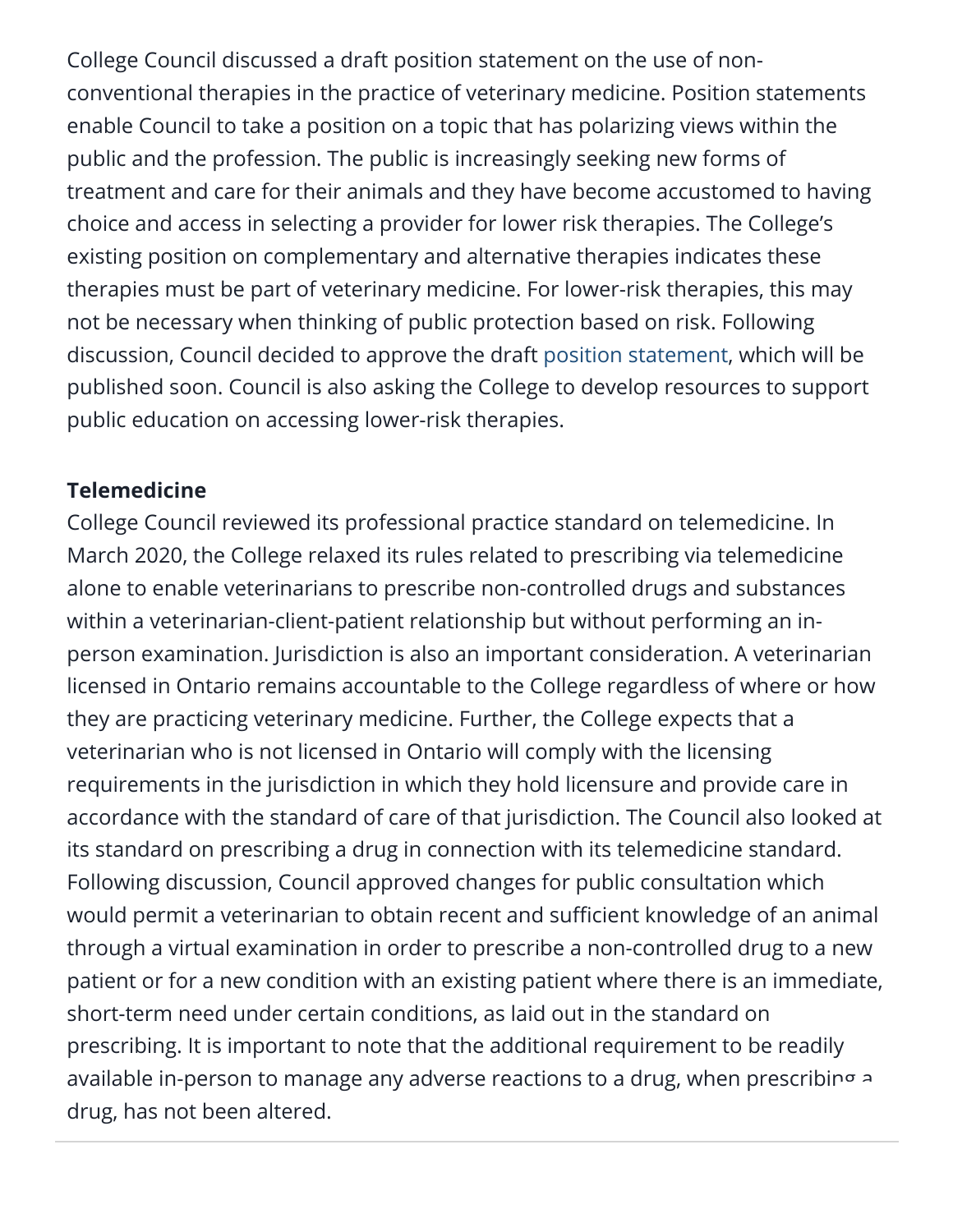College Council discussed a draft position statement on the use of non-conventional therapies in the practice of veterinary medicine. Position statements enable Council to take a position on a topic that has polarizing views within the public and the profession. The public is increasingly seeking new forms of treatment and care for their animals and they have become accustomed to having choice and access in selecting a provider for lower risk therapies. The College's existing position on complementary and alternative therapies indicates these therapies must be part of veterinary medicine. For lower-risk therapies, this may not be necessary when thinking of public protection based on risk. Following discussion, Council decided to approve the draft position statement, which will be published soon. Council is also asking the College to develop resources to support public education on accessing lower-risk therapies.

**Telemedicine**

College Council reviewed its professional practice standard on telemedicine. In March 2020, the College relaxed its rules related to prescribing via telemedicine alone to enable veterinarians to prescribe non-controlled drugs and substances within a veterinarian-client-patient relationship but without performing an in-person examination. Jurisdiction is also an important consideration. A veterinarian licensed in Ontario remains accountable to the College regardless of where or how they are practicing veterinary medicine. Further, the College expects that a veterinarian who is not licensed in Ontario will comply with the licensing requirements in the jurisdiction in which they hold licensure and provide care in accordance with the standard of care of that jurisdiction. The Council also looked at its standard on prescribing a drug in connection with its telemedicine standard. Following discussion, Council approved changes for public consultation which would permit a veterinarian to obtain recent and sufficient knowledge of an animal through a virtual examination in order to prescribe a non-controlled drug to a new patient or for a new condition with an existing patient where there is an immediate, short-term need under certain conditions, as laid out in the standard on prescribing. It is important to note that the additional requirement to be readily available in-person to manage any adverse reactions to a drug, when prescribing a drug, has not been altered.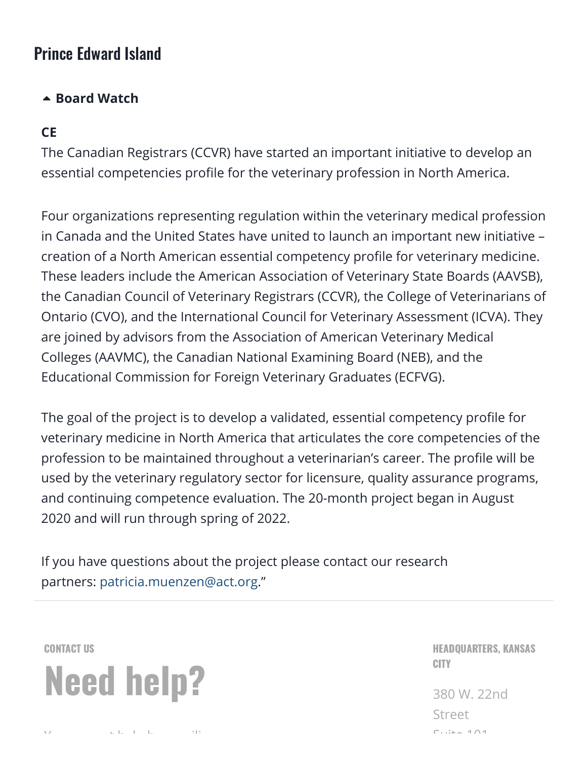## Prince Edward Island

### ▲ Board Watch

**CE**

The Canadian Registrars (CCVR) have started an important initiative to develop an essential competencies profile for the veterinary profession in North America.

Four organizations representing regulation within the veterinary medical profession in Canada and the United States have united to launch an important new initiative – creation of a North American essential competency profile for veterinary medicine. These leaders include the American Association of Veterinary State Boards (AAVSB), the Canadian Council of Veterinary Registrars (CCVR), the College of Veterinarians of Ontario (CVO), and the International Council for Veterinary Assessment (ICVA). They are joined by advisors from the Association of American Veterinary Medical Colleges (AAVMC), the Canadian National Examining Board (NEB), and the Educational Commission for Foreign Veterinary Graduates (ECFVG).

The goal of the project is to develop a validated, essential competency profile for veterinary medicine in North America that articulates the core competencies of the profession to be maintained throughout a veterinarian's career. The profile will be used by the veterinary regulatory sector for licensure, quality assurance programs, and continuing competence evaluation. The 20-month project began in August 2020 and will run through spring of 2022.

If you have questions about the project please contact our research partners: patricia.muenzen@act.org."

---

CONTACT US

# Need help?

HEADQUARTERS, KANSAS CITY

380 W. 22nd Street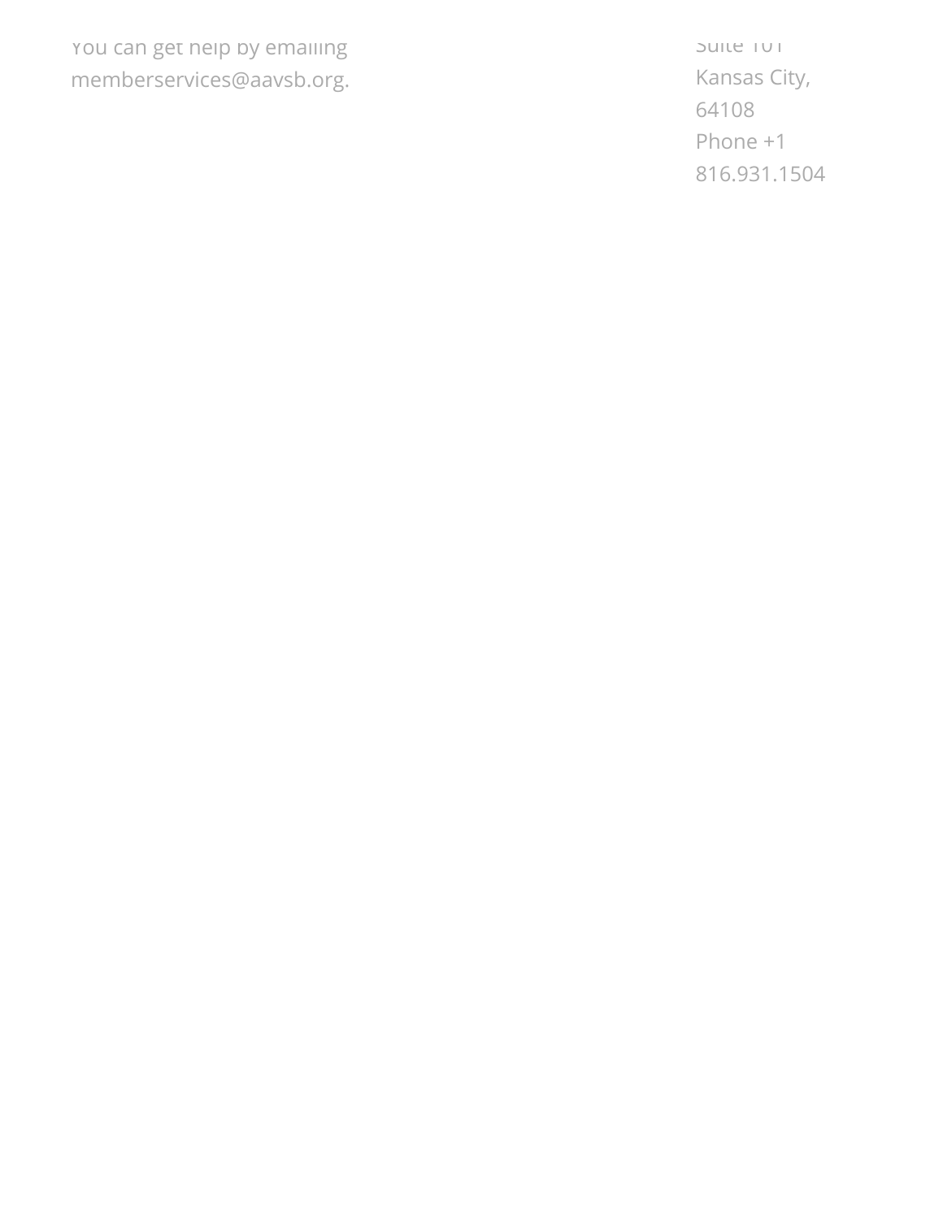You can get help by emailing memberservices@aavsb.org.

Suite 101
Kansas City,
64108
Phone +1
816.931.1504